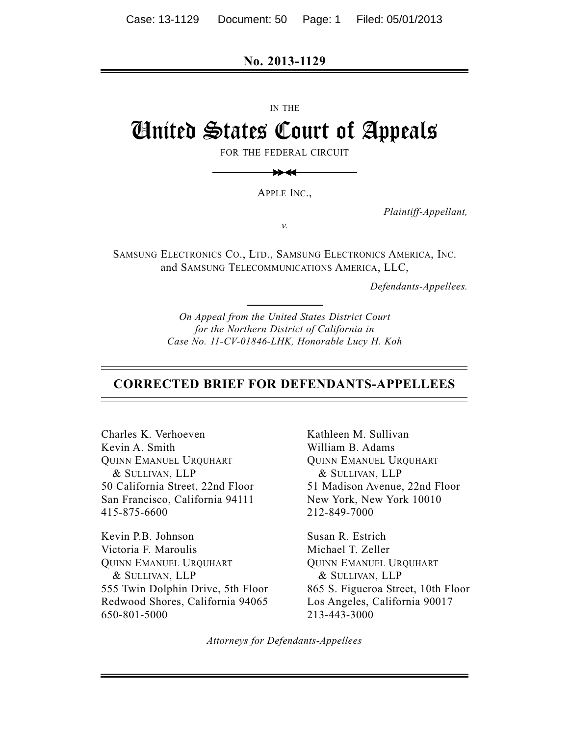No. 2013-1129

IN THE

# United States Court of Appeals

FOR THE FEDERAL CIRCUIT

APPLE INC.,

*Plaintiff-Appellant,*

*v.*

SAMSUNG ELECTRONICS CO., LTD., SAMSUNG ELECTRONICS AMERICA, INC. and SAMSUNG TELECOMMUNICATIONS AMERICA, LLC,

*Defendants-Appellees.*

*On Appeal from the United States District Court for the Northern District of California in Case No. 11-CV-01846-LHK, Honorable Lucy H. Koh*

## CORRECTED BRIEF FOR DEFENDANTS-APPELLEES

Charles K. Verhoeven
Kevin A. Smith
QUINN EMANUEL URQUHART & SULLIVAN, LLP
50 California Street, 22nd Floor
San Francisco, California 94111
415-875-6600

Kevin P.B. Johnson
Victoria F. Maroulis
QUINN EMANUEL URQUHART & SULLIVAN, LLP
555 Twin Dolphin Drive, 5th Floor
Redwood Shores, California 94065
650-801-5000

Kathleen M. Sullivan
William B. Adams
QUINN EMANUEL URQUHART & SULLIVAN, LLP
51 Madison Avenue, 22nd Floor
New York, New York 10010
212-849-7000

Susan R. Estrich
Michael T. Zeller
QUINN EMANUEL URQUHART & SULLIVAN, LLP
865 S. Figueroa Street, 10th Floor
Los Angeles, California 90017
213-443-3000

*Attorneys for Defendants-Appellees*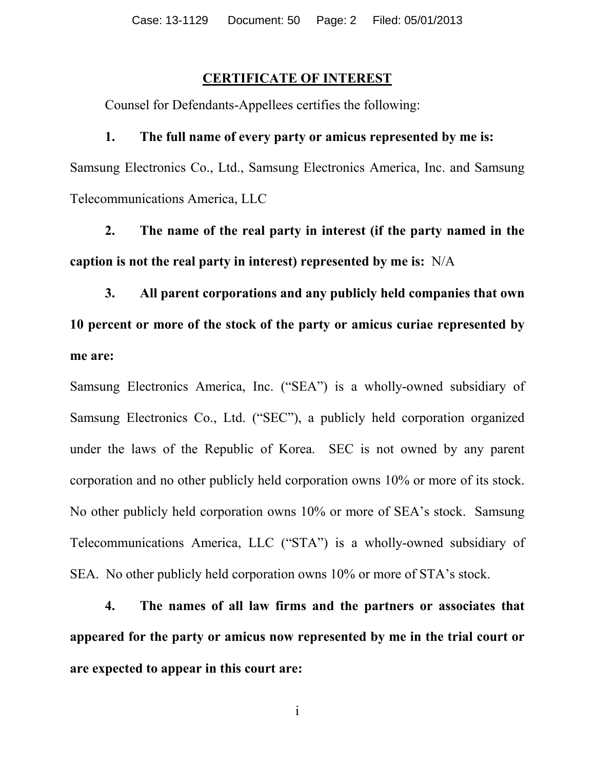## CERTIFICATE OF INTEREST

Counsel for Defendants-Appellees certifies the following:

**1. The full name of every party or amicus represented by me is:** Samsung Electronics Co., Ltd., Samsung Electronics America, Inc. and Samsung Telecommunications America, LLC

**2. The name of the real party in interest (if the party named in the caption is not the real party in interest) represented by me is:** N/A

**3. All parent corporations and any publicly held companies that own 10 percent or more of the stock of the party or amicus curiae represented by me are:**

Samsung Electronics America, Inc. ("SEA") is a wholly-owned subsidiary of Samsung Electronics Co., Ltd. ("SEC"), a publicly held corporation organized under the laws of the Republic of Korea. SEC is not owned by any parent corporation and no other publicly held corporation owns 10% or more of its stock. No other publicly held corporation owns 10% or more of SEA's stock. Samsung Telecommunications America, LLC ("STA") is a wholly-owned subsidiary of SEA. No other publicly held corporation owns 10% or more of STA's stock.

**4. The names of all law firms and the partners or associates that appeared for the party or amicus now represented by me in the trial court or are expected to appear in this court are:**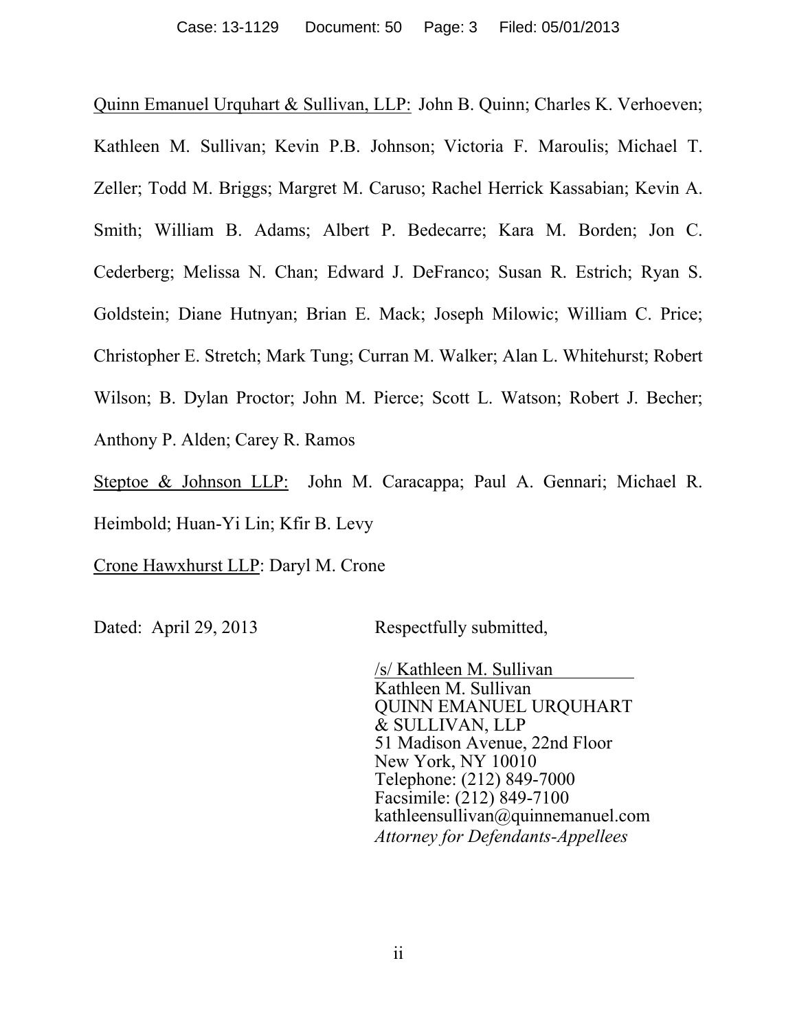<u>Quinn Emanuel Urquhart & Sullivan, LLP:</u> John B. Quinn; Charles K. Verhoeven; Kathleen M. Sullivan; Kevin P.B. Johnson; Victoria F. Maroulis; Michael T. Zeller; Todd M. Briggs; Margret M. Caruso; Rachel Herrick Kassabian; Kevin A. Smith; William B. Adams; Albert P. Bedecarre; Kara M. Borden; Jon C. Cederberg; Melissa N. Chan; Edward J. DeFranco; Susan R. Estrich; Ryan S. Goldstein; Diane Hutnyan; Brian E. Mack; Joseph Milowic; William C. Price; Christopher E. Stretch; Mark Tung; Curran M. Walker; Alan L. Whitehurst; Robert Wilson; B. Dylan Proctor; John M. Pierce; Scott L. Watson; Robert J. Becher; Anthony P. Alden; Carey R. Ramos

<u>Steptoe & Johnson LLP:</u> John M. Caracappa; Paul A. Gennari; Michael R. Heimbold; Huan-Yi Lin; Kfir B. Levy

<u>Crone Hawxhurst LLP</u>: Daryl M. Crone

Dated: April 29, 2013

Respectfully submitted,

/s/ Kathleen M. Sullivan
Kathleen M. Sullivan
QUINN EMANUEL URQUHART & SULLIVAN, LLP
51 Madison Avenue, 22nd Floor
New York, NY 10010
Telephone: (212) 849-7000
Facsimile: (212) 849-7100
kathleensullivan@quinnemanuel.com
*Attorney for Defendants-Appellees*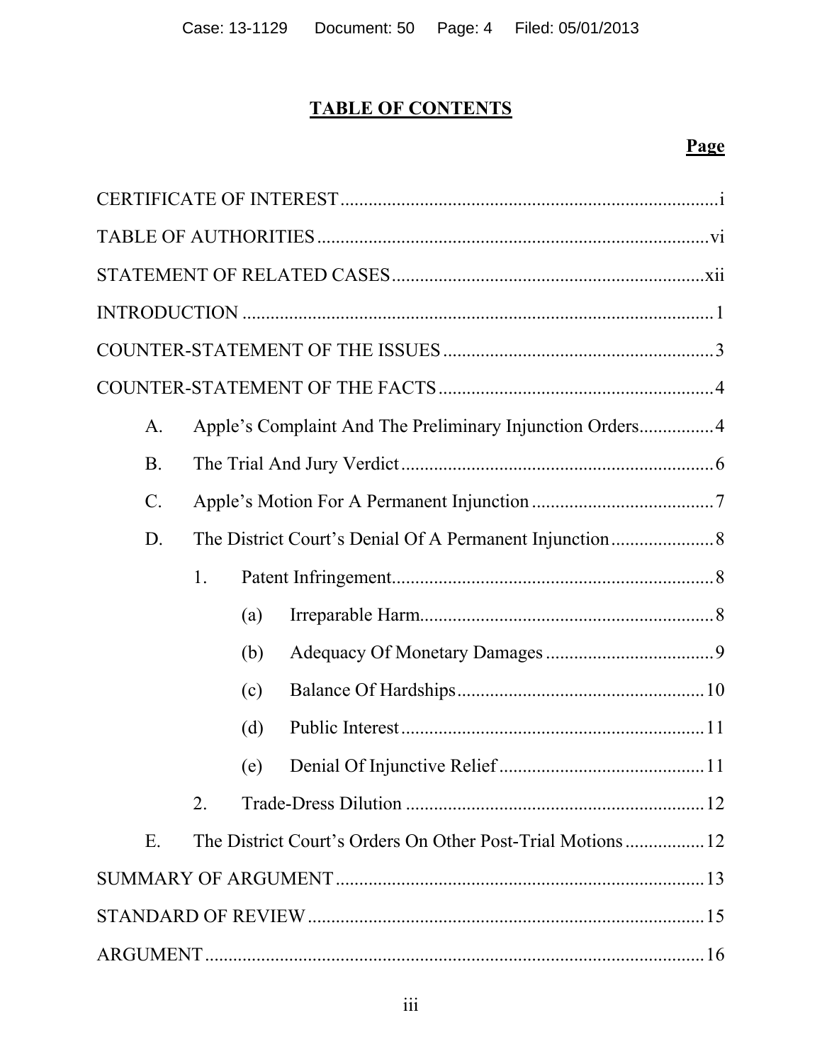# TABLE OF CONTENTS

**Page**

CERTIFICATE OF INTEREST ............................................................................... i

TABLE OF AUTHORITIES .................................................................................. vi

STATEMENT OF RELATED CASES .................................................................. xii

INTRODUCTION ................................................................................................... 1

COUNTER-STATEMENT OF THE ISSUES ......................................................... 3

COUNTER-STATEMENT OF THE FACTS .......................................................... 4

- A. Apple's Complaint And The Preliminary Injunction Orders ............... 4
- B. The Trial And Jury Verdict ................................................................... 6
- C. Apple's Motion For A Permanent Injunction ....................................... 7
- D. The District Court's Denial Of A Permanent Injunction ...................... 8
  - 1. Patent Infringement ..................................................................... 8
    - (a) Irreparable Harm .............................................................. 8
    - (b) Adequacy Of Monetary Damages .................................... 9
    - (c) Balance Of Hardships ..................................................... 10
    - (d) Public Interest ................................................................. 11
    - (e) Denial Of Injunctive Relief ............................................ 11
  - 2. Trade-Dress Dilution ................................................................ 12
- E. The District Court's Orders On Other Post-Trial Motions ................. 12

SUMMARY OF ARGUMENT ............................................................................... 13

STANDARD OF REVIEW .................................................................................... 15

ARGUMENT .......................................................................................................... 16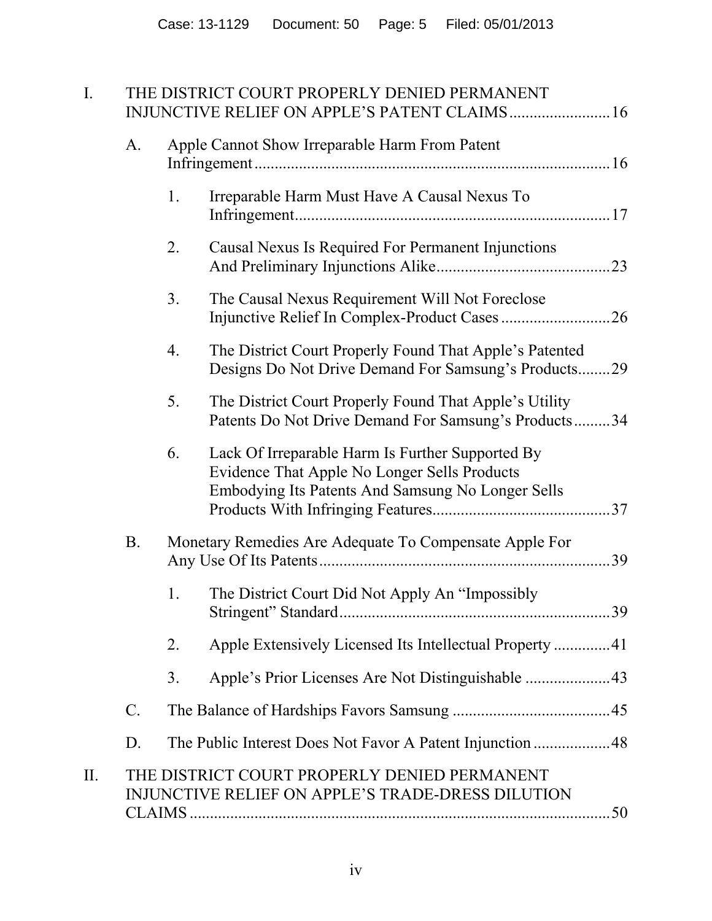I. THE DISTRICT COURT PROPERLY DENIED PERMANENT INJUNCTIVE RELIEF ON APPLE'S PATENT CLAIMS ........................ 16

A. Apple Cannot Show Irreparable Harm From Patent Infringement ........................................................................ 16

1. Irreparable Harm Must Have A Causal Nexus To Infringement .............................................................. 17

2. Causal Nexus Is Required For Permanent Injunctions And Preliminary Injunctions Alike .......................................... 23

3. The Causal Nexus Requirement Will Not Foreclose Injunctive Relief In Complex-Product Cases .......................... 26

4. The District Court Properly Found That Apple's Patented Designs Do Not Drive Demand For Samsung's Products ........ 29

5. The District Court Properly Found That Apple's Utility Patents Do Not Drive Demand For Samsung's Products ......... 34

6. Lack Of Irreparable Harm Is Further Supported By Evidence That Apple No Longer Sells Products Embodying Its Patents And Samsung No Longer Sells Products With Infringing Features ........................................... 37

B. Monetary Remedies Are Adequate To Compensate Apple For Any Use Of Its Patents ....................................................................... 39

1. The District Court Did Not Apply An "Impossibly Stringent" Standard .................................................................. 39

2. Apple Extensively Licensed Its Intellectual Property ............. 41

3. Apple's Prior Licenses Are Not Distinguishable .................... 43

C. The Balance of Hardships Favors Samsung ...................................... 45

D. The Public Interest Does Not Favor A Patent Injunction .................. 48

II. THE DISTRICT COURT PROPERLY DENIED PERMANENT INJUNCTIVE RELIEF ON APPLE'S TRADE-DRESS DILUTION CLAIMS ........................................................................................ 50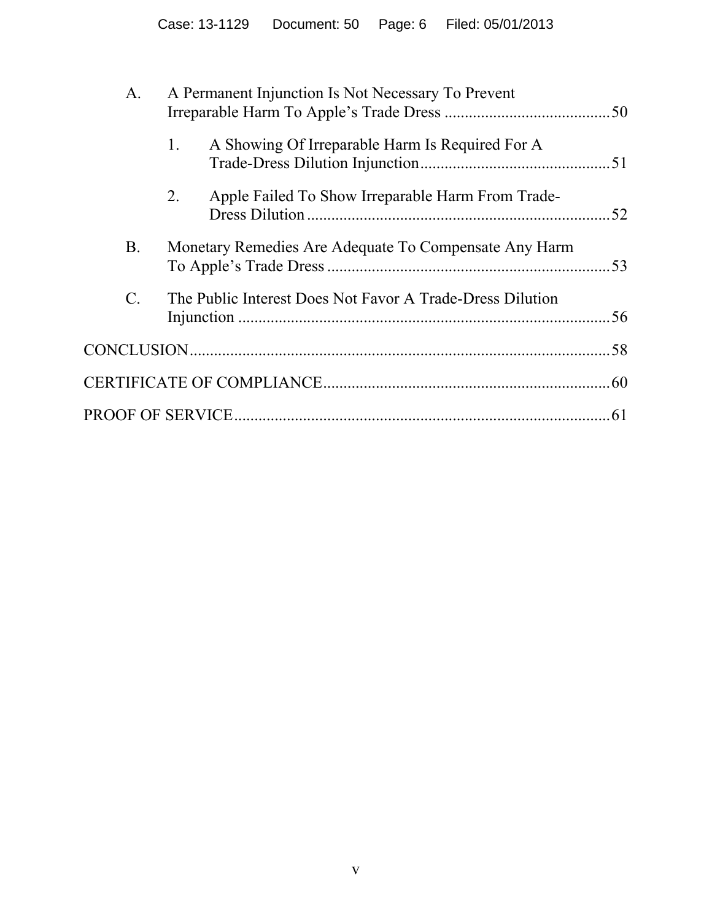A. A Permanent Injunction Is Not Necessary To Prevent Irreparable Harm To Apple's Trade Dress .......................................... 50

1. A Showing Of Irreparable Harm Is Required For A Trade-Dress Dilution Injunction .............................................. 51

2. Apple Failed To Show Irreparable Harm From Trade-Dress Dilution .......................................................................... 52

B. Monetary Remedies Are Adequate To Compensate Any Harm To Apple's Trade Dress ..................................................................... 53

C. The Public Interest Does Not Favor A Trade-Dress Dilution Injunction ........................................................................................... 56

CONCLUSION ....................................................................................................... 58

CERTIFICATE OF COMPLIANCE ....................................................................... 60

PROOF OF SERVICE ............................................................................................ 61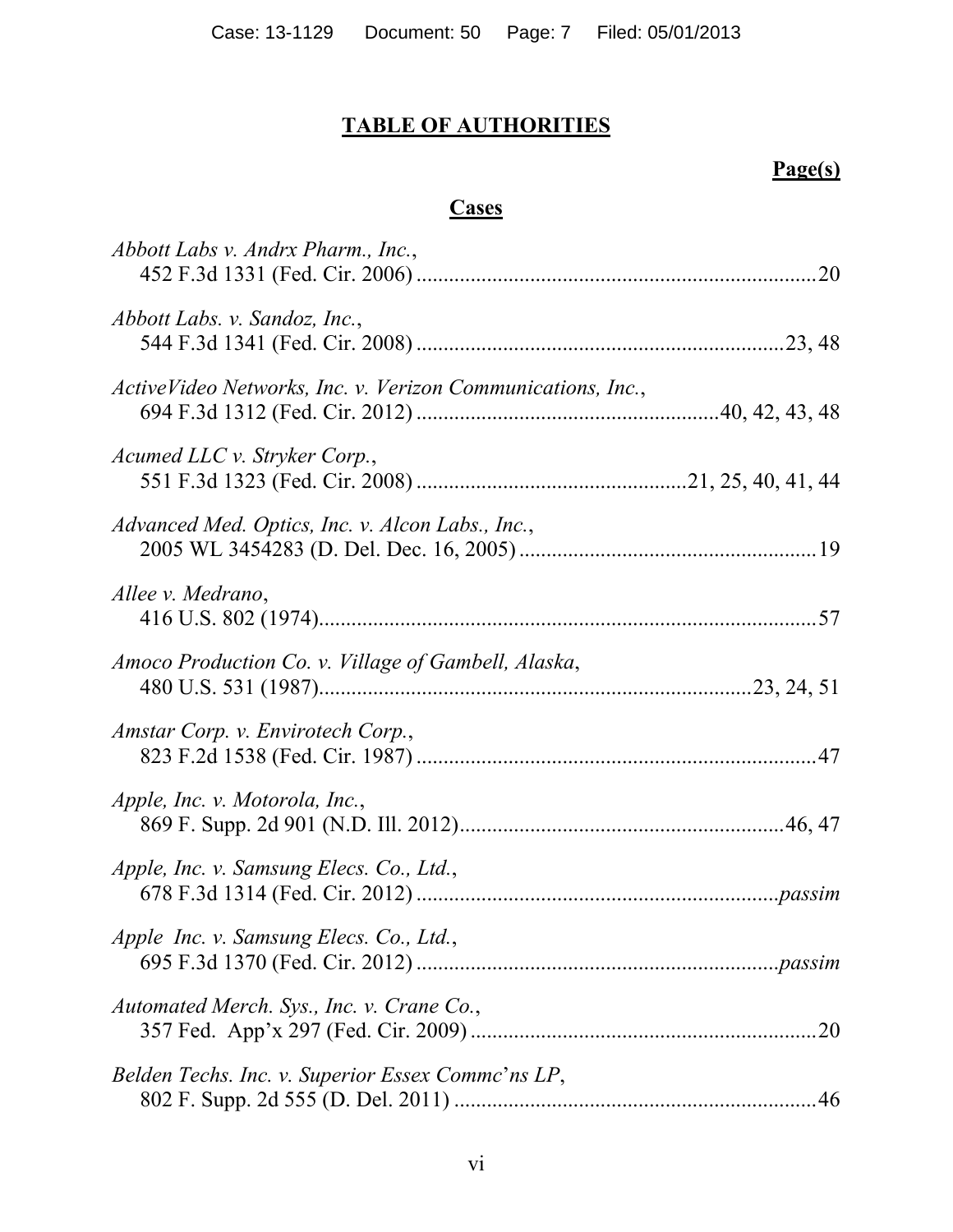## TABLE OF AUTHORITIES

**Page(s)**

### Cases

*Abbott Labs v. Andrx Pharm., Inc.*,
452 F.3d 1331 (Fed. Cir. 2006) .......................................................................20

*Abbott Labs. v. Sandoz, Inc.*,
544 F.3d 1341 (Fed. Cir. 2008) ...................................................................23, 48

*ActiveVideo Networks, Inc. v. Verizon Communications, Inc.*,
694 F.3d 1312 (Fed. Cir. 2012) ......................................................40, 42, 43, 48

*Acumed LLC v. Stryker Corp.*,
551 F.3d 1323 (Fed. Cir. 2008) ..................................................21, 25, 40, 41, 44

*Advanced Med. Optics, Inc. v. Alcon Labs., Inc.*,
2005 WL 3454283 (D. Del. Dec. 16, 2005) ......................................................19

*Allee v. Medrano*,
416 U.S. 802 (1974)...........................................................................................57

*Amoco Production Co. v. Village of Gambell, Alaska*,
480 U.S. 531 (1987)............................................................................23, 24, 51

*Amstar Corp. v. Envirotech Corp.*,
823 F.2d 1538 (Fed. Cir. 1987) ........................................................................47

*Apple, Inc. v. Motorola, Inc.*,
869 F. Supp. 2d 901 (N.D. Ill. 2012)...........................................................46, 47

*Apple, Inc. v. Samsung Elecs. Co., Ltd.*,
678 F.3d 1314 (Fed. Cir. 2012) .................................................................*passim*

*Apple Inc. v. Samsung Elecs. Co., Ltd.*,
695 F.3d 1370 (Fed. Cir. 2012) .................................................................*passim*

*Automated Merch. Sys., Inc. v. Crane Co.*,
357 Fed. App'x 297 (Fed. Cir. 2009) ...............................................................20

*Belden Techs. Inc. v. Superior Essex Commc'ns LP*,
802 F. Supp. 2d 555 (D. Del. 2011) ..................................................................46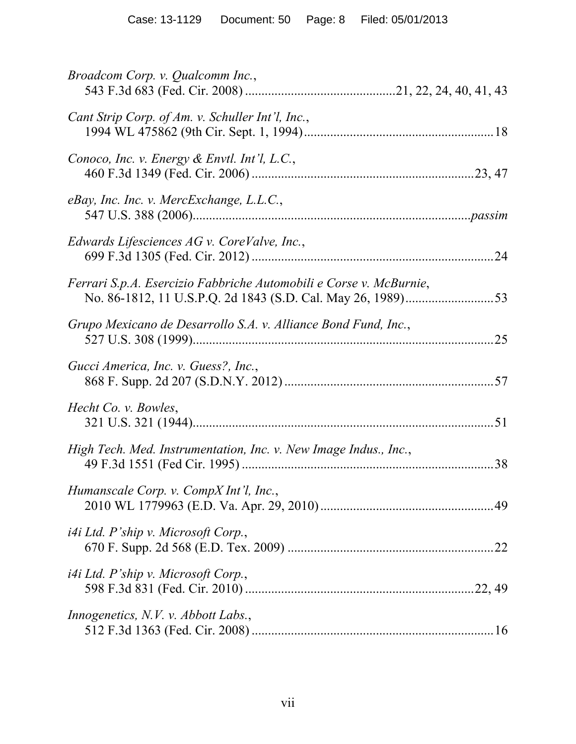*Broadcom Corp. v. Qualcomm Inc.*,
543 F.3d 683 (Fed. Cir. 2008) ............................................21, 22, 24, 40, 41, 43

*Cant Strip Corp. of Am. v. Schuller Int'l, Inc.*,
1994 WL 475862 (9th Cir. Sept. 1, 1994) ........................................................18

*Conoco, Inc. v. Energy & Envtl. Int'l, L.C.*,
460 F.3d 1349 (Fed. Cir. 2006) ..................................................................23, 47

*eBay, Inc. Inc. v. MercExchange, L.L.C.*,
547 U.S. 388 (2006)..................................................................................*passim*

*Edwards Lifesciences AG v. CoreValve, Inc.*,
699 F.3d 1305 (Fed. Cir. 2012) .......................................................................24

*Ferrari S.p.A. Esercizio Fabbriche Automobili e Corse v. McBurnie*,
No. 86-1812, 11 U.S.P.Q. 2d 1843 (S.D. Cal. May 26, 1989)..........................53

*Grupo Mexicano de Desarrollo S.A. v. Alliance Bond Fund, Inc.*,
527 U.S. 308 (1999).........................................................................................25

*Gucci America, Inc. v. Guess?, Inc.*,
868 F. Supp. 2d 207 (S.D.N.Y. 2012) .............................................................57

*Hecht Co. v. Bowles*,
321 U.S. 321 (1944).........................................................................................51

*High Tech. Med. Instrumentation, Inc. v. New Image Indus., Inc.*,
49 F.3d 1551 (Fed Cir. 1995) ..........................................................................38

*Humanscale Corp. v. CompX Int'l, Inc.*,
2010 WL 1779963 (E.D. Va. Apr. 29, 2010) ...................................................49

*i4i Ltd. P'ship v. Microsoft Corp.*,
670 F. Supp. 2d 568 (E.D. Tex. 2009) .............................................................22

*i4i Ltd. P'ship v. Microsoft Corp.*,
598 F.3d 831 (Fed. Cir. 2010) .....................................................................22, 49

*Innogenetics, N.V. v. Abbott Labs.*,
512 F.3d 1363 (Fed. Cir. 2008) .......................................................................16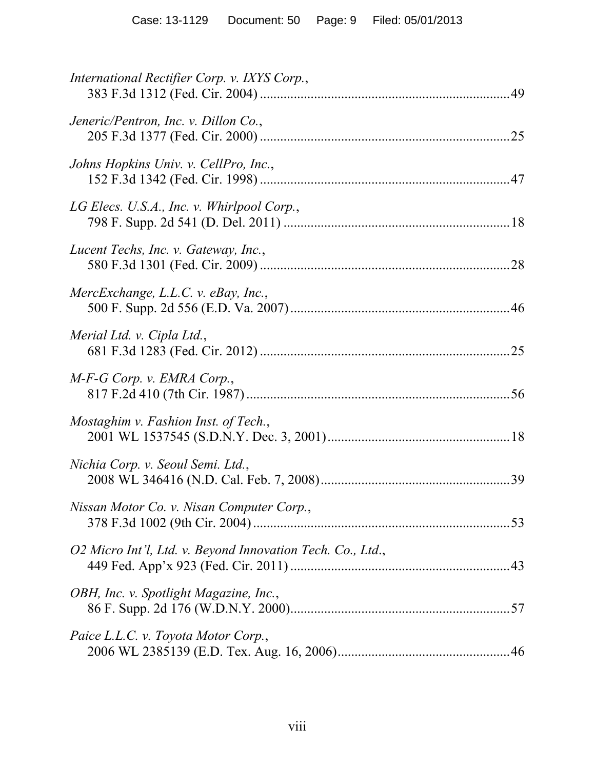*International Rectifier Corp. v. IXYS Corp.*,
383 F.3d 1312 (Fed. Cir. 2004) ........................................................................ 49

*Jeneric/Pentron, Inc. v. Dillon Co.*,
205 F.3d 1377 (Fed. Cir. 2000) ........................................................................ 25

*Johns Hopkins Univ. v. CellPro, Inc.*,
152 F.3d 1342 (Fed. Cir. 1998) ........................................................................ 47

*LG Elecs. U.S.A., Inc. v. Whirlpool Corp.*,
798 F. Supp. 2d 541 (D. Del. 2011) .................................................................. 18

*Lucent Techs, Inc. v. Gateway, Inc.*,
580 F.3d 1301 (Fed. Cir. 2009) ........................................................................ 28

*MercExchange, L.L.C. v. eBay, Inc.*,
500 F. Supp. 2d 556 (E.D. Va. 2007) ................................................................ 46

*Merial Ltd. v. Cipla Ltd.*,
681 F.3d 1283 (Fed. Cir. 2012) ........................................................................ 25

*M-F-G Corp. v. EMRA Corp.*,
817 F.2d 410 (7th Cir. 1987) ............................................................................ 56

*Mostaghim v. Fashion Inst. of Tech.*,
2001 WL 1537545 (S.D.N.Y. Dec. 3, 2001) ..................................................... 18

*Nichia Corp. v. Seoul Semi. Ltd.*,
2008 WL 346416 (N.D. Cal. Feb. 7, 2008) ....................................................... 39

*Nissan Motor Co. v. Nisan Computer Corp.*,
378 F.3d 1002 (9th Cir. 2004) .......................................................................... 53

*O2 Micro Int'l, Ltd. v. Beyond Innovation Tech. Co., Ltd.*,
449 Fed. App'x 923 (Fed. Cir. 2011) ................................................................ 43

*OBH, Inc. v. Spotlight Magazine, Inc.*,
86 F. Supp. 2d 176 (W.D.N.Y. 2000) ................................................................ 57

*Paice L.L.C. v. Toyota Motor Corp.*,
2006 WL 2385139 (E.D. Tex. Aug. 16, 2006) .................................................. 46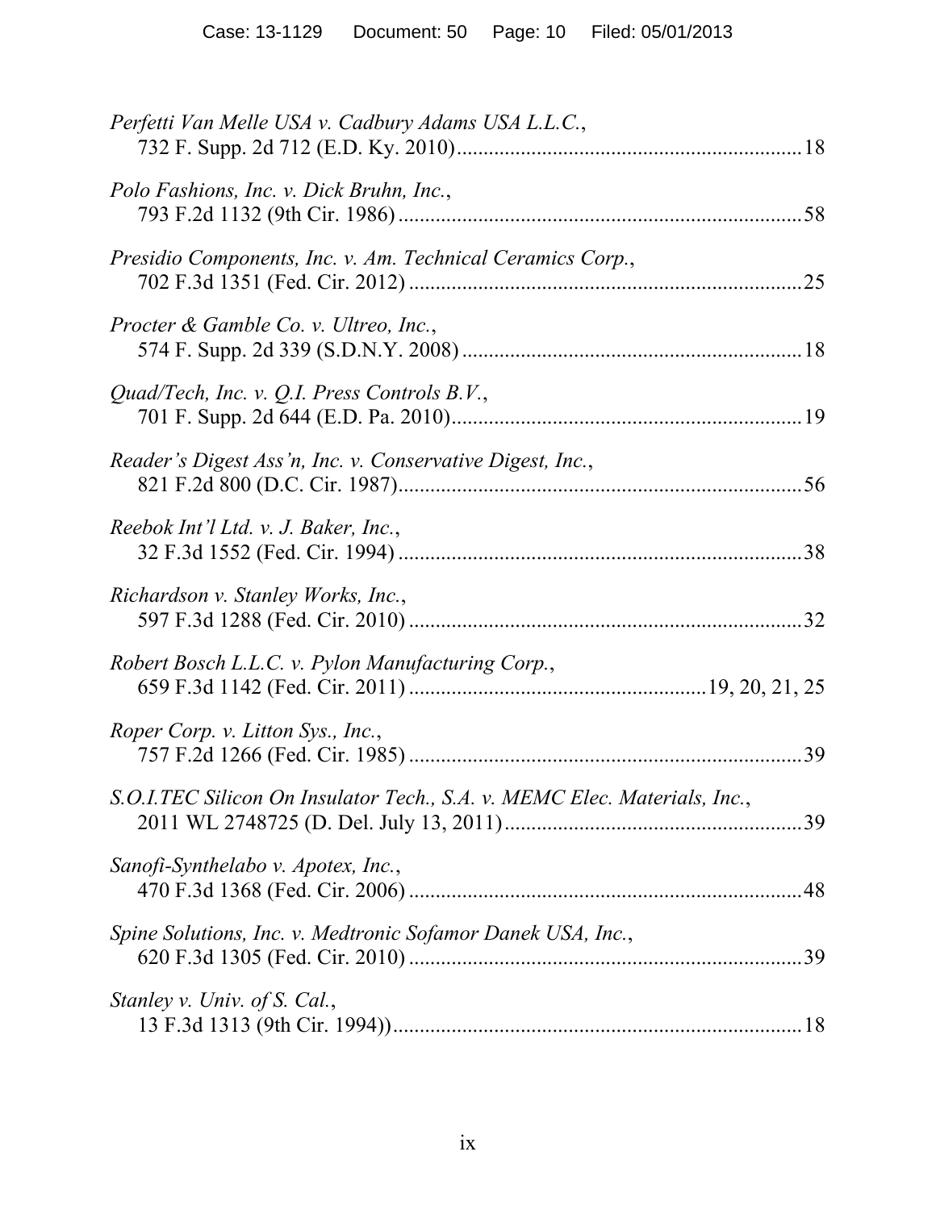*Perfetti Van Melle USA v. Cadbury Adams USA L.L.C.*,
732 F. Supp. 2d 712 (E.D. Ky. 2010)................................................................18

*Polo Fashions, Inc. v. Dick Bruhn, Inc.*,
793 F.2d 1132 (9th Cir. 1986)..........................................................................58

*Presidio Components, Inc. v. Am. Technical Ceramics Corp.*,
702 F.3d 1351 (Fed. Cir. 2012)........................................................................25

*Procter & Gamble Co. v. Ultreo, Inc.*,
574 F. Supp. 2d 339 (S.D.N.Y. 2008)...............................................................18

*Quad/Tech, Inc. v. Q.I. Press Controls B.V.*,
701 F. Supp. 2d 644 (E.D. Pa. 2010)................................................................19

*Reader's Digest Ass'n, Inc. v. Conservative Digest, Inc.*,
821 F.2d 800 (D.C. Cir. 1987)..........................................................................56

*Reebok Int'l Ltd. v. J. Baker, Inc.*,
32 F.3d 1552 (Fed. Cir. 1994)..........................................................................38

*Richardson v. Stanley Works, Inc.*,
597 F.3d 1288 (Fed. Cir. 2010)........................................................................32

*Robert Bosch L.L.C. v. Pylon Manufacturing Corp.*,
659 F.3d 1142 (Fed. Cir. 2011)......................................................19, 20, 21, 25

*Roper Corp. v. Litton Sys., Inc.*,
757 F.2d 1266 (Fed. Cir. 1985)........................................................................39

*S.O.I.TEC Silicon On Insulator Tech., S.A. v. MEMC Elec. Materials, Inc.*,
2011 WL 2748725 (D. Del. July 13, 2011)......................................................39

*Sanofi-Synthelabo v. Apotex, Inc.*,
470 F.3d 1368 (Fed. Cir. 2006)........................................................................48

*Spine Solutions, Inc. v. Medtronic Sofamor Danek USA, Inc.*,
620 F.3d 1305 (Fed. Cir. 2010)........................................................................39

*Stanley v. Univ. of S. Cal.*,
13 F.3d 1313 (9th Cir. 1994))...........................................................................18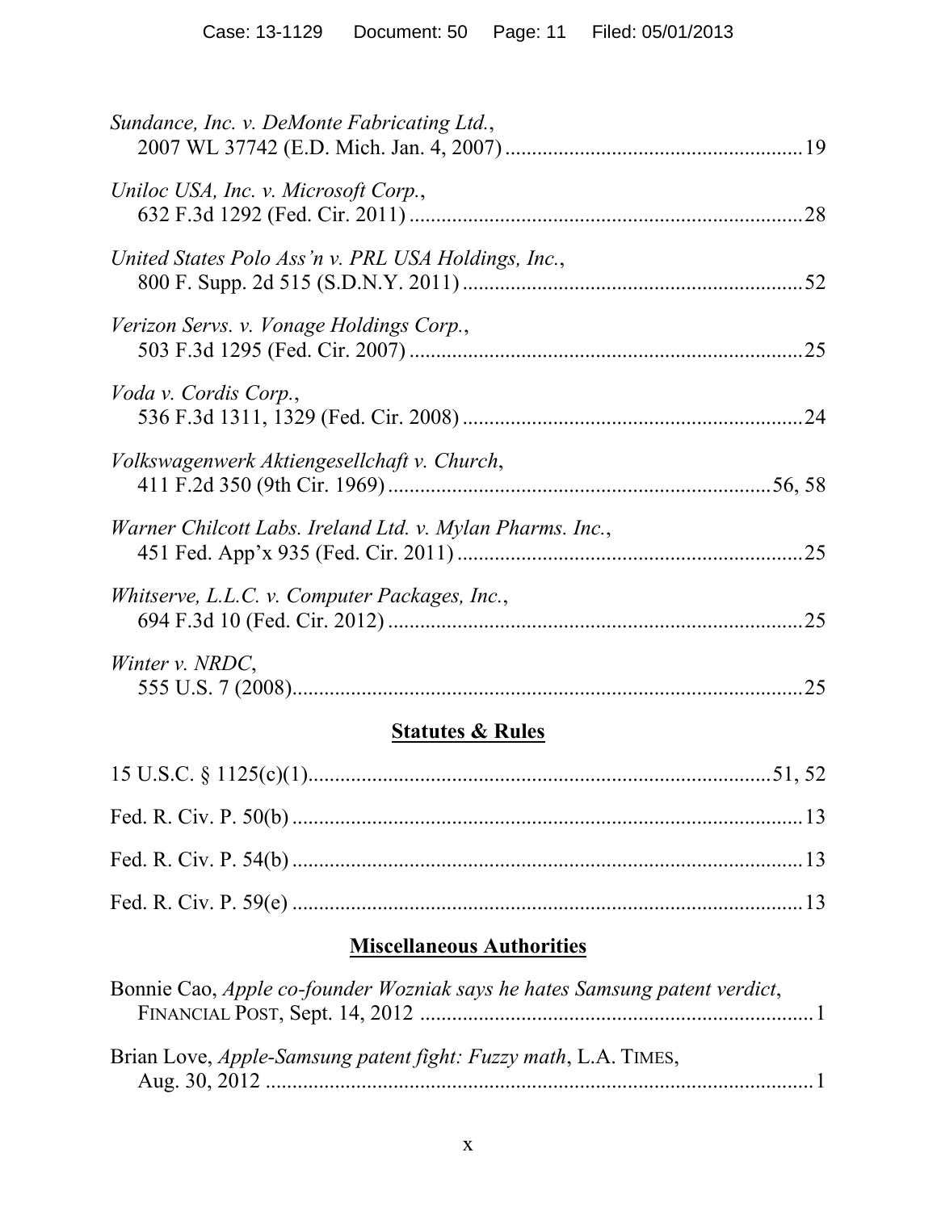*Sundance, Inc. v. DeMonte Fabricating Ltd.*,
2007 WL 37742 (E.D. Mich. Jan. 4, 2007) ....................................................... 19

*Uniloc USA, Inc. v. Microsoft Corp.*,
632 F.3d 1292 (Fed. Cir. 2011) ......................................................................... 28

*United States Polo Ass'n v. PRL USA Holdings, Inc.*,
800 F. Supp. 2d 515 (S.D.N.Y. 2011) ............................................................... 52

*Verizon Servs. v. Vonage Holdings Corp.*,
503 F.3d 1295 (Fed. Cir. 2007) ......................................................................... 25

*Voda v. Cordis Corp.*,
536 F.3d 1311, 1329 (Fed. Cir. 2008) ............................................................... 24

*Volkswagenwerk Aktiengesellchaft v. Church*,
411 F.2d 350 (9th Cir. 1969) ......................................................................... 56, 58

*Warner Chilcott Labs. Ireland Ltd. v. Mylan Pharms. Inc.*,
451 Fed. App'x 935 (Fed. Cir. 2011) ................................................................ 25

*Whitserve, L.L.C. v. Computer Packages, Inc.*,
694 F.3d 10 (Fed. Cir. 2012) ............................................................................ 25

*Winter v. NRDC*,
555 U.S. 7 (2008) .............................................................................................. 25

## Statutes & Rules

15 U.S.C. § 1125(c)(1) ..................................................................................... 51, 52

Fed. R. Civ. P. 50(b) ............................................................................................. 13

Fed. R. Civ. P. 54(b) ............................................................................................. 13

Fed. R. Civ. P. 59(e) ............................................................................................. 13

## Miscellaneous Authorities

Bonnie Cao, *Apple co-founder Wozniak says he hates Samsung patent verdict*,
FINANCIAL POST, Sept. 14, 2012 ......................................................................... 1

Brian Love, *Apple-Samsung patent fight: Fuzzy math*, L.A. TIMES,
Aug. 30, 2012 ...................................................................................................... 1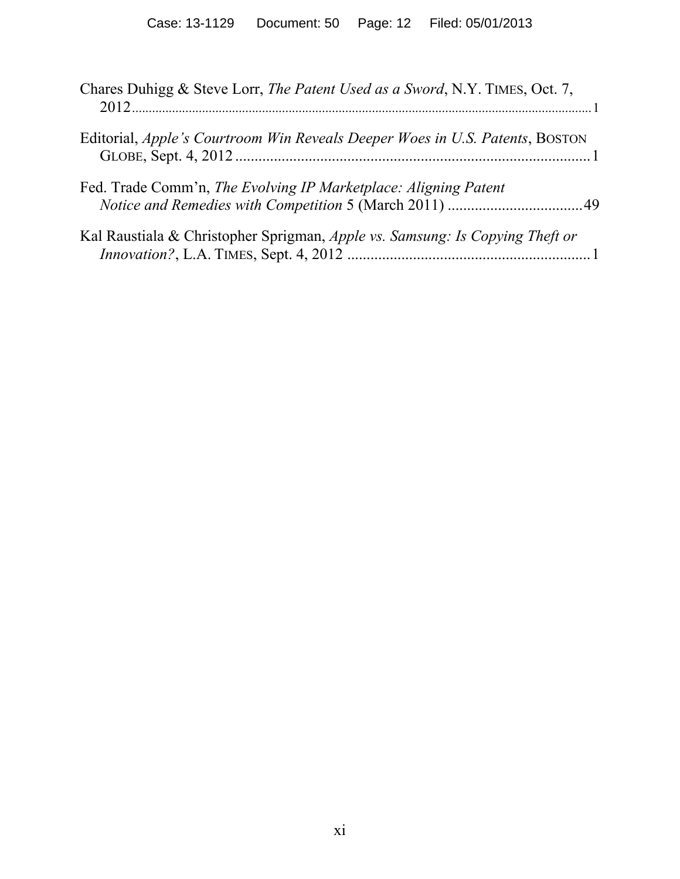Chares Duhigg & Steve Lorr, *The Patent Used as a Sword*, N.Y. TIMES, Oct. 7, 2012 .......... 1

Editorial, *Apple's Courtroom Win Reveals Deeper Woes in U.S. Patents*, BOSTON GLOBE, Sept. 4, 2012 .......... 1

Fed. Trade Comm'n, *The Evolving IP Marketplace: Aligning Patent Notice and Remedies with Competition* 5 (March 2011) .......... 49

Kal Raustiala & Christopher Sprigman, *Apple vs. Samsung: Is Copying Theft or Innovation?*, L.A. TIMES, Sept. 4, 2012 .......... 1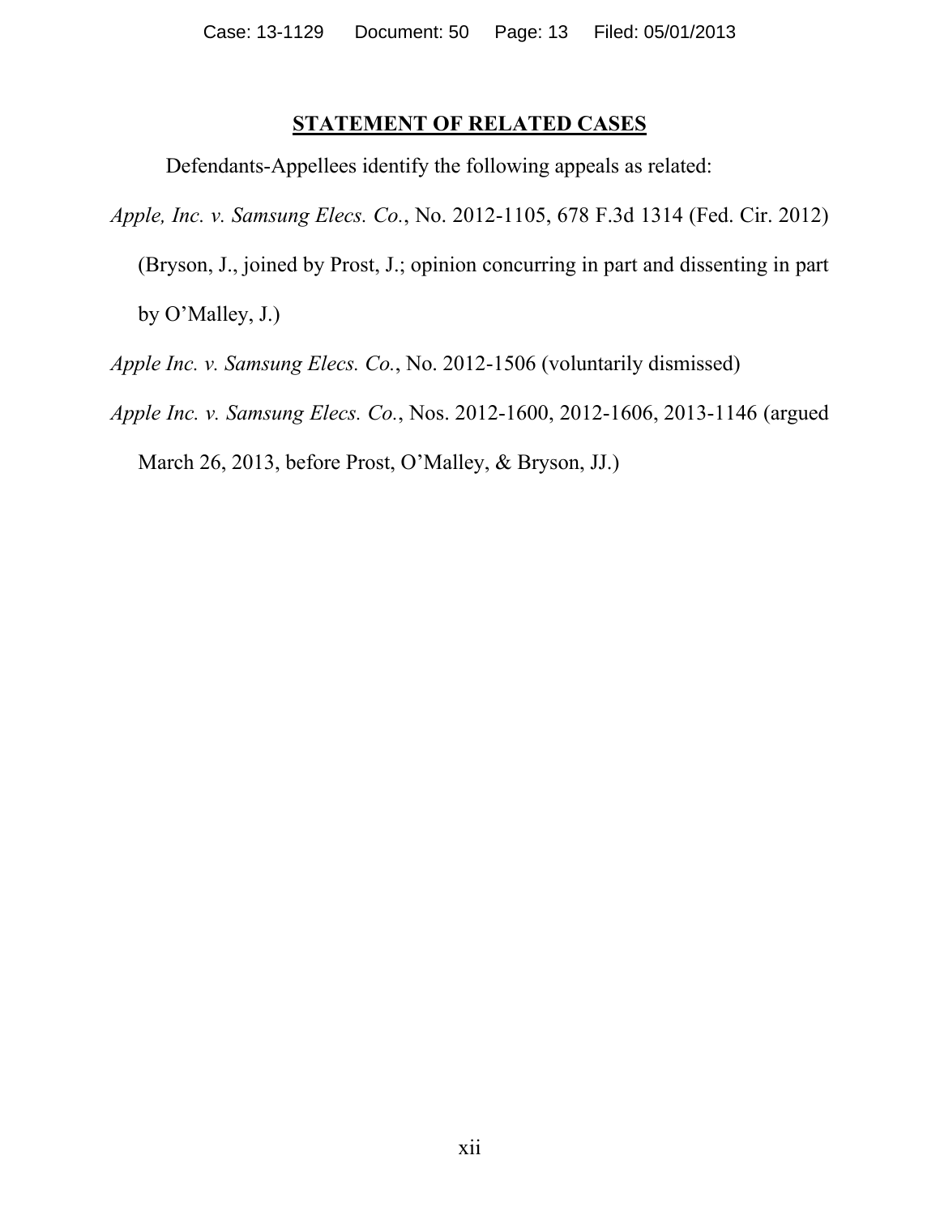## STATEMENT OF RELATED CASES

Defendants-Appellees identify the following appeals as related:

*Apple, Inc. v. Samsung Elecs. Co.*, No. 2012-1105, 678 F.3d 1314 (Fed. Cir. 2012) (Bryson, J., joined by Prost, J.; opinion concurring in part and dissenting in part by O'Malley, J.)

*Apple Inc. v. Samsung Elecs. Co.*, No. 2012-1506 (voluntarily dismissed)

*Apple Inc. v. Samsung Elecs. Co.*, Nos. 2012-1600, 2012-1606, 2013-1146 (argued March 26, 2013, before Prost, O'Malley, & Bryson, JJ.)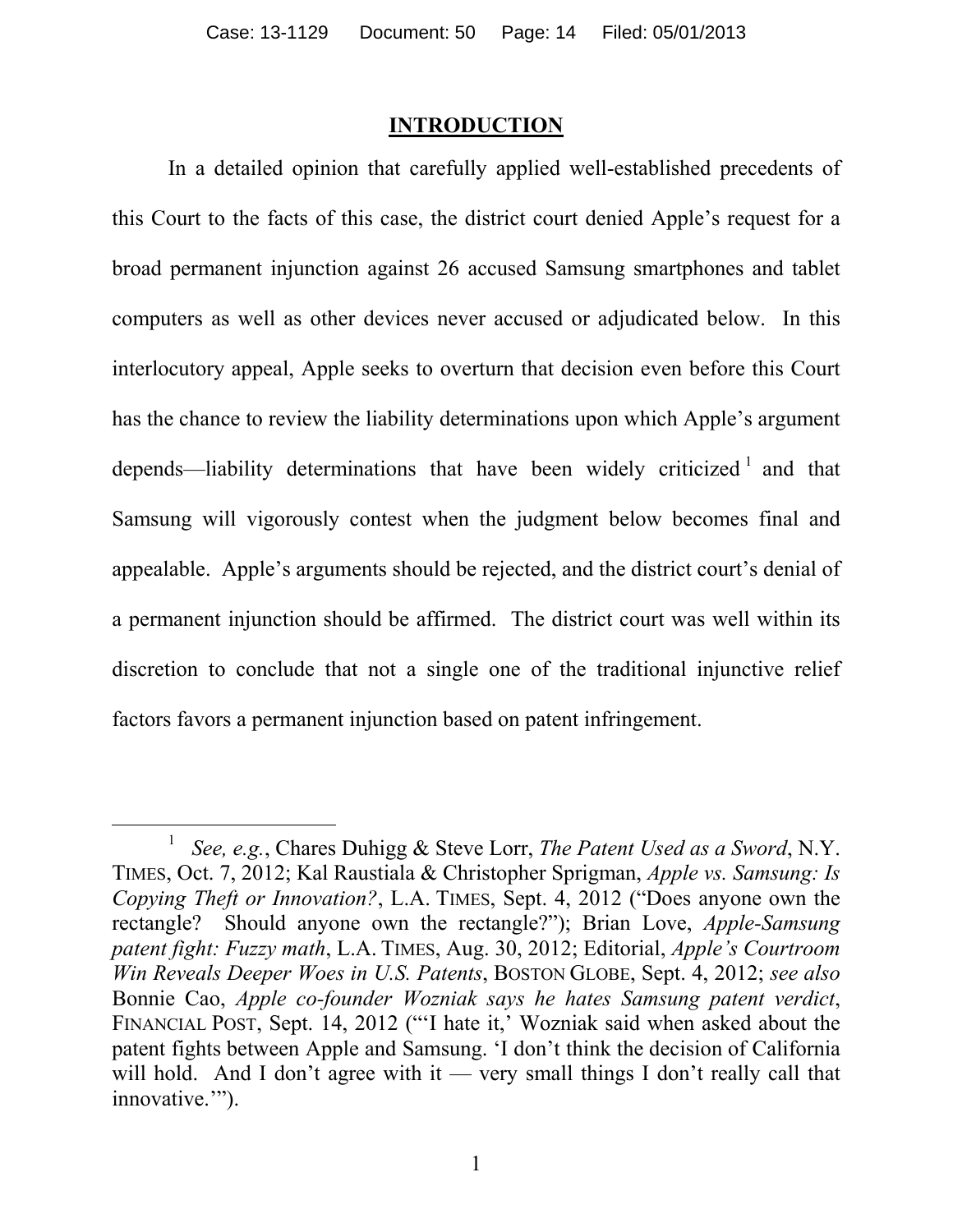## INTRODUCTION

In a detailed opinion that carefully applied well-established precedents of this Court to the facts of this case, the district court denied Apple's request for a broad permanent injunction against 26 accused Samsung smartphones and tablet computers as well as other devices never accused or adjudicated below. In this interlocutory appeal, Apple seeks to overturn that decision even before this Court has the chance to review the liability determinations upon which Apple's argument depends—liability determinations that have been widely criticized[1] and that Samsung will vigorously contest when the judgment below becomes final and appealable. Apple's arguments should be rejected, and the district court's denial of a permanent injunction should be affirmed. The district court was well within its discretion to conclude that not a single one of the traditional injunctive relief factors favors a permanent injunction based on patent infringement.

---

[1] *See, e.g.*, Chares Duhigg & Steve Lorr, *The Patent Used as a Sword*, N.Y. TIMES, Oct. 7, 2012; Kal Raustiala & Christopher Sprigman, *Apple vs. Samsung: Is Copying Theft or Innovation?*, L.A. TIMES, Sept. 4, 2012 ("Does anyone own the rectangle? Should anyone own the rectangle?"); Brian Love, *Apple-Samsung patent fight: Fuzzy math*, L.A. TIMES, Aug. 30, 2012; Editorial, *Apple's Courtroom Win Reveals Deeper Woes in U.S. Patents*, BOSTON GLOBE, Sept. 4, 2012; *see also* Bonnie Cao, *Apple co-founder Wozniak says he hates Samsung patent verdict*, FINANCIAL POST, Sept. 14, 2012 ("'I hate it,' Wozniak said when asked about the patent fights between Apple and Samsung. 'I don't think the decision of California will hold. And I don't agree with it — very small things I don't really call that innovative.'").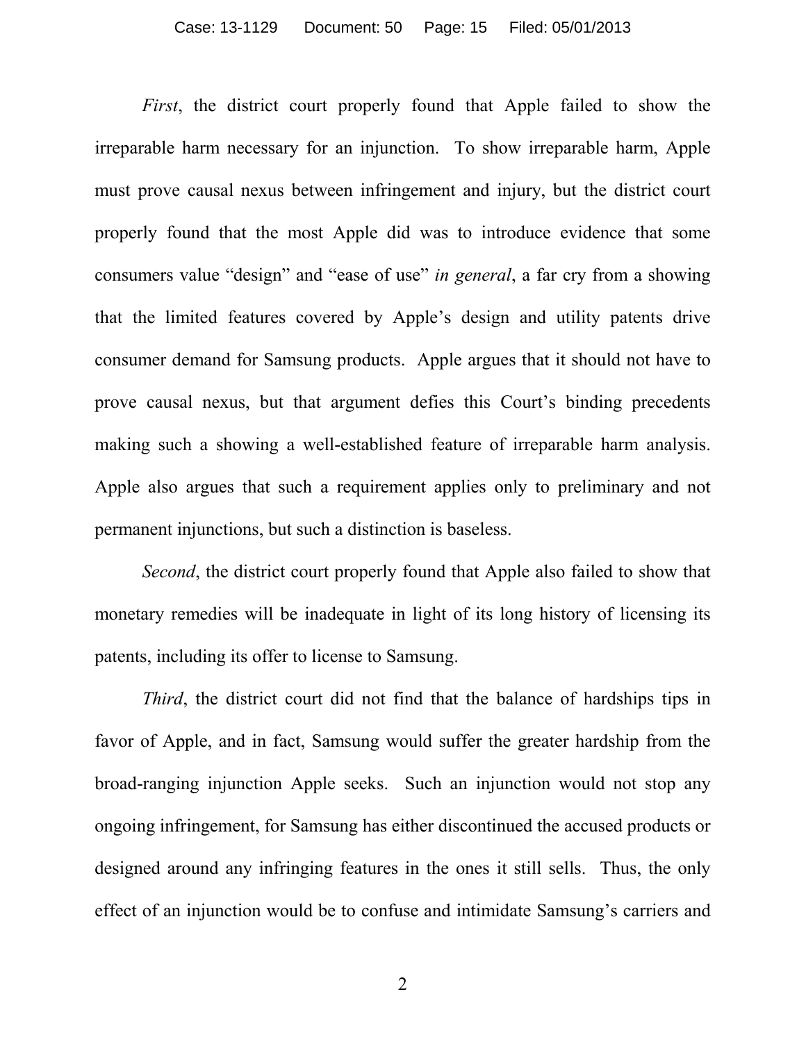*First*, the district court properly found that Apple failed to show the irreparable harm necessary for an injunction. To show irreparable harm, Apple must prove causal nexus between infringement and injury, but the district court properly found that the most Apple did was to introduce evidence that some consumers value "design" and "ease of use" *in general*, a far cry from a showing that the limited features covered by Apple's design and utility patents drive consumer demand for Samsung products. Apple argues that it should not have to prove causal nexus, but that argument defies this Court's binding precedents making such a showing a well-established feature of irreparable harm analysis. Apple also argues that such a requirement applies only to preliminary and not permanent injunctions, but such a distinction is baseless.

*Second*, the district court properly found that Apple also failed to show that monetary remedies will be inadequate in light of its long history of licensing its patents, including its offer to license to Samsung.

*Third*, the district court did not find that the balance of hardships tips in favor of Apple, and in fact, Samsung would suffer the greater hardship from the broad-ranging injunction Apple seeks. Such an injunction would not stop any ongoing infringement, for Samsung has either discontinued the accused products or designed around any infringing features in the ones it still sells. Thus, the only effect of an injunction would be to confuse and intimidate Samsung's carriers and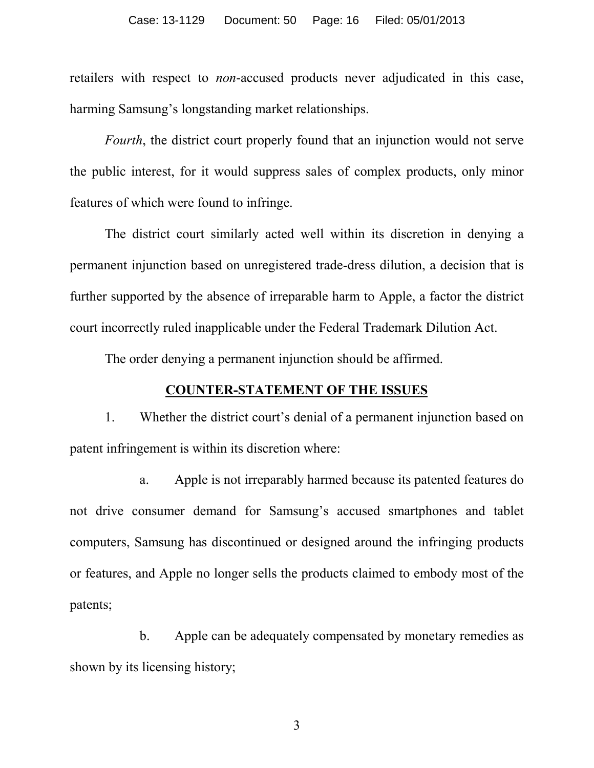retailers with respect to *non*-accused products never adjudicated in this case, harming Samsung's longstanding market relationships.

*Fourth*, the district court properly found that an injunction would not serve the public interest, for it would suppress sales of complex products, only minor features of which were found to infringe.

The district court similarly acted well within its discretion in denying a permanent injunction based on unregistered trade-dress dilution, a decision that is further supported by the absence of irreparable harm to Apple, a factor the district court incorrectly ruled inapplicable under the Federal Trademark Dilution Act.

The order denying a permanent injunction should be affirmed.

## COUNTER-STATEMENT OF THE ISSUES

1. Whether the district court's denial of a permanent injunction based on patent infringement is within its discretion where:

   a. Apple is not irreparably harmed because its patented features do not drive consumer demand for Samsung's accused smartphones and tablet computers, Samsung has discontinued or designed around the infringing products or features, and Apple no longer sells the products claimed to embody most of the patents;

   b. Apple can be adequately compensated by monetary remedies as shown by its licensing history;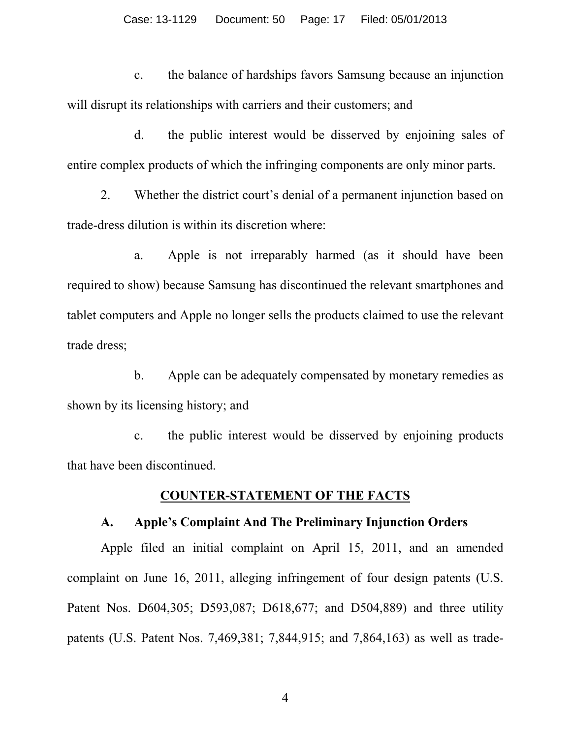c. the balance of hardships favors Samsung because an injunction will disrupt its relationships with carriers and their customers; and

d. the public interest would be disserved by enjoining sales of entire complex products of which the infringing components are only minor parts.

2. Whether the district court's denial of a permanent injunction based on trade-dress dilution is within its discretion where:

a. Apple is not irreparably harmed (as it should have been required to show) because Samsung has discontinued the relevant smartphones and tablet computers and Apple no longer sells the products claimed to use the relevant trade dress;

b. Apple can be adequately compensated by monetary remedies as shown by its licensing history; and

c. the public interest would be disserved by enjoining products that have been discontinued.

## COUNTER-STATEMENT OF THE FACTS

### A. Apple's Complaint And The Preliminary Injunction Orders

Apple filed an initial complaint on April 15, 2011, and an amended complaint on June 16, 2011, alleging infringement of four design patents (U.S. Patent Nos. D604,305; D593,087; D618,677; and D504,889) and three utility patents (U.S. Patent Nos. 7,469,381; 7,844,915; and 7,864,163) as well as trade-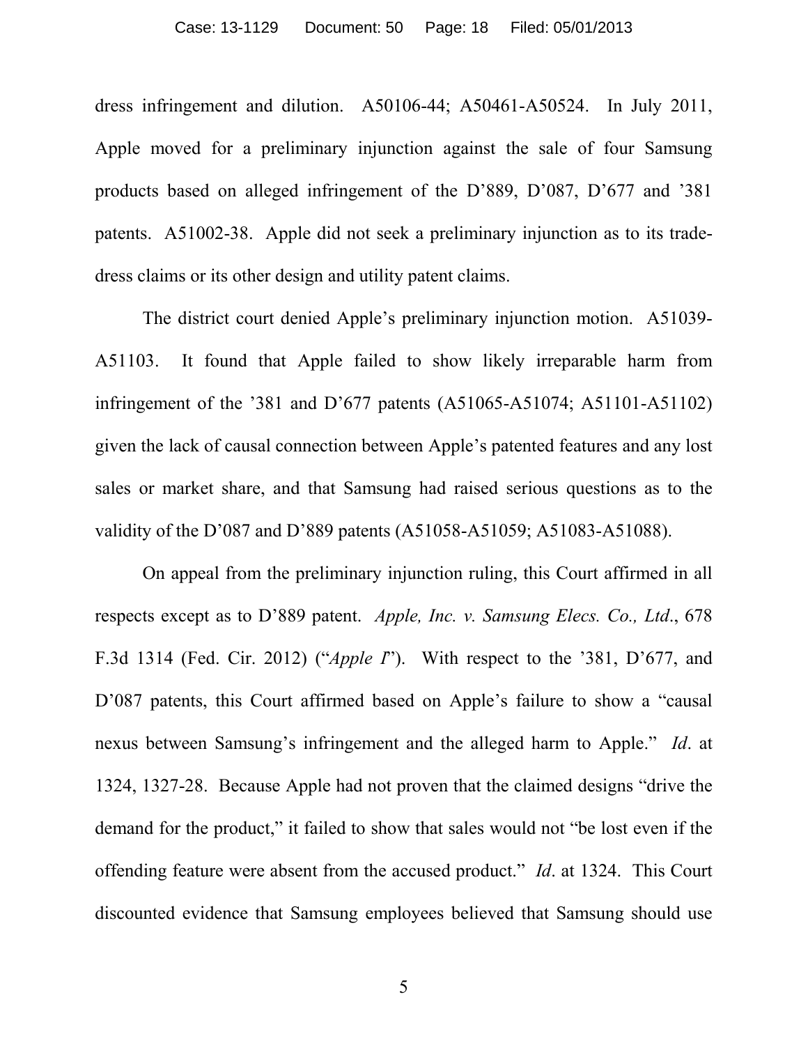dress infringement and dilution. A50106-44; A50461-A50524. In July 2011, Apple moved for a preliminary injunction against the sale of four Samsung products based on alleged infringement of the D'889, D'087, D'677 and '381 patents. A51002-38. Apple did not seek a preliminary injunction as to its trade-dress claims or its other design and utility patent claims.

The district court denied Apple's preliminary injunction motion. A51039-A51103. It found that Apple failed to show likely irreparable harm from infringement of the '381 and D'677 patents (A51065-A51074; A51101-A51102) given the lack of causal connection between Apple's patented features and any lost sales or market share, and that Samsung had raised serious questions as to the validity of the D'087 and D'889 patents (A51058-A51059; A51083-A51088).

On appeal from the preliminary injunction ruling, this Court affirmed in all respects except as to D'889 patent. *Apple, Inc. v. Samsung Elecs. Co., Ltd.*, 678 F.3d 1314 (Fed. Cir. 2012) ("*Apple I*"). With respect to the '381, D'677, and D'087 patents, this Court affirmed based on Apple's failure to show a "causal nexus between Samsung's infringement and the alleged harm to Apple." *Id*. at 1324, 1327-28. Because Apple had not proven that the claimed designs "drive the demand for the product," it failed to show that sales would not "be lost even if the offending feature were absent from the accused product." *Id*. at 1324. This Court discounted evidence that Samsung employees believed that Samsung should use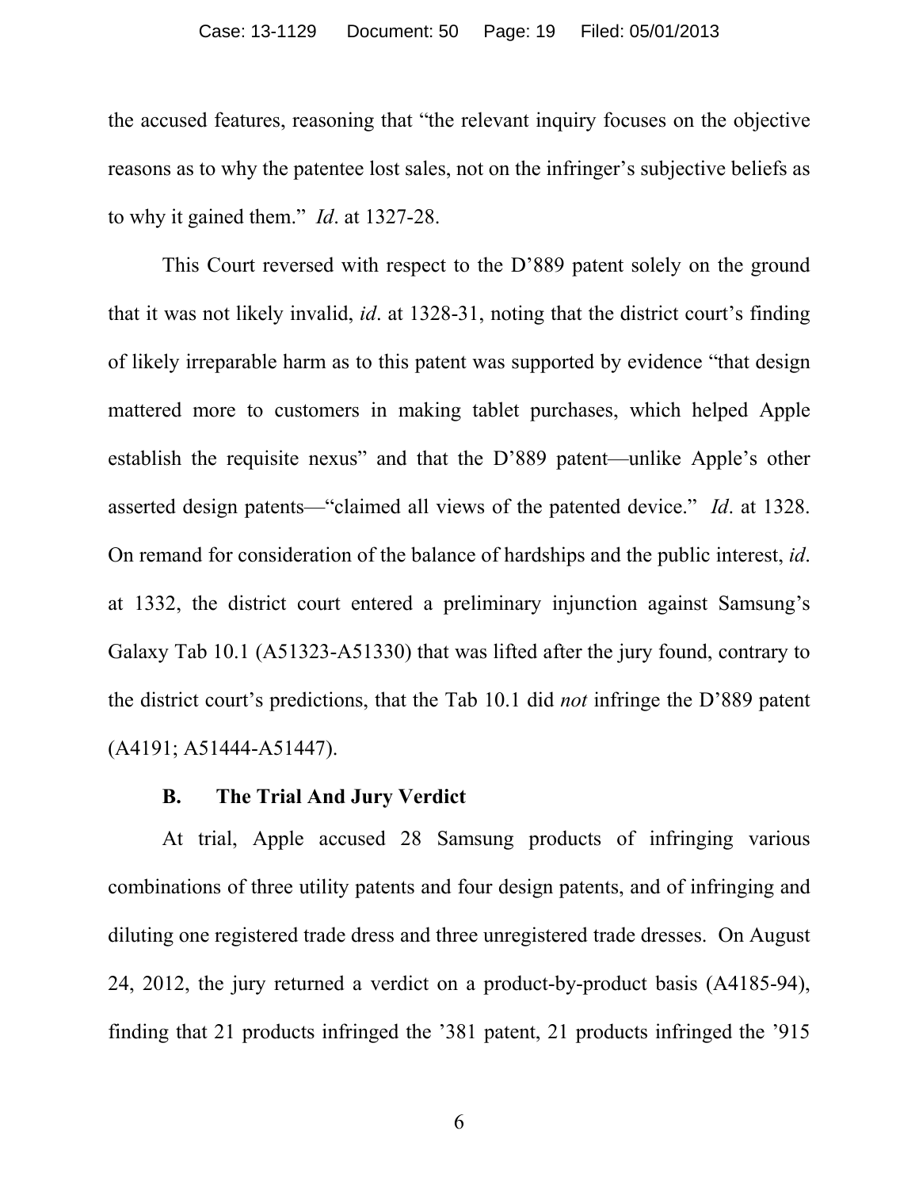the accused features, reasoning that "the relevant inquiry focuses on the objective reasons as to why the patentee lost sales, not on the infringer's subjective beliefs as to why it gained them." *Id*. at 1327-28.

This Court reversed with respect to the D'889 patent solely on the ground that it was not likely invalid, *id*. at 1328-31, noting that the district court's finding of likely irreparable harm as to this patent was supported by evidence "that design mattered more to customers in making tablet purchases, which helped Apple establish the requisite nexus" and that the D'889 patent—unlike Apple's other asserted design patents—"claimed all views of the patented device." *Id*. at 1328. On remand for consideration of the balance of hardships and the public interest, *id*. at 1332, the district court entered a preliminary injunction against Samsung's Galaxy Tab 10.1 (A51323-A51330) that was lifted after the jury found, contrary to the district court's predictions, that the Tab 10.1 did *not* infringe the D'889 patent (A4191; A51444-A51447).

### B. The Trial And Jury Verdict

At trial, Apple accused 28 Samsung products of infringing various combinations of three utility patents and four design patents, and of infringing and diluting one registered trade dress and three unregistered trade dresses. On August 24, 2012, the jury returned a verdict on a product-by-product basis (A4185-94), finding that 21 products infringed the '381 patent, 21 products infringed the '915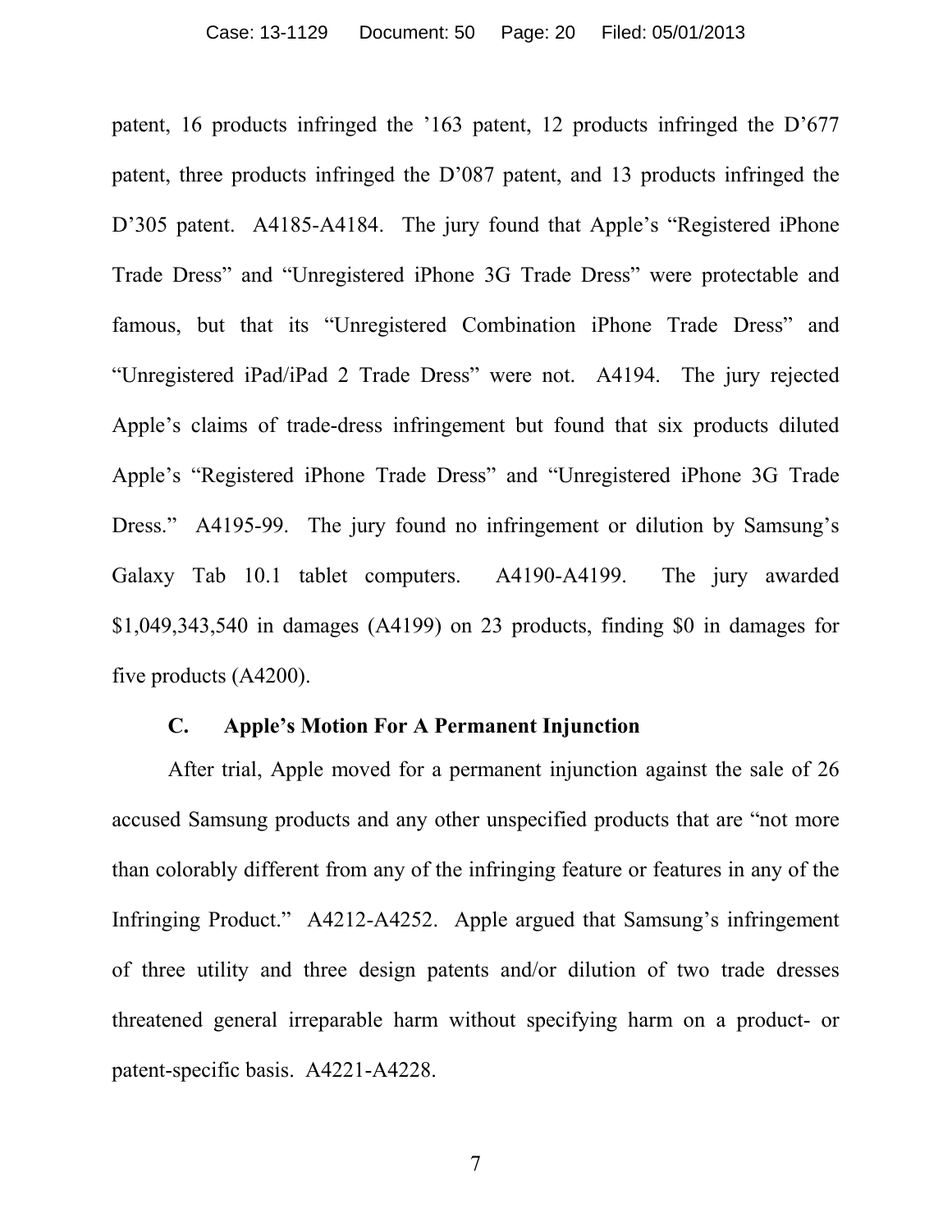patent, 16 products infringed the ’163 patent, 12 products infringed the D’677 patent, three products infringed the D’087 patent, and 13 products infringed the D’305 patent. A4185-A4184. The jury found that Apple’s “Registered iPhone Trade Dress” and “Unregistered iPhone 3G Trade Dress” were protectable and famous, but that its “Unregistered Combination iPhone Trade Dress” and “Unregistered iPad/iPad 2 Trade Dress” were not. A4194. The jury rejected Apple’s claims of trade-dress infringement but found that six products diluted Apple’s “Registered iPhone Trade Dress” and “Unregistered iPhone 3G Trade Dress.” A4195-99. The jury found no infringement or dilution by Samsung’s Galaxy Tab 10.1 tablet computers. A4190-A4199. The jury awarded $1,049,343,540 in damages (A4199) on 23 products, finding $0 in damages for five products (A4200).

### C. Apple’s Motion For A Permanent Injunction

After trial, Apple moved for a permanent injunction against the sale of 26 accused Samsung products and any other unspecified products that are “not more than colorably different from any of the infringing feature or features in any of the Infringing Product.” A4212-A4252. Apple argued that Samsung’s infringement of three utility and three design patents and/or dilution of two trade dresses threatened general irreparable harm without specifying harm on a product- or patent-specific basis. A4221-A4228.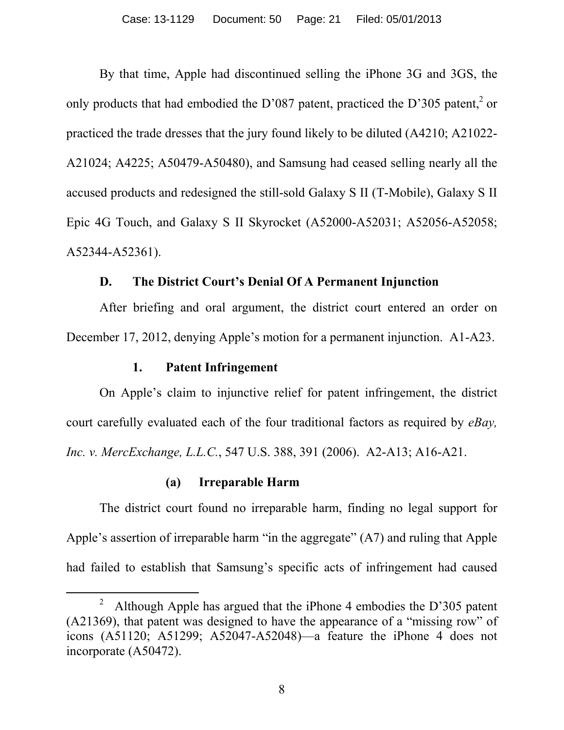By that time, Apple had discontinued selling the iPhone 3G and 3GS, the only products that had embodied the D'087 patent, practiced the D'305 patent,[2] or practiced the trade dresses that the jury found likely to be diluted (A4210; A21022-A21024; A4225; A50479-A50480), and Samsung had ceased selling nearly all the accused products and redesigned the still-sold Galaxy S II (T-Mobile), Galaxy S II Epic 4G Touch, and Galaxy S II Skyrocket (A52000-A52031; A52056-A52058; A52344-A52361).

### D. The District Court's Denial Of A Permanent Injunction

After briefing and oral argument, the district court entered an order on December 17, 2012, denying Apple's motion for a permanent injunction. A1-A23.

#### 1. Patent Infringement

On Apple's claim to injunctive relief for patent infringement, the district court carefully evaluated each of the four traditional factors as required by *eBay, Inc. v. MercExchange, L.L.C.*, 547 U.S. 388, 391 (2006). A2-A13; A16-A21.

##### (a) Irreparable Harm

The district court found no irreparable harm, finding no legal support for Apple's assertion of irreparable harm "in the aggregate" (A7) and ruling that Apple had failed to establish that Samsung's specific acts of infringement had caused

[2] Although Apple has argued that the iPhone 4 embodies the D'305 patent (A21369), that patent was designed to have the appearance of a "missing row" of icons (A51120; A51299; A52047-A52048)—a feature the iPhone 4 does not incorporate (A50472).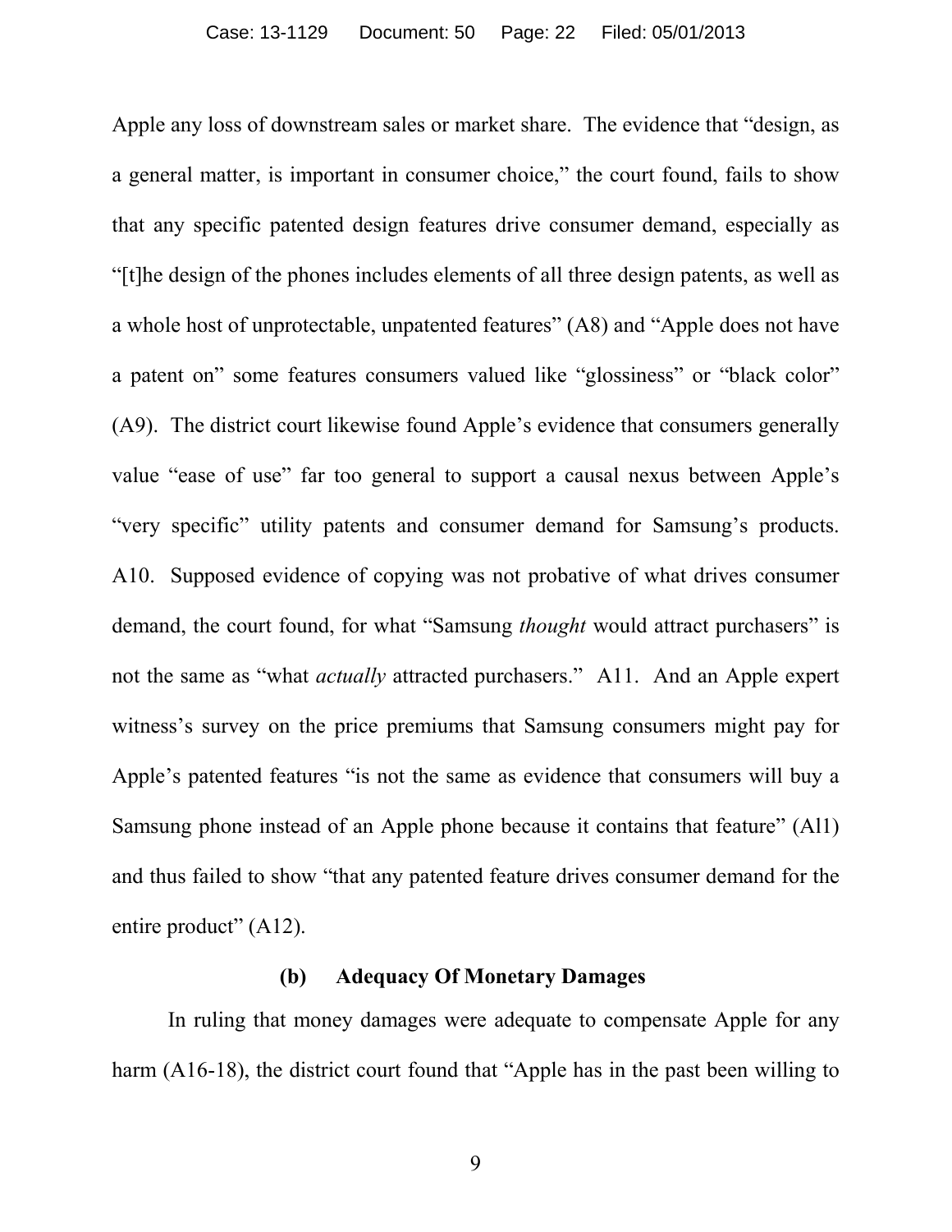Apple any loss of downstream sales or market share. The evidence that "design, as a general matter, is important in consumer choice," the court found, fails to show that any specific patented design features drive consumer demand, especially as "[t]he design of the phones includes elements of all three design patents, as well as a whole host of unprotectable, unpatented features" (A8) and "Apple does not have a patent on" some features consumers valued like "glossiness" or "black color" (A9). The district court likewise found Apple's evidence that consumers generally value "ease of use" far too general to support a causal nexus between Apple's "very specific" utility patents and consumer demand for Samsung's products. A10. Supposed evidence of copying was not probative of what drives consumer demand, the court found, for what "Samsung *thought* would attract purchasers" is not the same as "what *actually* attracted purchasers." A11. And an Apple expert witness's survey on the price premiums that Samsung consumers might pay for Apple's patented features "is not the same as evidence that consumers will buy a Samsung phone instead of an Apple phone because it contains that feature" (Al1) and thus failed to show "that any patented feature drives consumer demand for the entire product" (A12).

**(b) Adequacy Of Monetary Damages**

In ruling that money damages were adequate to compensate Apple for any harm (A16-18), the district court found that "Apple has in the past been willing to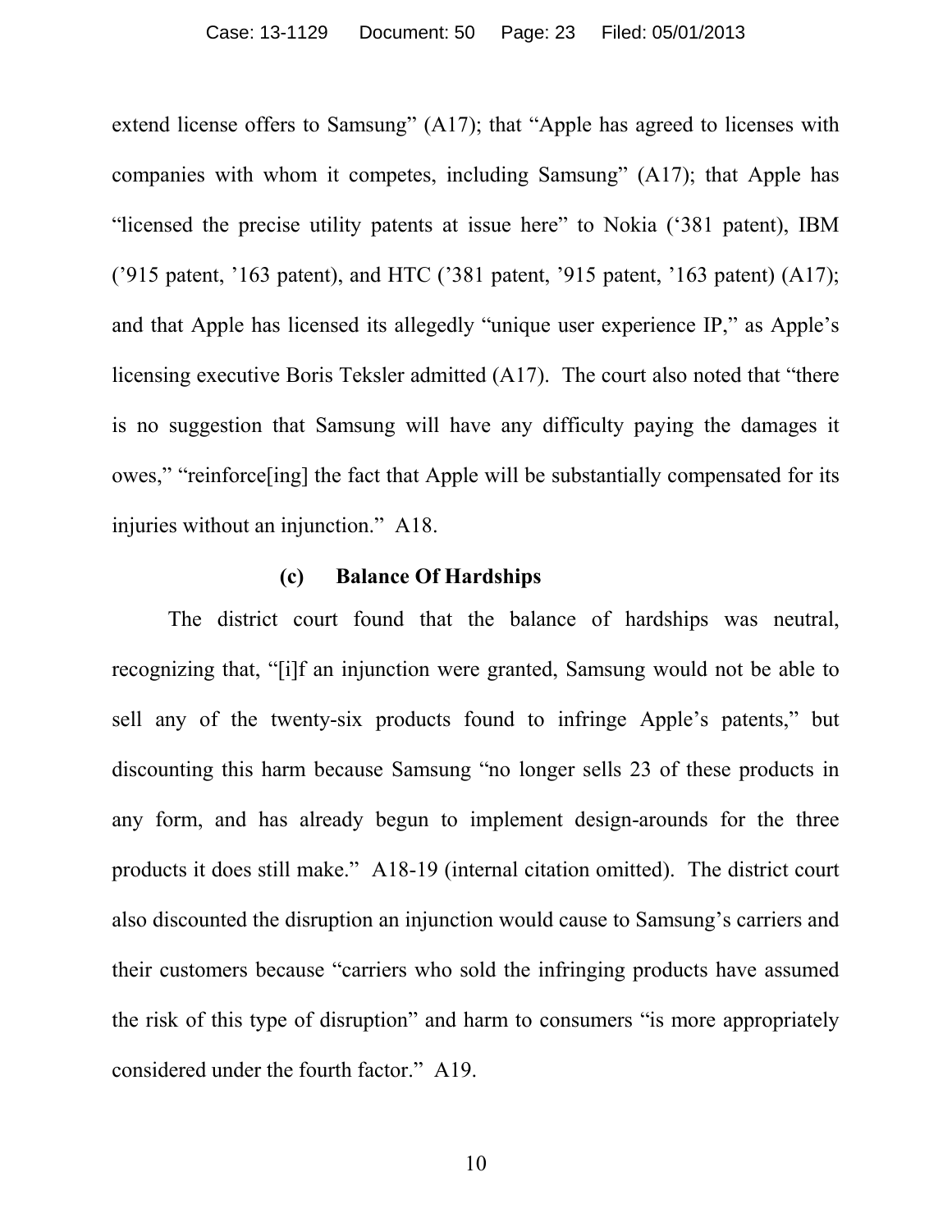extend license offers to Samsung" (A17); that "Apple has agreed to licenses with companies with whom it competes, including Samsung" (A17); that Apple has "licensed the precise utility patents at issue here" to Nokia ('381 patent), IBM ('915 patent, '163 patent), and HTC ('381 patent, '915 patent, '163 patent) (A17); and that Apple has licensed its allegedly "unique user experience IP," as Apple's licensing executive Boris Teksler admitted (A17). The court also noted that "there is no suggestion that Samsung will have any difficulty paying the damages it owes," "reinforce[ing] the fact that Apple will be substantially compensated for its injuries without an injunction." A18.

#### (c) Balance Of Hardships

The district court found that the balance of hardships was neutral, recognizing that, "[i]f an injunction were granted, Samsung would not be able to sell any of the twenty-six products found to infringe Apple's patents," but discounting this harm because Samsung "no longer sells 23 of these products in any form, and has already begun to implement design-arounds for the three products it does still make." A18-19 (internal citation omitted). The district court also discounted the disruption an injunction would cause to Samsung's carriers and their customers because "carriers who sold the infringing products have assumed the risk of this type of disruption" and harm to consumers "is more appropriately considered under the fourth factor." A19.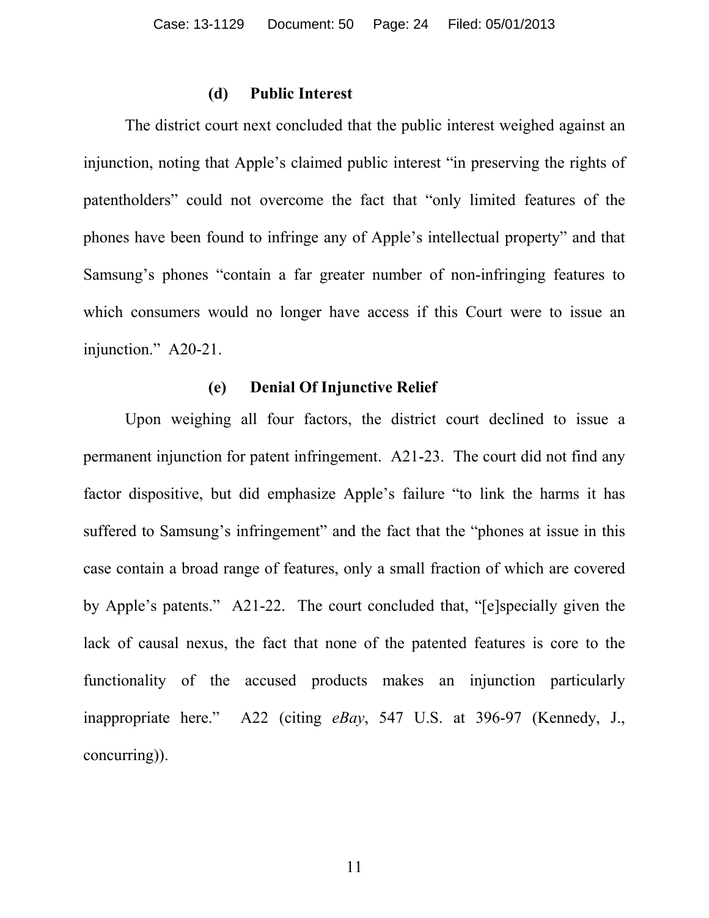#### (d) Public Interest

The district court next concluded that the public interest weighed against an injunction, noting that Apple's claimed public interest "in preserving the rights of patentholders" could not overcome the fact that "only limited features of the phones have been found to infringe any of Apple's intellectual property" and that Samsung's phones "contain a far greater number of non-infringing features to which consumers would no longer have access if this Court were to issue an injunction." A20-21.

#### (e) Denial Of Injunctive Relief

Upon weighing all four factors, the district court declined to issue a permanent injunction for patent infringement. A21-23. The court did not find any factor dispositive, but did emphasize Apple's failure "to link the harms it has suffered to Samsung's infringement" and the fact that the "phones at issue in this case contain a broad range of features, only a small fraction of which are covered by Apple's patents." A21-22. The court concluded that, "[e]specially given the lack of causal nexus, the fact that none of the patented features is core to the functionality of the accused products makes an injunction particularly inappropriate here." A22 (citing *eBay*, 547 U.S. at 396-97 (Kennedy, J., concurring)).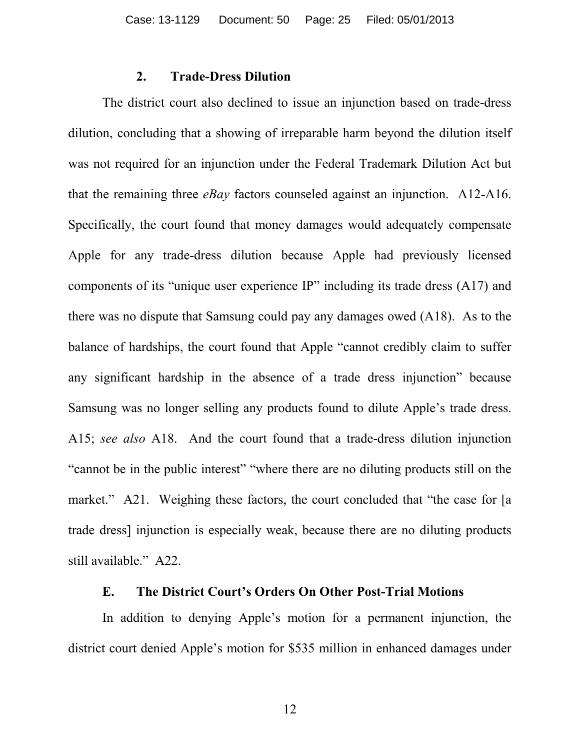### 2. Trade-Dress Dilution

The district court also declined to issue an injunction based on trade-dress dilution, concluding that a showing of irreparable harm beyond the dilution itself was not required for an injunction under the Federal Trademark Dilution Act but that the remaining three *eBay* factors counseled against an injunction. A12-A16. Specifically, the court found that money damages would adequately compensate Apple for any trade-dress dilution because Apple had previously licensed components of its "unique user experience IP" including its trade dress (A17) and there was no dispute that Samsung could pay any damages owed (A18). As to the balance of hardships, the court found that Apple "cannot credibly claim to suffer any significant hardship in the absence of a trade dress injunction" because Samsung was no longer selling any products found to dilute Apple's trade dress. A15; *see also* A18. And the court found that a trade-dress dilution injunction "cannot be in the public interest" "where there are no diluting products still on the market." A21. Weighing these factors, the court concluded that "the case for [a trade dress] injunction is especially weak, because there are no diluting products still available." A22.

## E. The District Court's Orders On Other Post-Trial Motions

In addition to denying Apple's motion for a permanent injunction, the district court denied Apple's motion for $535 million in enhanced damages under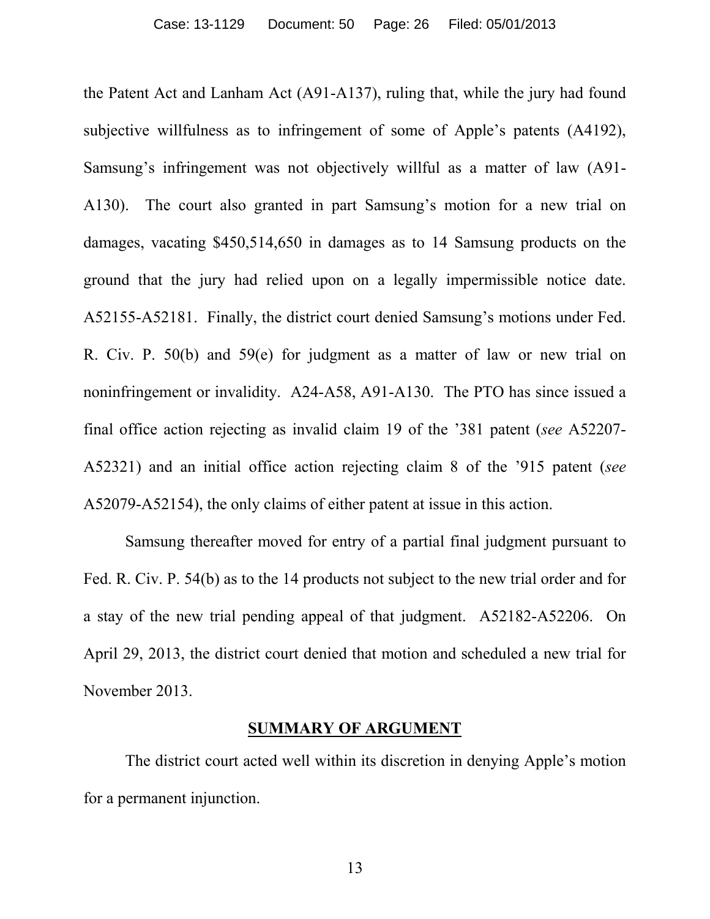the Patent Act and Lanham Act (A91-A137), ruling that, while the jury had found subjective willfulness as to infringement of some of Apple's patents (A4192), Samsung's infringement was not objectively willful as a matter of law (A91-A130). The court also granted in part Samsung's motion for a new trial on damages, vacating $450,514,650 in damages as to 14 Samsung products on the ground that the jury had relied upon on a legally impermissible notice date. A52155-A52181. Finally, the district court denied Samsung's motions under Fed. R. Civ. P. 50(b) and 59(e) for judgment as a matter of law or new trial on noninfringement or invalidity. A24-A58, A91-A130. The PTO has since issued a final office action rejecting as invalid claim 19 of the '381 patent (*see* A52207-A52321) and an initial office action rejecting claim 8 of the '915 patent (*see* A52079-A52154), the only claims of either patent at issue in this action.

Samsung thereafter moved for entry of a partial final judgment pursuant to Fed. R. Civ. P. 54(b) as to the 14 products not subject to the new trial order and for a stay of the new trial pending appeal of that judgment. A52182-A52206. On April 29, 2013, the district court denied that motion and scheduled a new trial for November 2013.

## SUMMARY OF ARGUMENT

The district court acted well within its discretion in denying Apple's motion for a permanent injunction.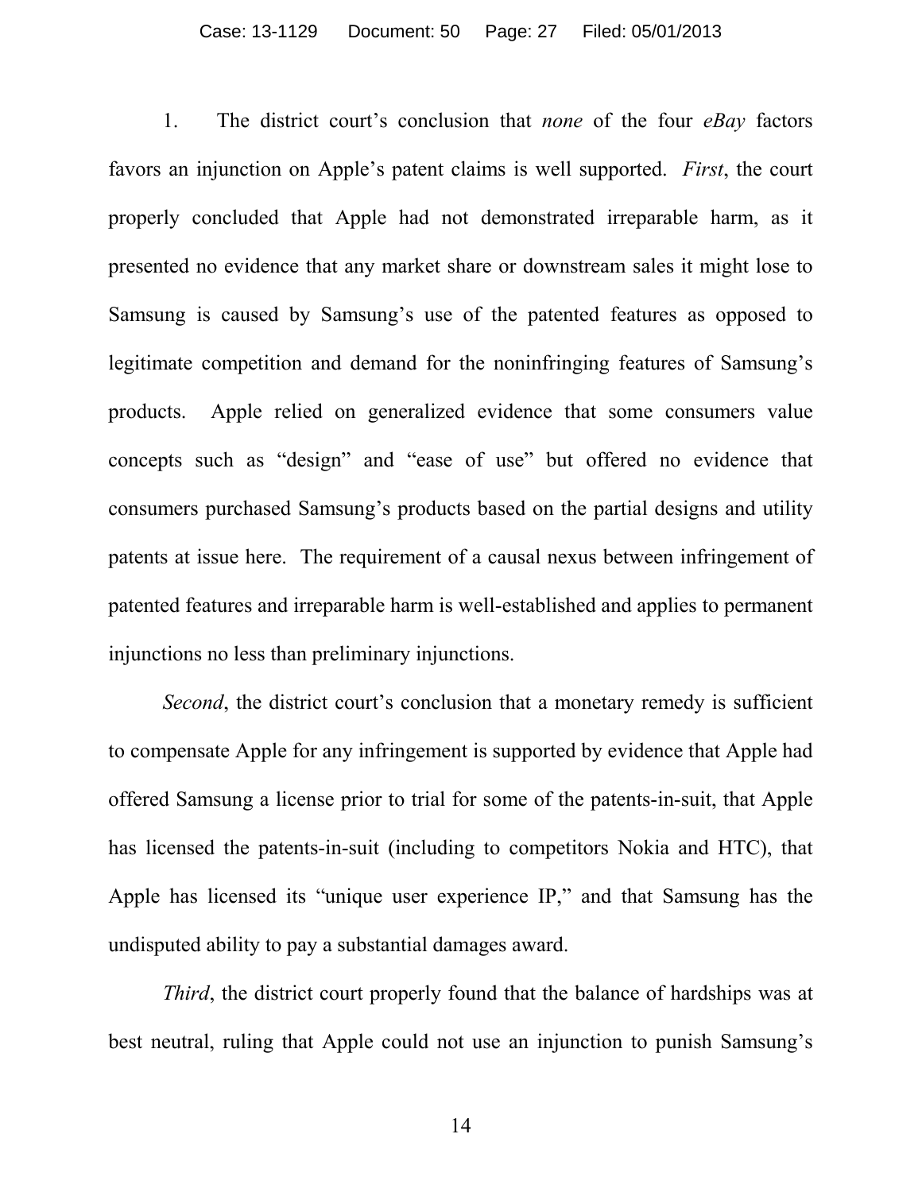1. The district court's conclusion that *none* of the four *eBay* factors favors an injunction on Apple's patent claims is well supported. *First*, the court properly concluded that Apple had not demonstrated irreparable harm, as it presented no evidence that any market share or downstream sales it might lose to Samsung is caused by Samsung's use of the patented features as opposed to legitimate competition and demand for the noninfringing features of Samsung's products. Apple relied on generalized evidence that some consumers value concepts such as "design" and "ease of use" but offered no evidence that consumers purchased Samsung's products based on the partial designs and utility patents at issue here. The requirement of a causal nexus between infringement of patented features and irreparable harm is well-established and applies to permanent injunctions no less than preliminary injunctions.

*Second*, the district court's conclusion that a monetary remedy is sufficient to compensate Apple for any infringement is supported by evidence that Apple had offered Samsung a license prior to trial for some of the patents-in-suit, that Apple has licensed the patents-in-suit (including to competitors Nokia and HTC), that Apple has licensed its "unique user experience IP," and that Samsung has the undisputed ability to pay a substantial damages award.

*Third*, the district court properly found that the balance of hardships was at best neutral, ruling that Apple could not use an injunction to punish Samsung's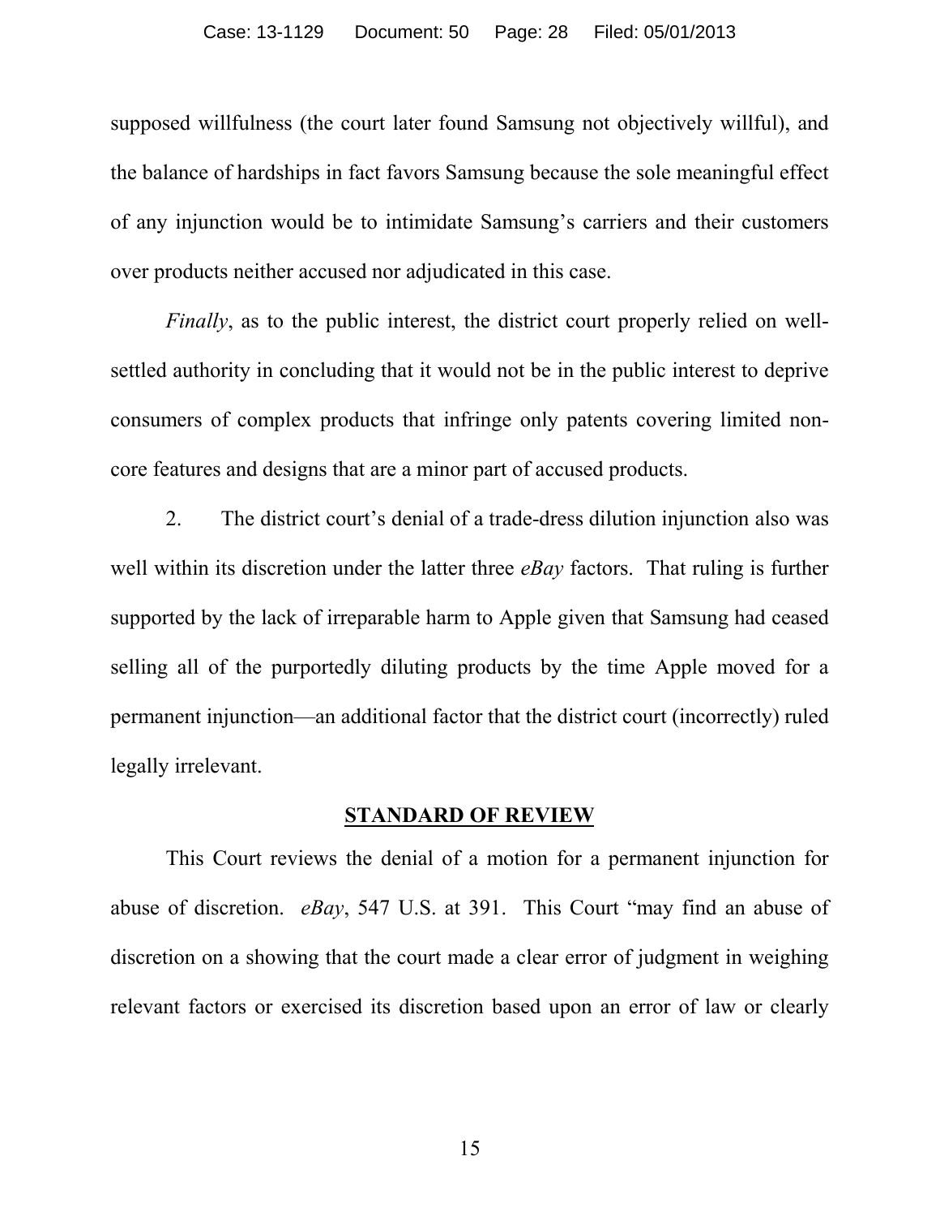supposed willfulness (the court later found Samsung not objectively willful), and the balance of hardships in fact favors Samsung because the sole meaningful effect of any injunction would be to intimidate Samsung's carriers and their customers over products neither accused nor adjudicated in this case.

*Finally*, as to the public interest, the district court properly relied on well-settled authority in concluding that it would not be in the public interest to deprive consumers of complex products that infringe only patents covering limited non-core features and designs that are a minor part of accused products.

2. The district court's denial of a trade-dress dilution injunction also was well within its discretion under the latter three *eBay* factors. That ruling is further supported by the lack of irreparable harm to Apple given that Samsung had ceased selling all of the purportedly diluting products by the time Apple moved for a permanent injunction—an additional factor that the district court (incorrectly) ruled legally irrelevant.

## STANDARD OF REVIEW

This Court reviews the denial of a motion for a permanent injunction for abuse of discretion. *eBay*, 547 U.S. at 391. This Court "may find an abuse of discretion on a showing that the court made a clear error of judgment in weighing relevant factors or exercised its discretion based upon an error of law or clearly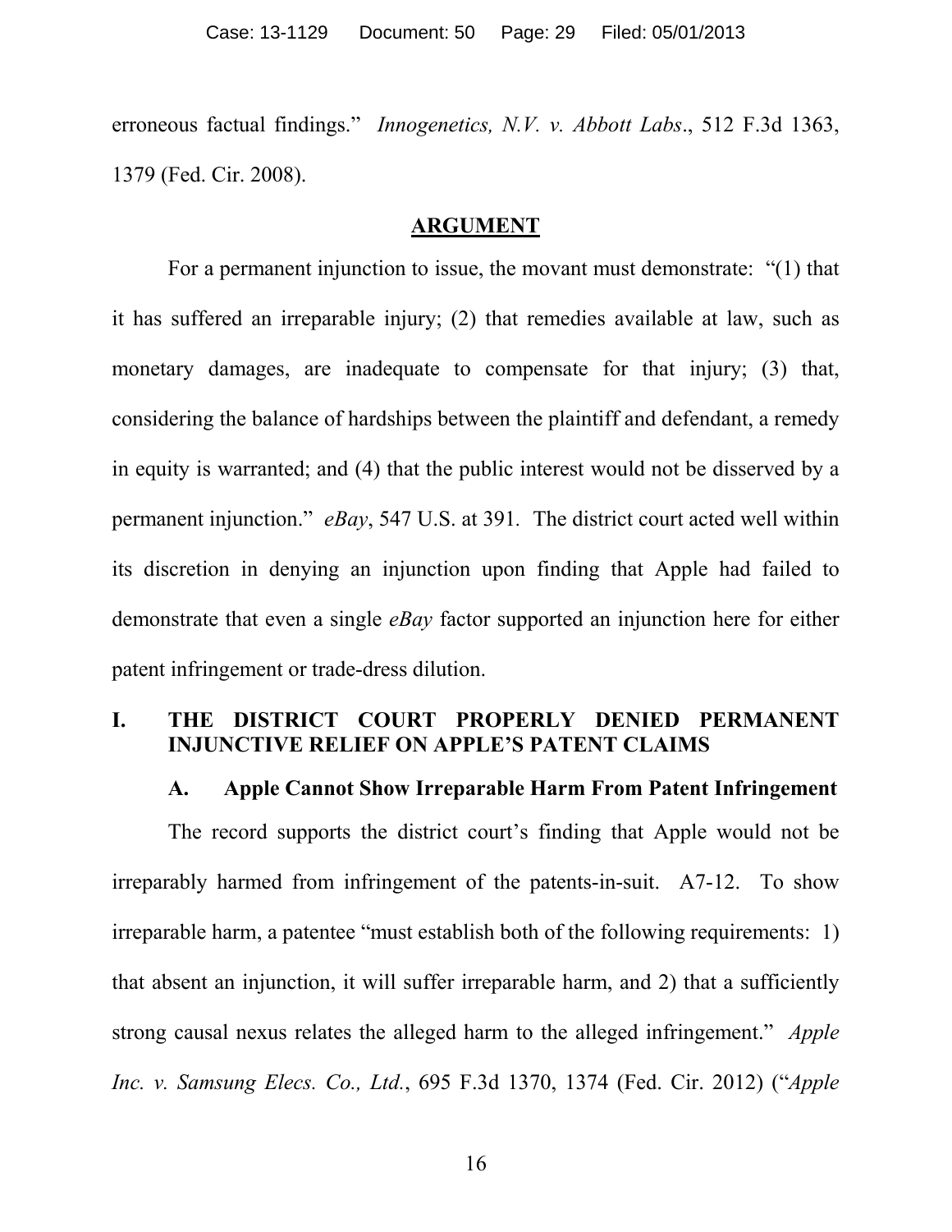erroneous factual findings." *Innogenetics, N.V. v. Abbott Labs*., 512 F.3d 1363, 1379 (Fed. Cir. 2008).

## ARGUMENT

For a permanent injunction to issue, the movant must demonstrate: "(1) that it has suffered an irreparable injury; (2) that remedies available at law, such as monetary damages, are inadequate to compensate for that injury; (3) that, considering the balance of hardships between the plaintiff and defendant, a remedy in equity is warranted; and (4) that the public interest would not be disserved by a permanent injunction." *eBay*, 547 U.S. at 391. The district court acted well within its discretion in denying an injunction upon finding that Apple had failed to demonstrate that even a single *eBay* factor supported an injunction here for either patent infringement or trade-dress dilution.

### I. THE DISTRICT COURT PROPERLY DENIED PERMANENT INJUNCTIVE RELIEF ON APPLE'S PATENT CLAIMS

#### A. Apple Cannot Show Irreparable Harm From Patent Infringement

The record supports the district court's finding that Apple would not be irreparably harmed from infringement of the patents-in-suit. A7-12. To show irreparable harm, a patentee "must establish both of the following requirements: 1) that absent an injunction, it will suffer irreparable harm, and 2) that a sufficiently strong causal nexus relates the alleged harm to the alleged infringement." *Apple Inc. v. Samsung Elecs. Co., Ltd.*, 695 F.3d 1370, 1374 (Fed. Cir. 2012) ("*Apple*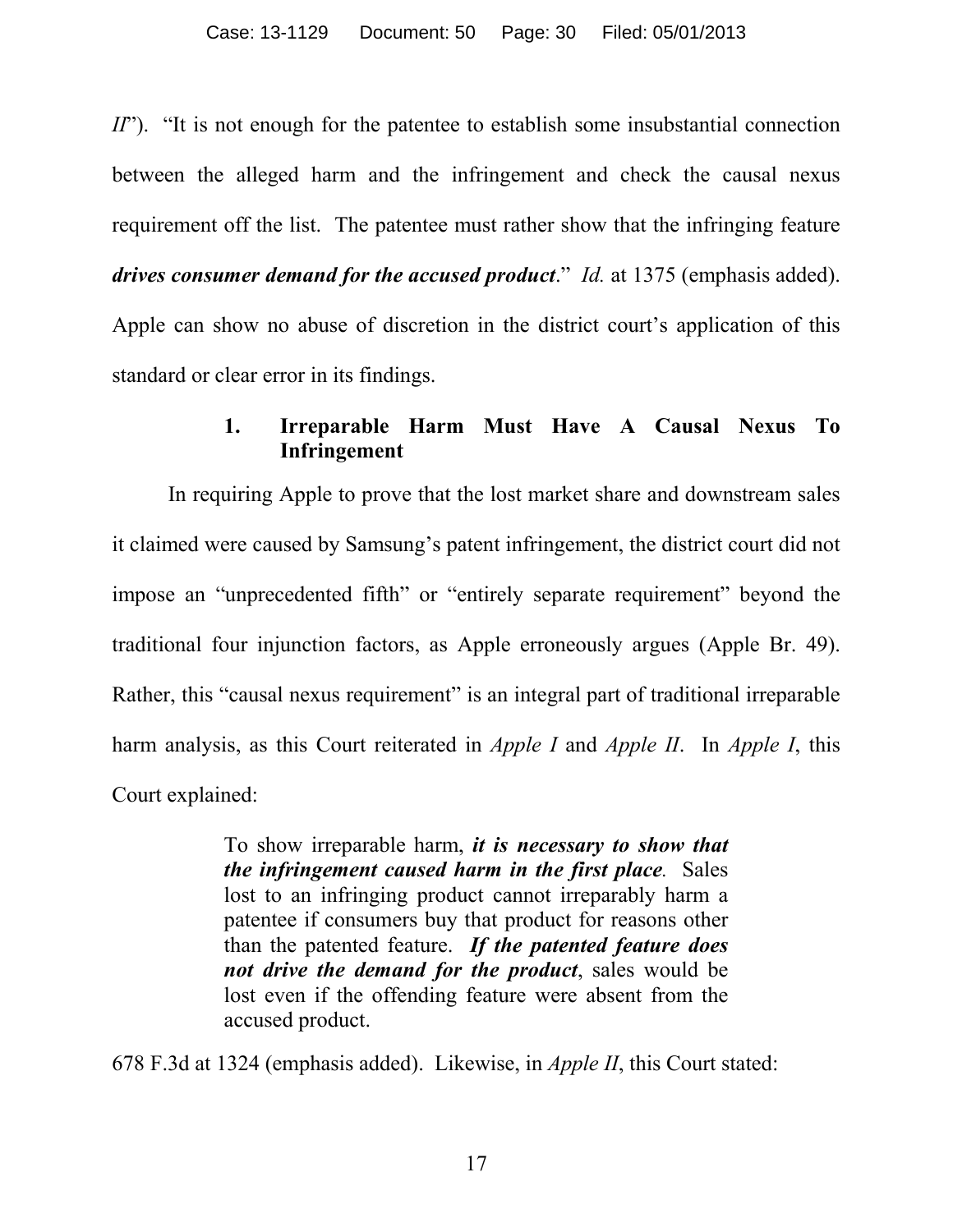*II*"). "It is not enough for the patentee to establish some insubstantial connection between the alleged harm and the infringement and check the causal nexus requirement off the list. The patentee must rather show that the infringing feature ***drives consumer demand for the accused product***." *Id.* at 1375 (emphasis added). Apple can show no abuse of discretion in the district court's application of this standard or clear error in its findings.

### 1. Irreparable Harm Must Have A Causal Nexus To Infringement

In requiring Apple to prove that the lost market share and downstream sales it claimed were caused by Samsung's patent infringement, the district court did not impose an "unprecedented fifth" or "entirely separate requirement" beyond the traditional four injunction factors, as Apple erroneously argues (Apple Br. 49). Rather, this "causal nexus requirement" is an integral part of traditional irreparable harm analysis, as this Court reiterated in *Apple I* and *Apple II*. In *Apple I*, this Court explained:

> To show irreparable harm, ***it is necessary to show that the infringement caused harm in the first place.*** Sales lost to an infringing product cannot irreparably harm a patentee if consumers buy that product for reasons other than the patented feature. ***If the patented feature does not drive the demand for the product***, sales would be lost even if the offending feature were absent from the accused product.

678 F.3d at 1324 (emphasis added). Likewise, in *Apple II*, this Court stated: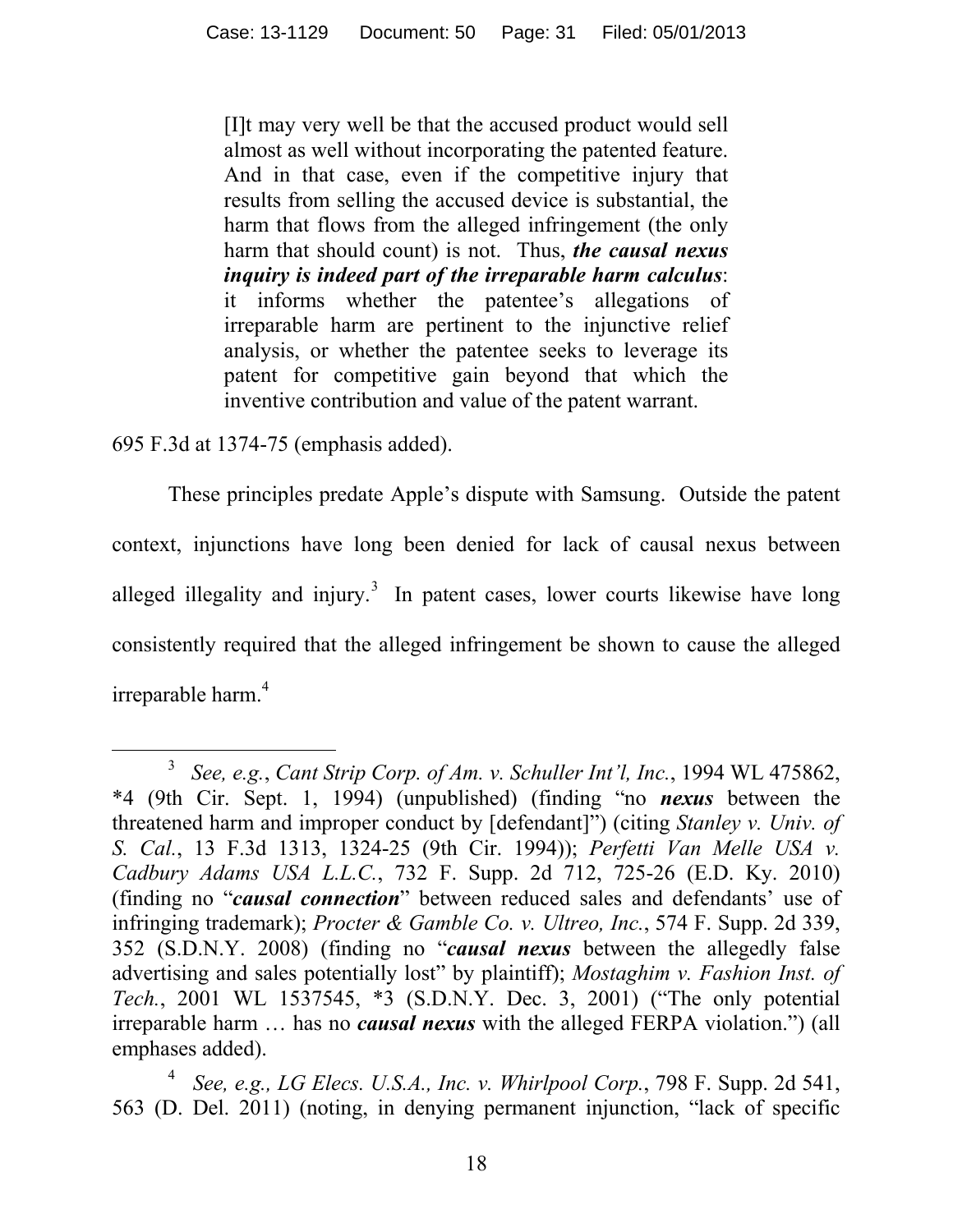> [I]t may very well be that the accused product would sell almost as well without incorporating the patented feature. And in that case, even if the competitive injury that results from selling the accused device is substantial, the harm that flows from the alleged infringement (the only harm that should count) is not. Thus, ***the causal nexus inquiry is indeed part of the irreparable harm calculus***: it informs whether the patentee's allegations of irreparable harm are pertinent to the injunctive relief analysis, or whether the patentee seeks to leverage its patent for competitive gain beyond that which the inventive contribution and value of the patent warrant.

695 F.3d at 1374-75 (emphasis added).

These principles predate Apple's dispute with Samsung. Outside the patent context, injunctions have long been denied for lack of causal nexus between alleged illegality and injury.[3] In patent cases, lower courts likewise have long consistently required that the alleged infringement be shown to cause the alleged irreparable harm.[4]

---

[3] *See, e.g.*, *Cant Strip Corp. of Am. v. Schuller Int'l, Inc.*, 1994 WL 475862, *4 (9th Cir. Sept. 1, 1994) (unpublished) (finding "no ***nexus*** between the threatened harm and improper conduct by [defendant]") (citing *Stanley v. Univ. of S. Cal.*, 13 F.3d 1313, 1324-25 (9th Cir. 1994)); *Perfetti Van Melle USA v. Cadbury Adams USA L.L.C.*, 732 F. Supp. 2d 712, 725-26 (E.D. Ky. 2010) (finding no "***causal connection***" between reduced sales and defendants' use of infringing trademark); *Procter & Gamble Co. v. Ultreo, Inc.*, 574 F. Supp. 2d 339, 352 (S.D.N.Y. 2008) (finding no "***causal nexus*** between the allegedly false advertising and sales potentially lost" by plaintiff); *Mostaghim v. Fashion Inst. of Tech.*, 2001 WL 1537545, *3 (S.D.N.Y. Dec. 3, 2001) ("The only potential irreparable harm … has no ***causal nexus*** with the alleged FERPA violation.") (all emphases added).

[4] *See, e.g., LG Elecs. U.S.A., Inc. v. Whirlpool Corp.*, 798 F. Supp. 2d 541, 563 (D. Del. 2011) (noting, in denying permanent injunction, "lack of specific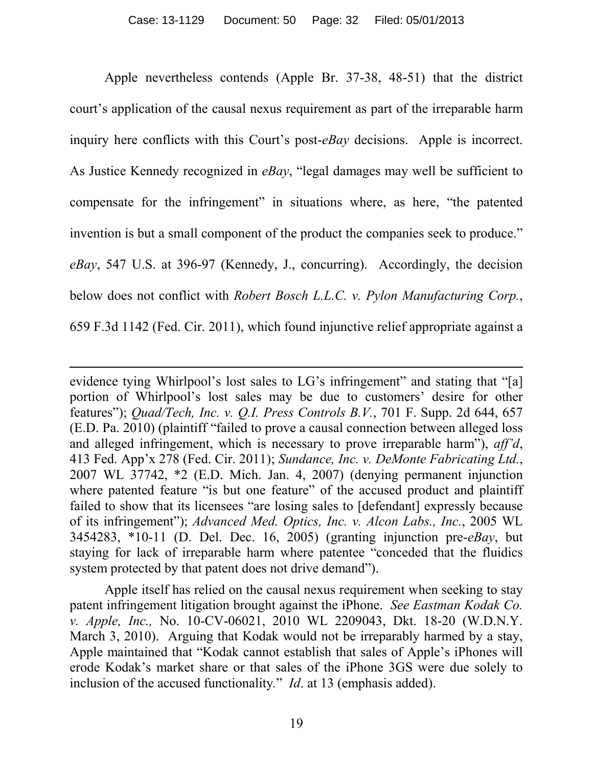Apple nevertheless contends (Apple Br. 37-38, 48-51) that the district court's application of the causal nexus requirement as part of the irreparable harm inquiry here conflicts with this Court's post-*eBay* decisions. Apple is incorrect. As Justice Kennedy recognized in *eBay*, "legal damages may well be sufficient to compensate for the infringement" in situations where, as here, "the patented invention is but a small component of the product the companies seek to produce." *eBay*, 547 U.S. at 396-97 (Kennedy, J., concurring). Accordingly, the decision below does not conflict with *Robert Bosch L.L.C. v. Pylon Manufacturing Corp.*, 659 F.3d 1142 (Fed. Cir. 2011), which found injunctive relief appropriate against a

---

evidence tying Whirlpool's lost sales to LG's infringement" and stating that "[a] portion of Whirlpool's lost sales may be due to customers' desire for other features"); *Quad/Tech, Inc. v. Q.I. Press Controls B.V.*, 701 F. Supp. 2d 644, 657 (E.D. Pa. 2010) (plaintiff "failed to prove a causal connection between alleged loss and alleged infringement, which is necessary to prove irreparable harm"), *aff'd*, 413 Fed. App'x 278 (Fed. Cir. 2011); *Sundance, Inc. v. DeMonte Fabricating Ltd.*, 2007 WL 37742, *2 (E.D. Mich. Jan. 4, 2007) (denying permanent injunction where patented feature "is but one feature" of the accused product and plaintiff failed to show that its licensees "are losing sales to [defendant] expressly because of its infringement"); *Advanced Med. Optics, Inc. v. Alcon Labs., Inc.*, 2005 WL 3454283, *10-11 (D. Del. Dec. 16, 2005) (granting injunction pre-*eBay*, but staying for lack of irreparable harm where patentee "conceded that the fluidics system protected by that patent does not drive demand").

Apple itself has relied on the causal nexus requirement when seeking to stay patent infringement litigation brought against the iPhone. *See Eastman Kodak Co. v. Apple, Inc.,* No. 10-CV-06021, 2010 WL 2209043, Dkt. 18-20 (W.D.N.Y. March 3, 2010). Arguing that Kodak would not be irreparably harmed by a stay, Apple maintained that "Kodak cannot establish that sales of Apple's iPhones will erode Kodak's market share or that sales of the iPhone 3GS were due solely to inclusion of the accused functionality." *Id*. at 13 (emphasis added).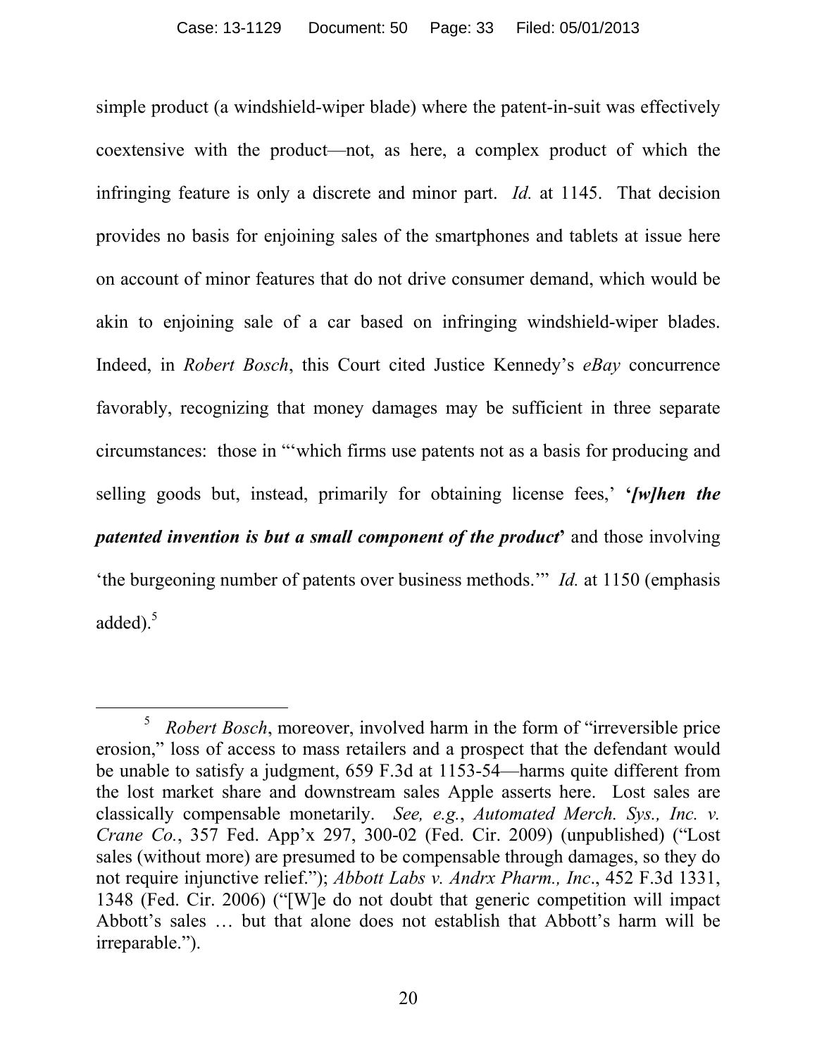simple product (a windshield-wiper blade) where the patent-in-suit was effectively coextensive with the product—not, as here, a complex product of which the infringing feature is only a discrete and minor part. *Id.* at 1145. That decision provides no basis for enjoining sales of the smartphones and tablets at issue here on account of minor features that do not drive consumer demand, which would be akin to enjoining sale of a car based on infringing windshield-wiper blades. Indeed, in *Robert Bosch*, this Court cited Justice Kennedy's *eBay* concurrence favorably, recognizing that money damages may be sufficient in three separate circumstances: those in "'which firms use patents not as a basis for producing and selling goods but, instead, primarily for obtaining license fees,' **'*[w]hen the patented invention is but a small component of the product*'** and those involving 'the burgeoning number of patents over business methods.'" *Id.* at 1150 (emphasis added).[5]

---

[5] *Robert Bosch*, moreover, involved harm in the form of "irreversible price erosion," loss of access to mass retailers and a prospect that the defendant would be unable to satisfy a judgment, 659 F.3d at 1153-54—harms quite different from the lost market share and downstream sales Apple asserts here. Lost sales are classically compensable monetarily. *See, e.g.*, *Automated Merch. Sys., Inc. v. Crane Co.*, 357 Fed. App'x 297, 300-02 (Fed. Cir. 2009) (unpublished) ("Lost sales (without more) are presumed to be compensable through damages, so they do not require injunctive relief."); *Abbott Labs v. Andrx Pharm., Inc*., 452 F.3d 1331, 1348 (Fed. Cir. 2006) ("[W]e do not doubt that generic competition will impact Abbott's sales … but that alone does not establish that Abbott's harm will be irreparable.").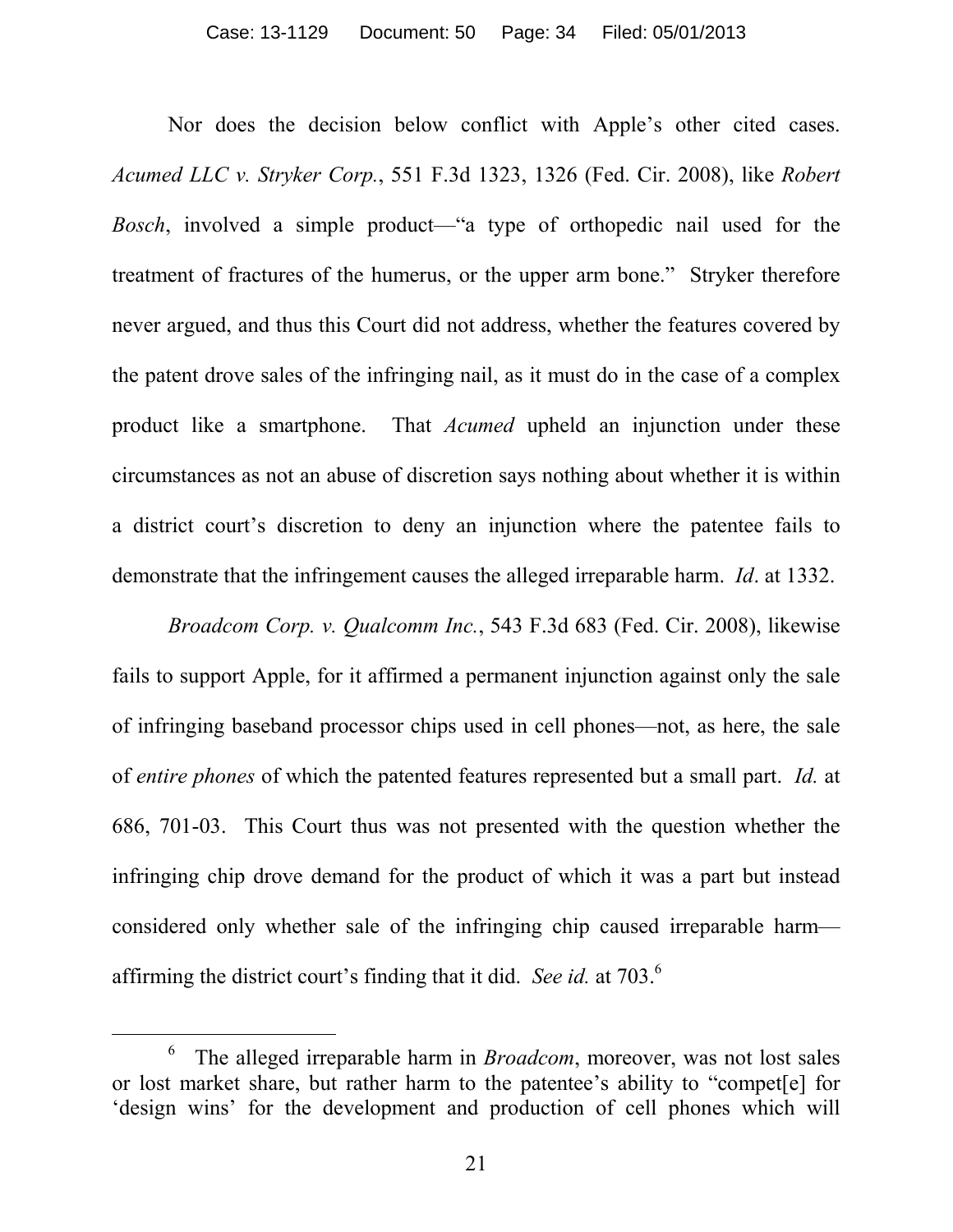Nor does the decision below conflict with Apple's other cited cases. *Acumed LLC v. Stryker Corp.*, 551 F.3d 1323, 1326 (Fed. Cir. 2008), like *Robert Bosch*, involved a simple product—"a type of orthopedic nail used for the treatment of fractures of the humerus, or the upper arm bone." Stryker therefore never argued, and thus this Court did not address, whether the features covered by the patent drove sales of the infringing nail, as it must do in the case of a complex product like a smartphone. That *Acumed* upheld an injunction under these circumstances as not an abuse of discretion says nothing about whether it is within a district court's discretion to deny an injunction where the patentee fails to demonstrate that the infringement causes the alleged irreparable harm. *Id*. at 1332.

*Broadcom Corp. v. Qualcomm Inc.*, 543 F.3d 683 (Fed. Cir. 2008), likewise fails to support Apple, for it affirmed a permanent injunction against only the sale of infringing baseband processor chips used in cell phones—not, as here, the sale of *entire phones* of which the patented features represented but a small part. *Id.* at 686, 701-03. This Court thus was not presented with the question whether the infringing chip drove demand for the product of which it was a part but instead considered only whether sale of the infringing chip caused irreparable harm—affirming the district court's finding that it did. *See id.* at 703.[6]

---

[6] The alleged irreparable harm in *Broadcom*, moreover, was not lost sales or lost market share, but rather harm to the patentee's ability to "compet[e] for 'design wins' for the development and production of cell phones which will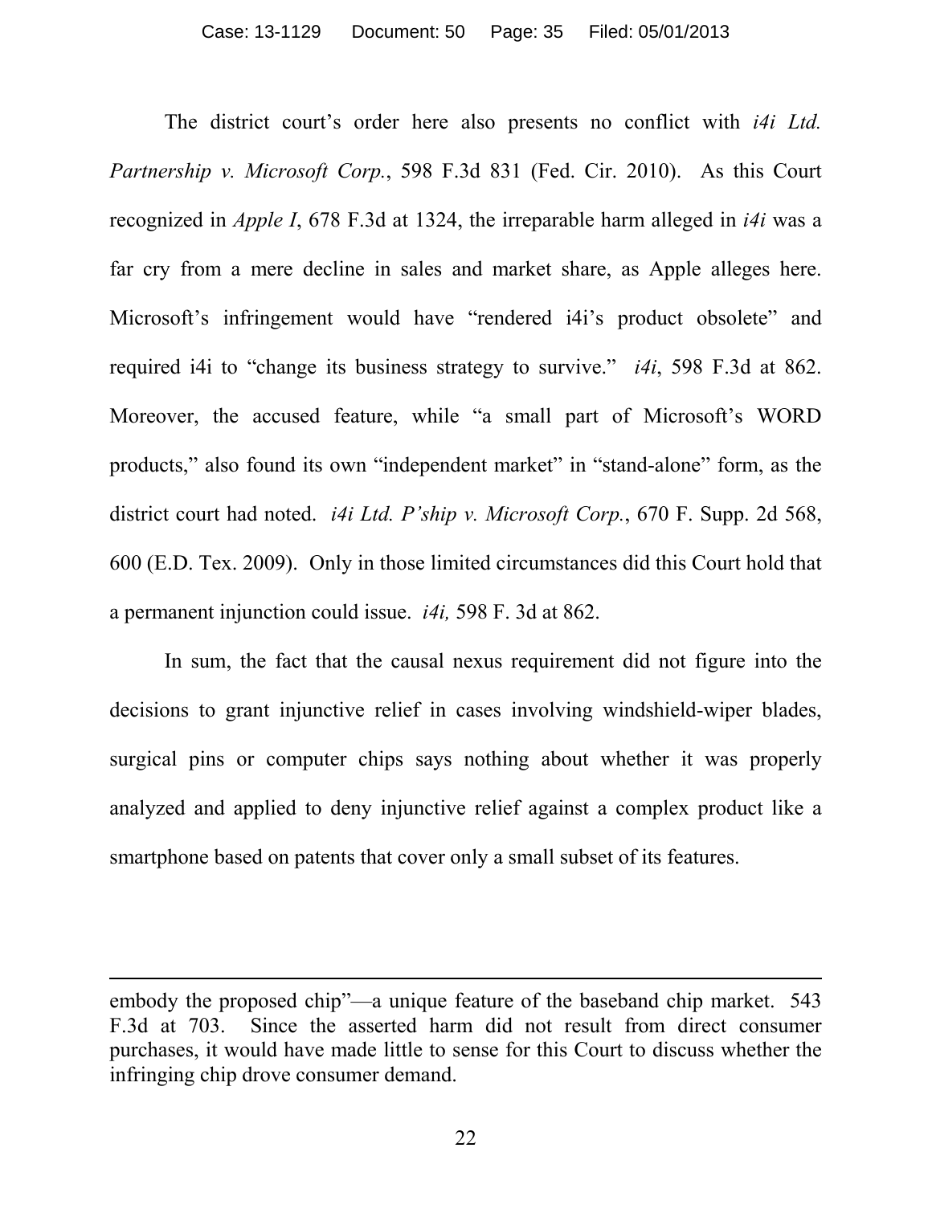The district court's order here also presents no conflict with *i4i Ltd. Partnership v. Microsoft Corp.*, 598 F.3d 831 (Fed. Cir. 2010). As this Court recognized in *Apple I*, 678 F.3d at 1324, the irreparable harm alleged in *i4i* was a far cry from a mere decline in sales and market share, as Apple alleges here. Microsoft's infringement would have "rendered i4i's product obsolete" and required i4i to "change its business strategy to survive." *i4i*, 598 F.3d at 862. Moreover, the accused feature, while "a small part of Microsoft's WORD products," also found its own "independent market" in "stand-alone" form, as the district court had noted. *i4i Ltd. P'ship v. Microsoft Corp.*, 670 F. Supp. 2d 568, 600 (E.D. Tex. 2009). Only in those limited circumstances did this Court hold that a permanent injunction could issue. *i4i,* 598 F. 3d at 862.

In sum, the fact that the causal nexus requirement did not figure into the decisions to grant injunctive relief in cases involving windshield-wiper blades, surgical pins or computer chips says nothing about whether it was properly analyzed and applied to deny injunctive relief against a complex product like a smartphone based on patents that cover only a small subset of its features.

---

embody the proposed chip"—a unique feature of the baseband chip market. 543 F.3d at 703. Since the asserted harm did not result from direct consumer purchases, it would have made little to sense for this Court to discuss whether the infringing chip drove consumer demand.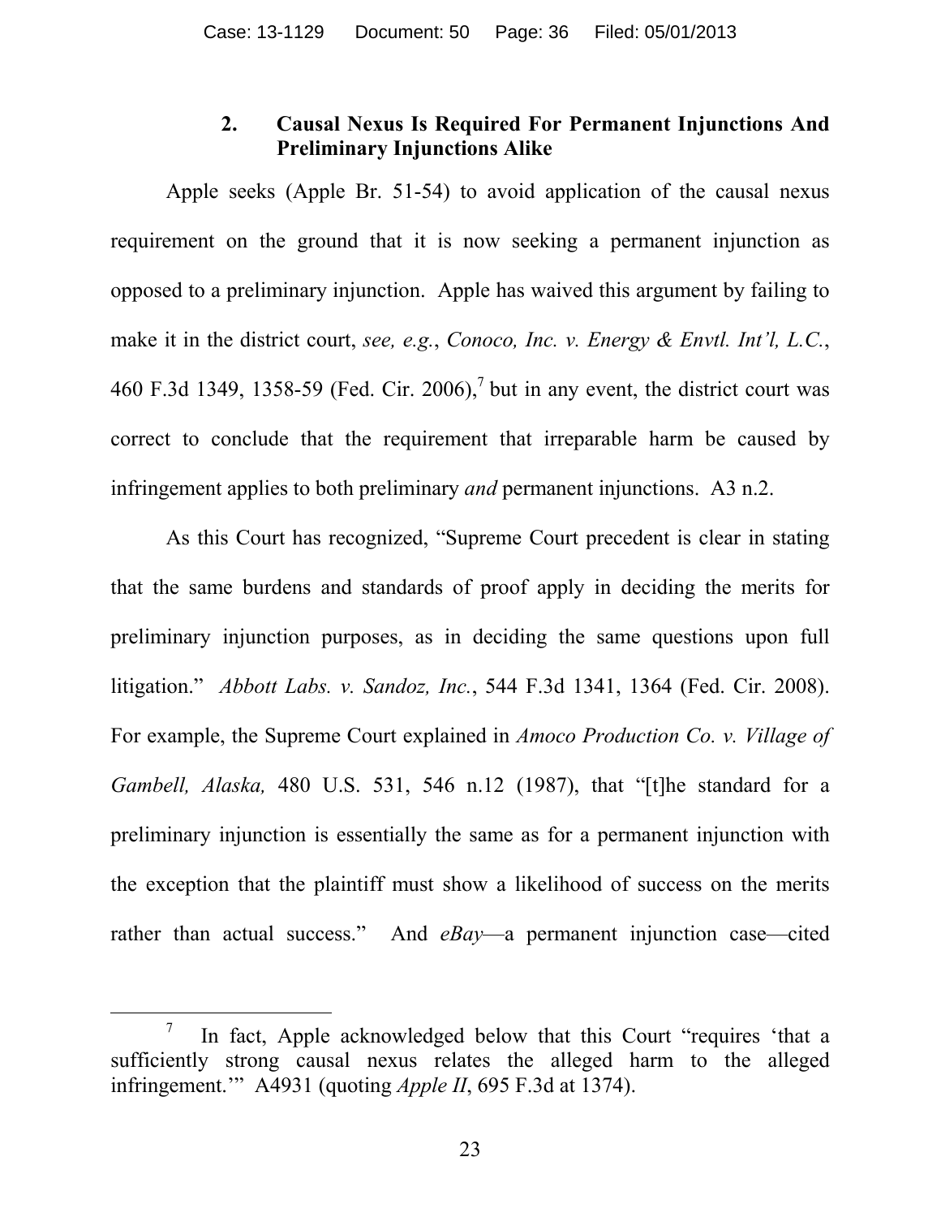### 2. Causal Nexus Is Required For Permanent Injunctions And Preliminary Injunctions Alike

Apple seeks (Apple Br. 51-54) to avoid application of the causal nexus requirement on the ground that it is now seeking a permanent injunction as opposed to a preliminary injunction. Apple has waived this argument by failing to make it in the district court, *see, e.g.*, *Conoco, Inc. v. Energy & Envtl. Int'l, L.C.*, 460 F.3d 1349, 1358-59 (Fed. Cir. 2006),[7] but in any event, the district court was correct to conclude that the requirement that irreparable harm be caused by infringement applies to both preliminary *and* permanent injunctions. A3 n.2.

As this Court has recognized, "Supreme Court precedent is clear in stating that the same burdens and standards of proof apply in deciding the merits for preliminary injunction purposes, as in deciding the same questions upon full litigation." *Abbott Labs. v. Sandoz, Inc.*, 544 F.3d 1341, 1364 (Fed. Cir. 2008). For example, the Supreme Court explained in *Amoco Production Co. v. Village of Gambell, Alaska,* 480 U.S. 531, 546 n.12 (1987), that "[t]he standard for a preliminary injunction is essentially the same as for a permanent injunction with the exception that the plaintiff must show a likelihood of success on the merits rather than actual success." And *eBay*—a permanent injunction case—cited

[7] In fact, Apple acknowledged below that this Court "requires 'that a sufficiently strong causal nexus relates the alleged harm to the alleged infringement.'" A4931 (quoting *Apple II*, 695 F.3d at 1374).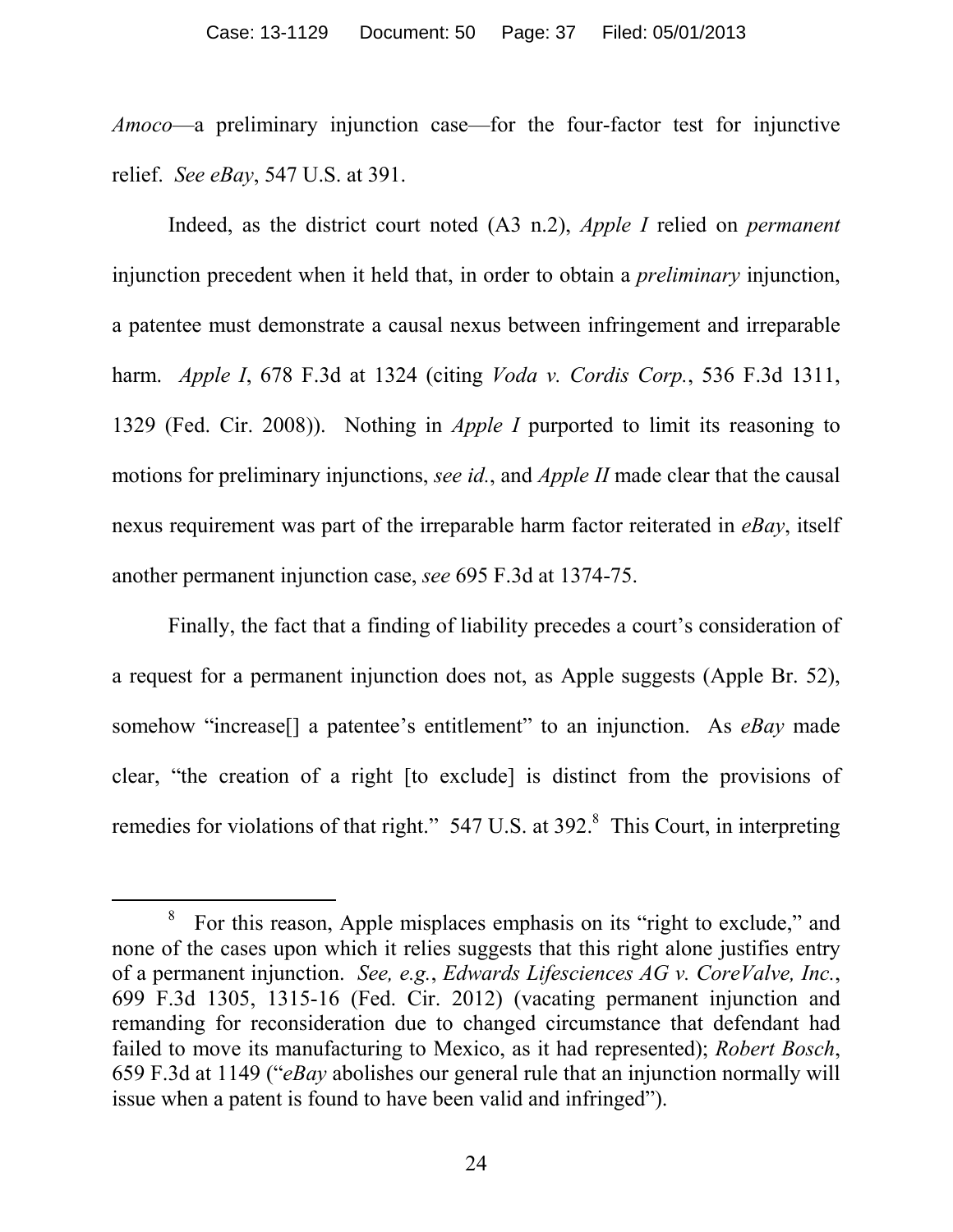*Amoco*—a preliminary injunction case—for the four-factor test for injunctive relief. *See eBay*, 547 U.S. at 391.

Indeed, as the district court noted (A3 n.2), *Apple I* relied on *permanent* injunction precedent when it held that, in order to obtain a *preliminary* injunction, a patentee must demonstrate a causal nexus between infringement and irreparable harm. *Apple I*, 678 F.3d at 1324 (citing *Voda v. Cordis Corp.*, 536 F.3d 1311, 1329 (Fed. Cir. 2008)). Nothing in *Apple I* purported to limit its reasoning to motions for preliminary injunctions, *see id.*, and *Apple II* made clear that the causal nexus requirement was part of the irreparable harm factor reiterated in *eBay*, itself another permanent injunction case, *see* 695 F.3d at 1374-75.

Finally, the fact that a finding of liability precedes a court's consideration of a request for a permanent injunction does not, as Apple suggests (Apple Br. 52), somehow "increase[] a patentee's entitlement" to an injunction. As *eBay* made clear, "the creation of a right [to exclude] is distinct from the provisions of remedies for violations of that right." 547 U.S. at 392.[8] This Court, in interpreting

[8] For this reason, Apple misplaces emphasis on its "right to exclude," and none of the cases upon which it relies suggests that this right alone justifies entry of a permanent injunction. *See, e.g.*, *Edwards Lifesciences AG v. CoreValve, Inc.*, 699 F.3d 1305, 1315-16 (Fed. Cir. 2012) (vacating permanent injunction and remanding for reconsideration due to changed circumstance that defendant had failed to move its manufacturing to Mexico, as it had represented); *Robert Bosch*, 659 F.3d at 1149 ("*eBay* abolishes our general rule that an injunction normally will issue when a patent is found to have been valid and infringed").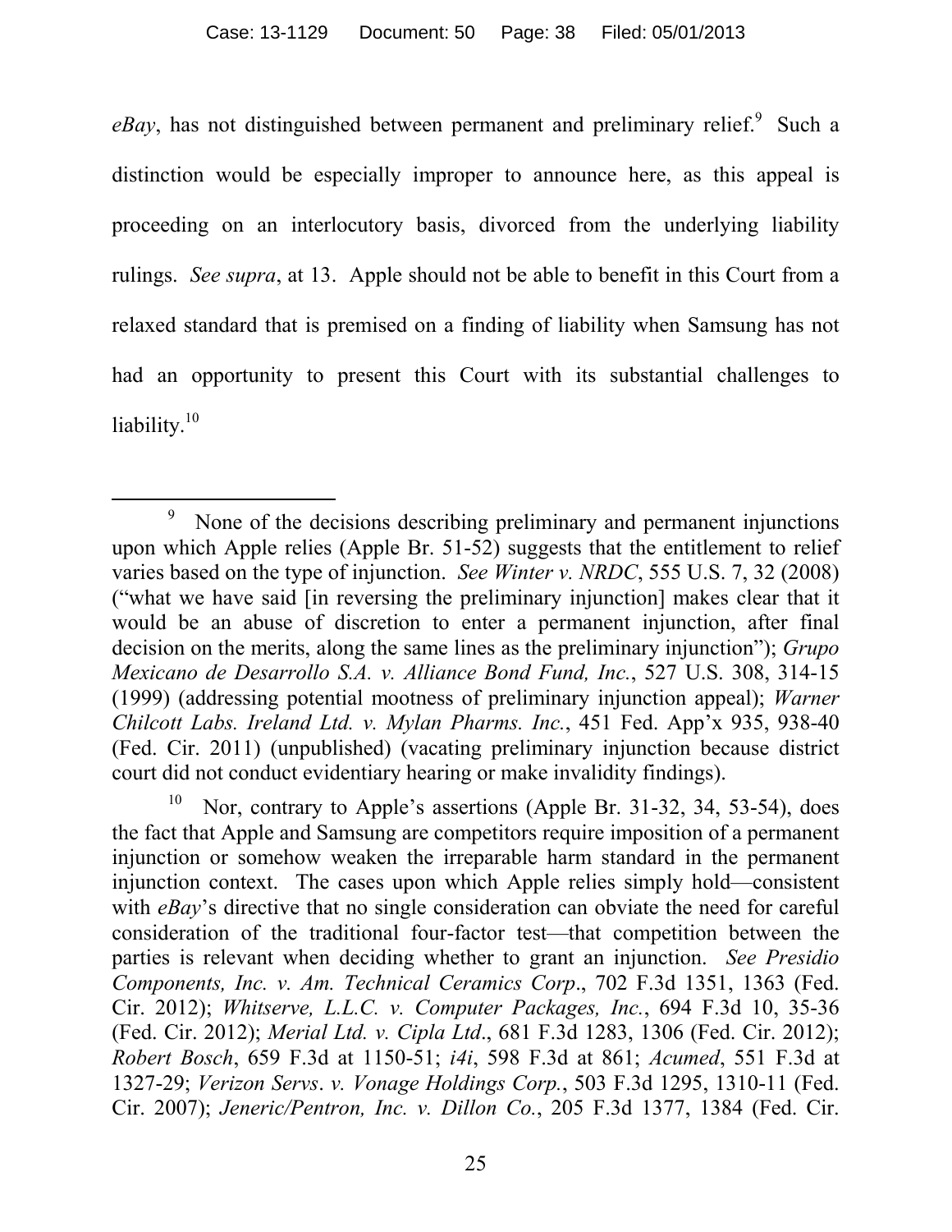*eBay*, has not distinguished between permanent and preliminary relief.[9] Such a distinction would be especially improper to announce here, as this appeal is proceeding on an interlocutory basis, divorced from the underlying liability rulings. *See supra*, at 13. Apple should not be able to benefit in this Court from a relaxed standard that is premised on a finding of liability when Samsung has not had an opportunity to present this Court with its substantial challenges to liability.[10]

---

[9] None of the decisions describing preliminary and permanent injunctions upon which Apple relies (Apple Br. 51-52) suggests that the entitlement to relief varies based on the type of injunction. *See Winter v. NRDC*, 555 U.S. 7, 32 (2008) ("what we have said [in reversing the preliminary injunction] makes clear that it would be an abuse of discretion to enter a permanent injunction, after final decision on the merits, along the same lines as the preliminary injunction"); *Grupo Mexicano de Desarrollo S.A. v. Alliance Bond Fund, Inc.*, 527 U.S. 308, 314-15 (1999) (addressing potential mootness of preliminary injunction appeal); *Warner Chilcott Labs. Ireland Ltd. v. Mylan Pharms. Inc.*, 451 Fed. App'x 935, 938-40 (Fed. Cir. 2011) (unpublished) (vacating preliminary injunction because district court did not conduct evidentiary hearing or make invalidity findings).

[10] Nor, contrary to Apple's assertions (Apple Br. 31-32, 34, 53-54), does the fact that Apple and Samsung are competitors require imposition of a permanent injunction or somehow weaken the irreparable harm standard in the permanent injunction context. The cases upon which Apple relies simply hold—consistent with *eBay*'s directive that no single consideration can obviate the need for careful consideration of the traditional four-factor test—that competition between the parties is relevant when deciding whether to grant an injunction. *See Presidio Components, Inc. v. Am. Technical Ceramics Corp*., 702 F.3d 1351, 1363 (Fed. Cir. 2012); *Whitserve, L.L.C. v. Computer Packages, Inc.*, 694 F.3d 10, 35-36 (Fed. Cir. 2012); *Merial Ltd. v. Cipla Ltd*., 681 F.3d 1283, 1306 (Fed. Cir. 2012); *Robert Bosch*, 659 F.3d at 1150-51; *i4i*, 598 F.3d at 861; *Acumed*, 551 F.3d at 1327-29; *Verizon Servs*. *v. Vonage Holdings Corp.*, 503 F.3d 1295, 1310-11 (Fed. Cir. 2007); *Jeneric/Pentron, Inc. v. Dillon Co.*, 205 F.3d 1377, 1384 (Fed. Cir.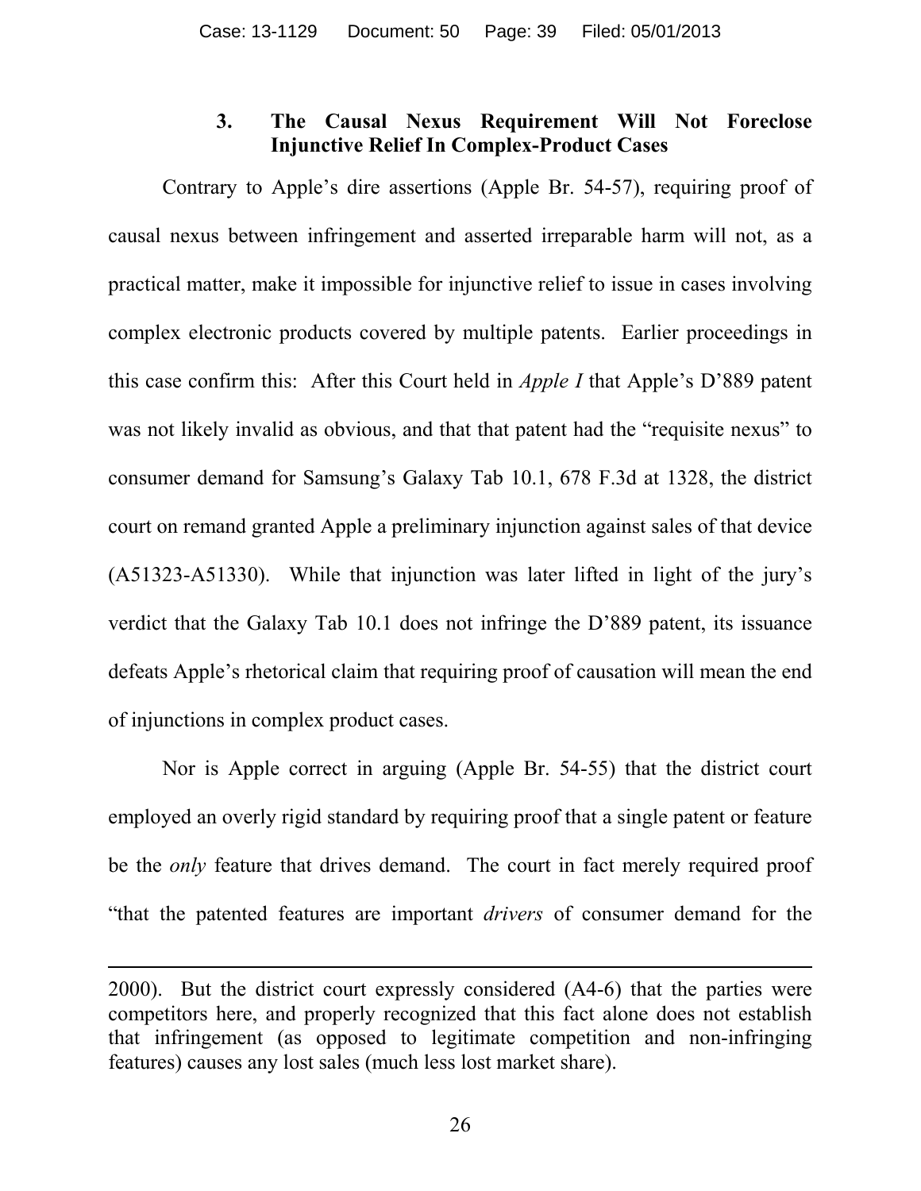### 3. The Causal Nexus Requirement Will Not Foreclose Injunctive Relief In Complex-Product Cases

Contrary to Apple's dire assertions (Apple Br. 54-57), requiring proof of causal nexus between infringement and asserted irreparable harm will not, as a practical matter, make it impossible for injunctive relief to issue in cases involving complex electronic products covered by multiple patents. Earlier proceedings in this case confirm this: After this Court held in *Apple I* that Apple's D'889 patent was not likely invalid as obvious, and that that patent had the "requisite nexus" to consumer demand for Samsung's Galaxy Tab 10.1, 678 F.3d at 1328, the district court on remand granted Apple a preliminary injunction against sales of that device (A51323-A51330). While that injunction was later lifted in light of the jury's verdict that the Galaxy Tab 10.1 does not infringe the D'889 patent, its issuance defeats Apple's rhetorical claim that requiring proof of causation will mean the end of injunctions in complex product cases.

Nor is Apple correct in arguing (Apple Br. 54-55) that the district court employed an overly rigid standard by requiring proof that a single patent or feature be the *only* feature that drives demand. The court in fact merely required proof "that the patented features are important *drivers* of consumer demand for the

---

2000). But the district court expressly considered (A4-6) that the parties were competitors here, and properly recognized that this fact alone does not establish that infringement (as opposed to legitimate competition and non-infringing features) causes any lost sales (much less lost market share).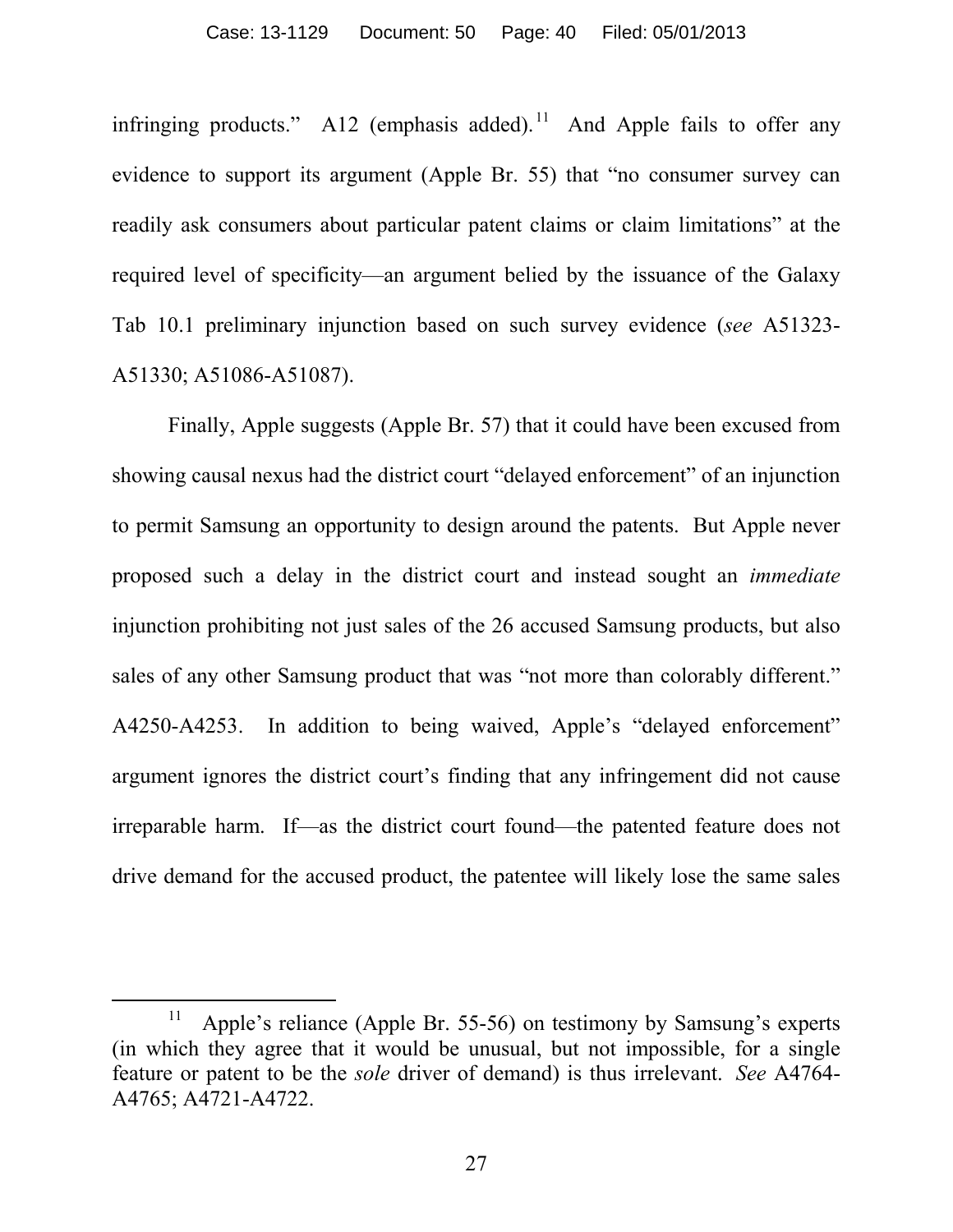infringing products." A12 (emphasis added).[11] And Apple fails to offer any evidence to support its argument (Apple Br. 55) that "no consumer survey can readily ask consumers about particular patent claims or claim limitations" at the required level of specificity—an argument belied by the issuance of the Galaxy Tab 10.1 preliminary injunction based on such survey evidence (*see* A51323-A51330; A51086-A51087).

Finally, Apple suggests (Apple Br. 57) that it could have been excused from showing causal nexus had the district court "delayed enforcement" of an injunction to permit Samsung an opportunity to design around the patents. But Apple never proposed such a delay in the district court and instead sought an *immediate* injunction prohibiting not just sales of the 26 accused Samsung products, but also sales of any other Samsung product that was "not more than colorably different." A4250-A4253. In addition to being waived, Apple's "delayed enforcement" argument ignores the district court's finding that any infringement did not cause irreparable harm. If—as the district court found—the patented feature does not drive demand for the accused product, the patentee will likely lose the same sales

---

[11] Apple's reliance (Apple Br. 55-56) on testimony by Samsung's experts (in which they agree that it would be unusual, but not impossible, for a single feature or patent to be the *sole* driver of demand) is thus irrelevant. *See* A4764-A4765; A4721-A4722.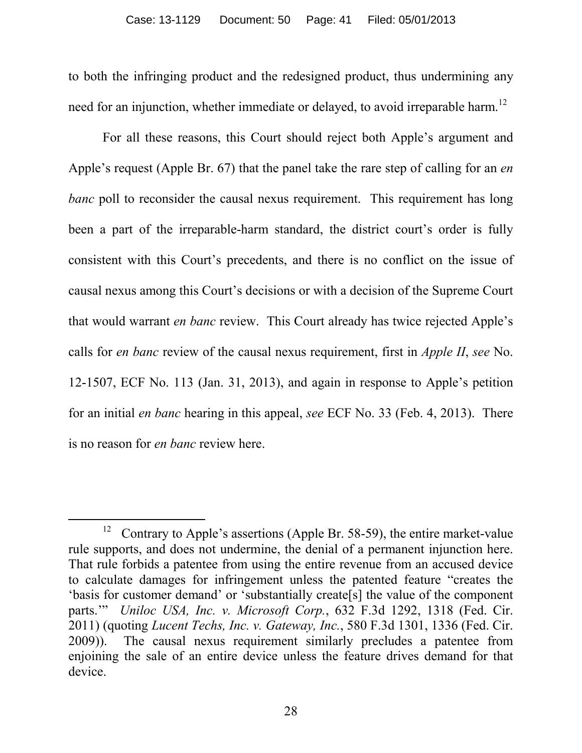to both the infringing product and the redesigned product, thus undermining any need for an injunction, whether immediate or delayed, to avoid irreparable harm.[12]

For all these reasons, this Court should reject both Apple's argument and Apple's request (Apple Br. 67) that the panel take the rare step of calling for an *en banc* poll to reconsider the causal nexus requirement. This requirement has long been a part of the irreparable-harm standard, the district court's order is fully consistent with this Court's precedents, and there is no conflict on the issue of causal nexus among this Court's decisions or with a decision of the Supreme Court that would warrant *en banc* review. This Court already has twice rejected Apple's calls for *en banc* review of the causal nexus requirement, first in *Apple II*, *see* No. 12-1507, ECF No. 113 (Jan. 31, 2013), and again in response to Apple's petition for an initial *en banc* hearing in this appeal, *see* ECF No. 33 (Feb. 4, 2013). There is no reason for *en banc* review here.

---

[12] Contrary to Apple's assertions (Apple Br. 58-59), the entire market-value rule supports, and does not undermine, the denial of a permanent injunction here. That rule forbids a patentee from using the entire revenue from an accused device to calculate damages for infringement unless the patented feature "creates the 'basis for customer demand' or 'substantially create[s] the value of the component parts.'" *Uniloc USA, Inc. v. Microsoft Corp.*, 632 F.3d 1292, 1318 (Fed. Cir. 2011) (quoting *Lucent Techs, Inc. v. Gateway, Inc.*, 580 F.3d 1301, 1336 (Fed. Cir. 2009)). The causal nexus requirement similarly precludes a patentee from enjoining the sale of an entire device unless the feature drives demand for that device.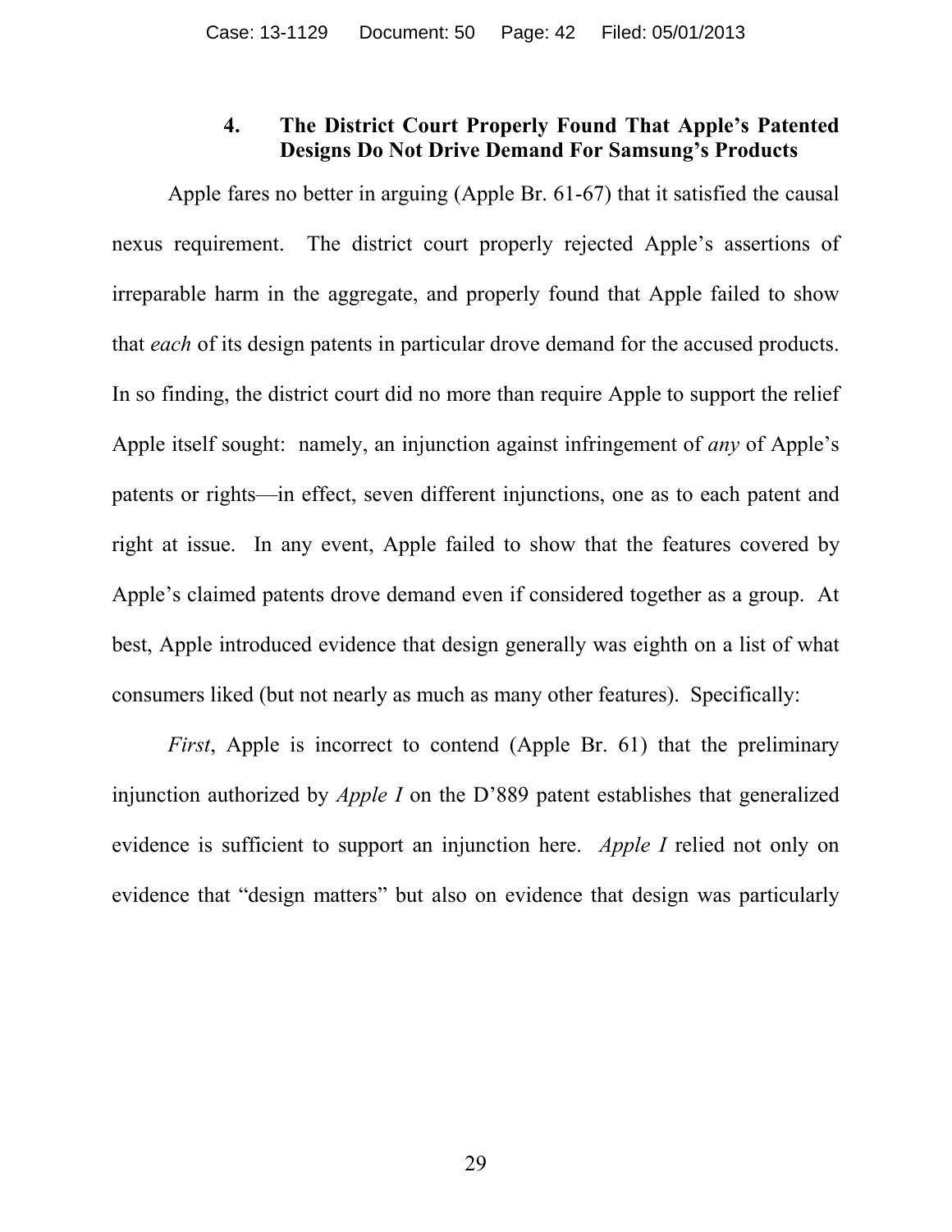### 4. The District Court Properly Found That Apple's Patented Designs Do Not Drive Demand For Samsung's Products

Apple fares no better in arguing (Apple Br. 61-67) that it satisfied the causal nexus requirement. The district court properly rejected Apple's assertions of irreparable harm in the aggregate, and properly found that Apple failed to show that *each* of its design patents in particular drove demand for the accused products. In so finding, the district court did no more than require Apple to support the relief Apple itself sought: namely, an injunction against infringement of *any* of Apple's patents or rights—in effect, seven different injunctions, one as to each patent and right at issue. In any event, Apple failed to show that the features covered by Apple's claimed patents drove demand even if considered together as a group. At best, Apple introduced evidence that design generally was eighth on a list of what consumers liked (but not nearly as much as many other features). Specifically:

*First*, Apple is incorrect to contend (Apple Br. 61) that the preliminary injunction authorized by *Apple I* on the D'889 patent establishes that generalized evidence is sufficient to support an injunction here. *Apple I* relied not only on evidence that "design matters" but also on evidence that design was particularly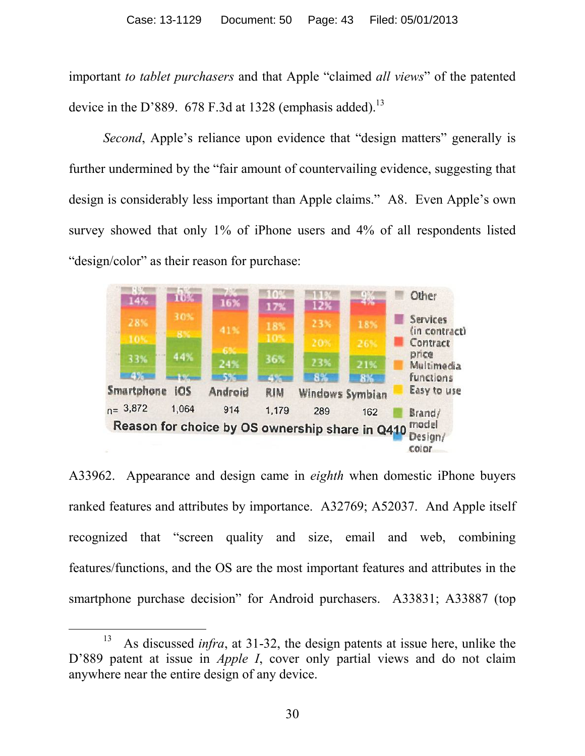important *to tablet purchasers* and that Apple "claimed *all views*" of the patented device in the D'889. 678 F.3d at 1328 (emphasis added).[13]

*Second*, Apple's reliance upon evidence that "design matters" generally is further undermined by the "fair amount of countervailing evidence, suggesting that design is considerably less important than Apple claims." A8. Even Apple's own survey showed that only 1% of iPhone users and 4% of all respondents listed "design/color" as their reason for purchase:

Reason for choice by OS ownership share in Q410

| | Smartphone | iOS | Android | RIM | Windows | Symbian |
|---|---|---|---|---|---|---|
| n= | 3,872 | 1,064 | 914 | 1,179 | 289 | 162 |
| Other | 8% | 6% | 7% | 10% | 11% | 9% |
| Services (in contract) | 14% | 10% | 16% | 17% | 12% | |
| Contract price | | | | | | 4% |
| Multimedia functions | 28% | 30% | 41% | 18% | 23% | 18% |
| Easy to use | 10% | 8% | 6% | 10% | 20% | 26% |
| Brand/model | 33% | 44% | 24% | 36% | 23% | 21% |
| Design/color | 4% | 1% | 5% | 4% | 8% | 8% |

A33962. Appearance and design came in *eighth* when domestic iPhone buyers ranked features and attributes by importance. A32769; A52037. And Apple itself recognized that "screen quality and size, email and web, combining features/functions, and the OS are the most important features and attributes in the smartphone purchase decision" for Android purchasers. A33831; A33887 (top

[13] As discussed *infra*, at 31-32, the design patents at issue here, unlike the D'889 patent at issue in *Apple I*, cover only partial views and do not claim anywhere near the entire design of any device.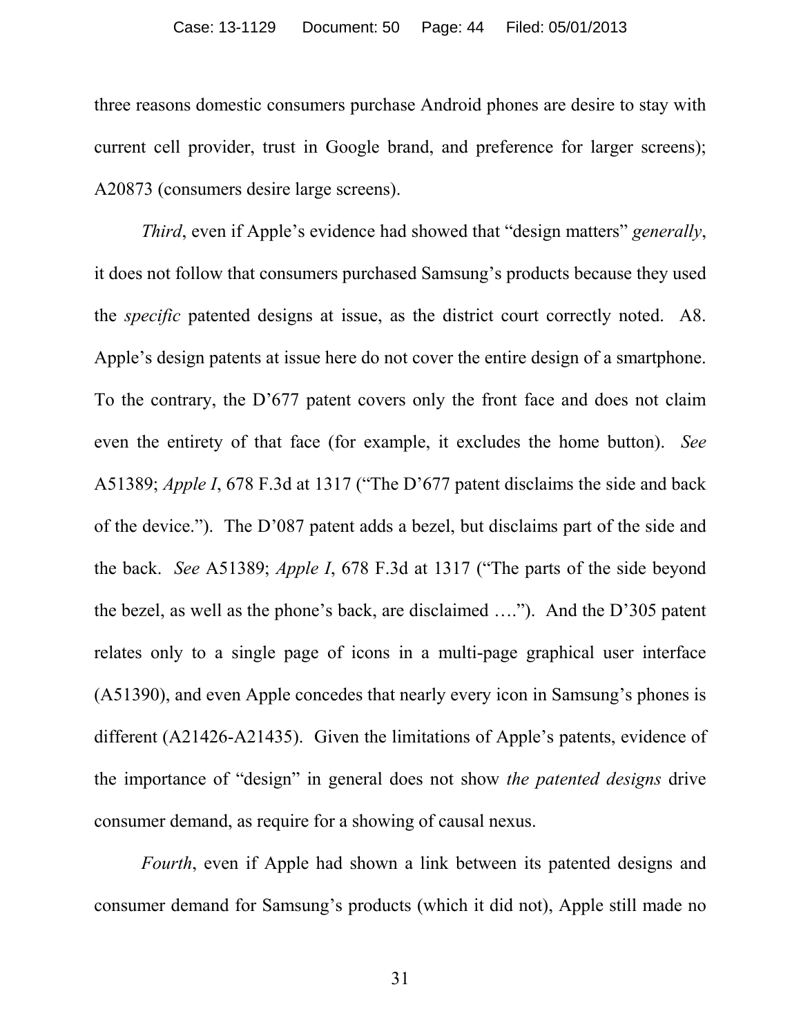three reasons domestic consumers purchase Android phones are desire to stay with current cell provider, trust in Google brand, and preference for larger screens); A20873 (consumers desire large screens).

*Third*, even if Apple's evidence had showed that "design matters" *generally*, it does not follow that consumers purchased Samsung's products because they used the *specific* patented designs at issue, as the district court correctly noted. A8. Apple's design patents at issue here do not cover the entire design of a smartphone. To the contrary, the D'677 patent covers only the front face and does not claim even the entirety of that face (for example, it excludes the home button). *See* A51389; *Apple I*, 678 F.3d at 1317 ("The D'677 patent disclaims the side and back of the device."). The D'087 patent adds a bezel, but disclaims part of the side and the back. *See* A51389; *Apple I*, 678 F.3d at 1317 ("The parts of the side beyond the bezel, as well as the phone's back, are disclaimed …."). And the D'305 patent relates only to a single page of icons in a multi-page graphical user interface (A51390), and even Apple concedes that nearly every icon in Samsung's phones is different (A21426-A21435). Given the limitations of Apple's patents, evidence of the importance of "design" in general does not show *the patented designs* drive consumer demand, as require for a showing of causal nexus.

*Fourth*, even if Apple had shown a link between its patented designs and consumer demand for Samsung's products (which it did not), Apple still made no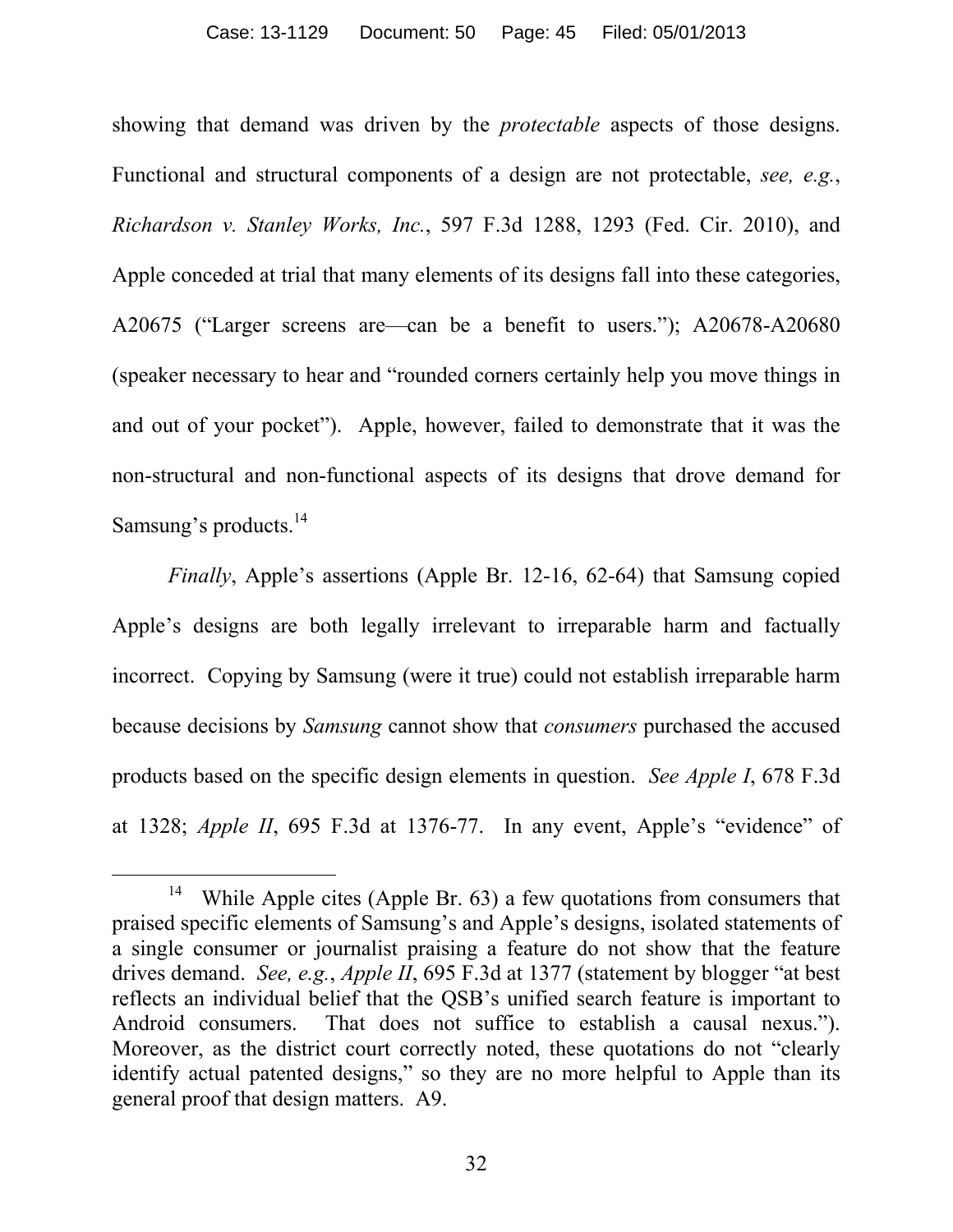showing that demand was driven by the *protectable* aspects of those designs. Functional and structural components of a design are not protectable, *see, e.g.*, *Richardson v. Stanley Works, Inc.*, 597 F.3d 1288, 1293 (Fed. Cir. 2010), and Apple conceded at trial that many elements of its designs fall into these categories, A20675 ("Larger screens are—can be a benefit to users."); A20678-A20680 (speaker necessary to hear and "rounded corners certainly help you move things in and out of your pocket"). Apple, however, failed to demonstrate that it was the non-structural and non-functional aspects of its designs that drove demand for Samsung's products.[14]

*Finally*, Apple's assertions (Apple Br. 12-16, 62-64) that Samsung copied Apple's designs are both legally irrelevant to irreparable harm and factually incorrect. Copying by Samsung (were it true) could not establish irreparable harm because decisions by *Samsung* cannot show that *consumers* purchased the accused products based on the specific design elements in question. *See Apple I*, 678 F.3d at 1328; *Apple II*, 695 F.3d at 1376-77. In any event, Apple's "evidence" of

---

[14] While Apple cites (Apple Br. 63) a few quotations from consumers that praised specific elements of Samsung's and Apple's designs, isolated statements of a single consumer or journalist praising a feature do not show that the feature drives demand. *See, e.g.*, *Apple II*, 695 F.3d at 1377 (statement by blogger "at best reflects an individual belief that the QSB's unified search feature is important to Android consumers. That does not suffice to establish a causal nexus."). Moreover, as the district court correctly noted, these quotations do not "clearly identify actual patented designs," so they are no more helpful to Apple than its general proof that design matters. A9.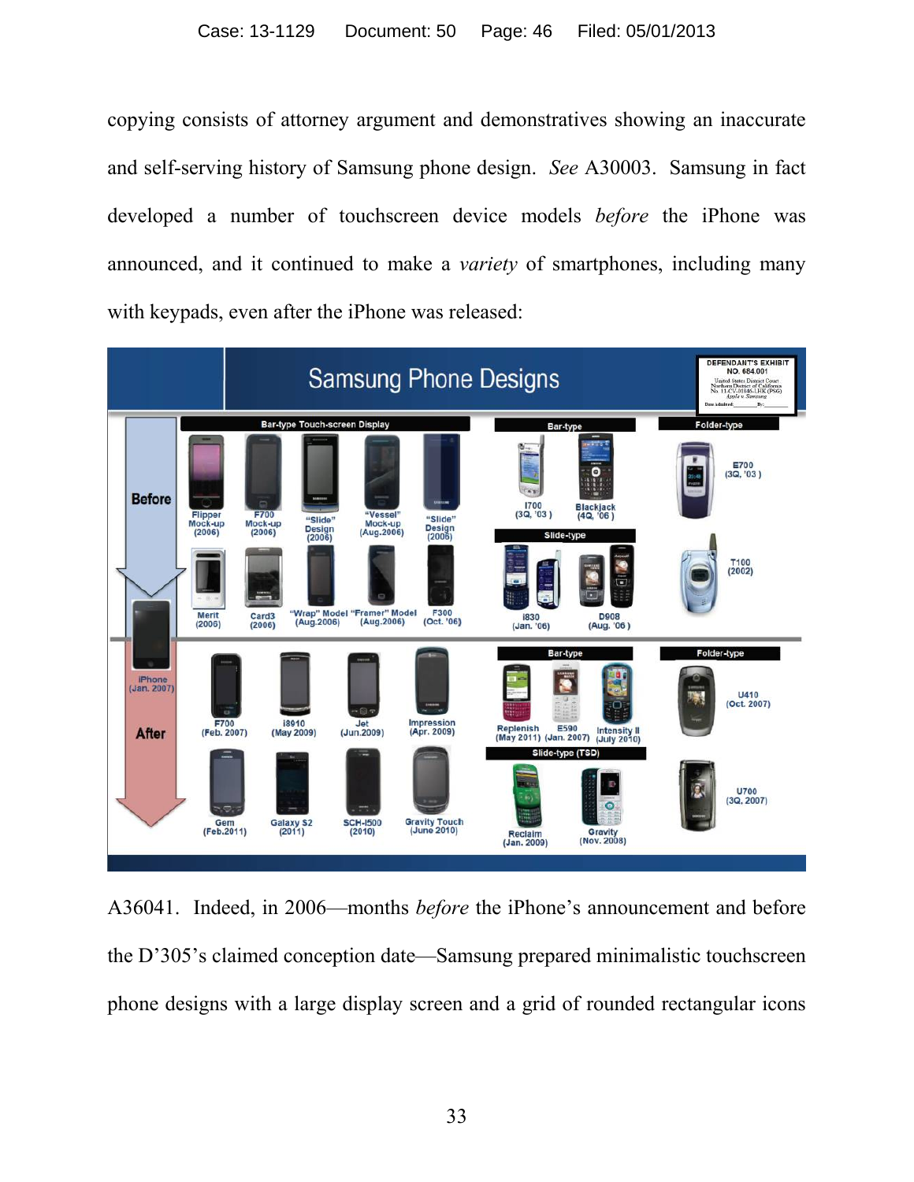copying consists of attorney argument and demonstratives showing an inaccurate and self-serving history of Samsung phone design. *See* A30003. Samsung in fact developed a number of touchscreen device models *before* the iPhone was announced, and it continued to make a *variety* of smartphones, including many with keypads, even after the iPhone was released:

A36041. Indeed, in 2006—months *before* the iPhone's announcement and before the D'305's claimed conception date—Samsung prepared minimalistic touchscreen phone designs with a large display screen and a grid of rounded rectangular icons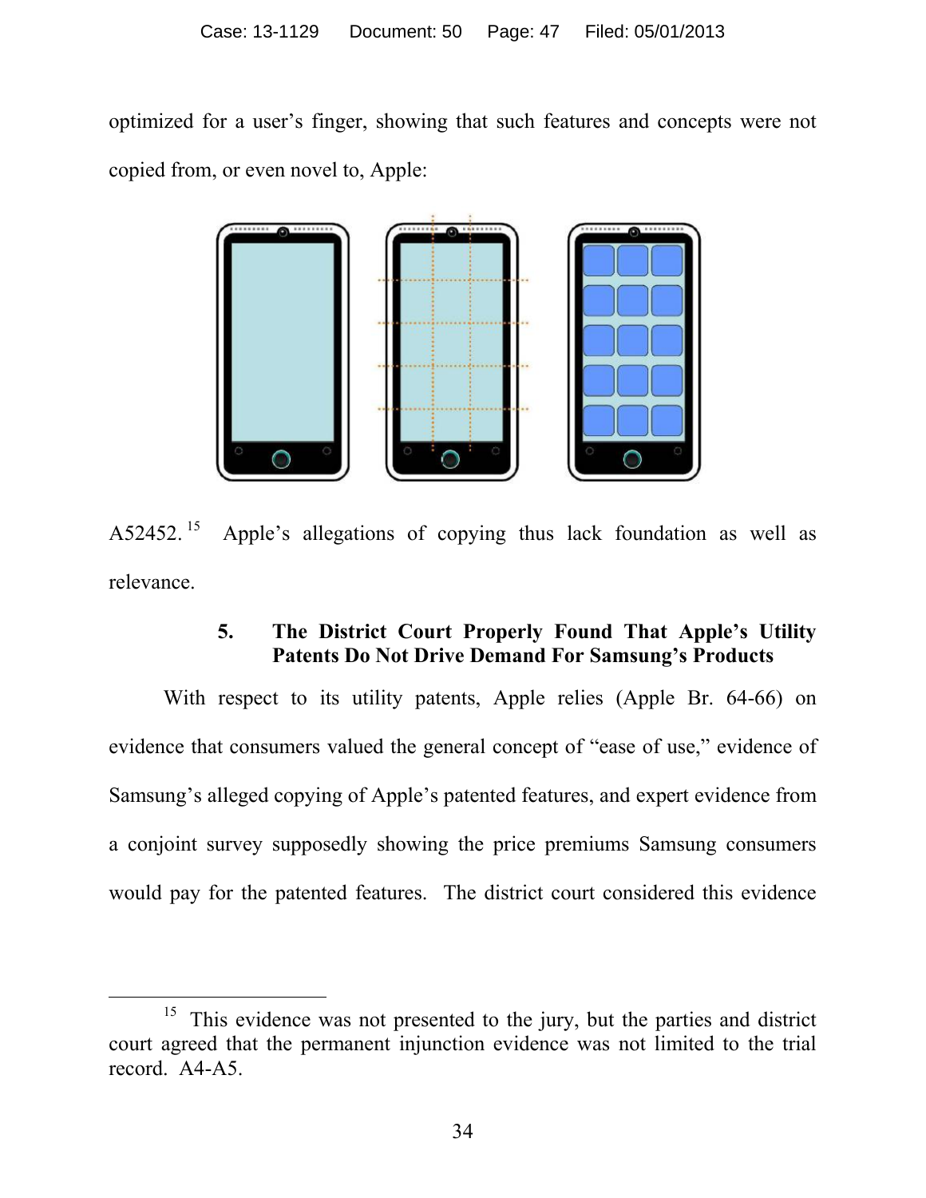optimized for a user's finger, showing that such features and concepts were not copied from, or even novel to, Apple:

A52452.[15] Apple's allegations of copying thus lack foundation as well as relevance.

### 5. The District Court Properly Found That Apple's Utility Patents Do Not Drive Demand For Samsung's Products

With respect to its utility patents, Apple relies (Apple Br. 64-66) on evidence that consumers valued the general concept of "ease of use," evidence of Samsung's alleged copying of Apple's patented features, and expert evidence from a conjoint survey supposedly showing the price premiums Samsung consumers would pay for the patented features. The district court considered this evidence

---

[15] This evidence was not presented to the jury, but the parties and district court agreed that the permanent injunction evidence was not limited to the trial record. A4-A5.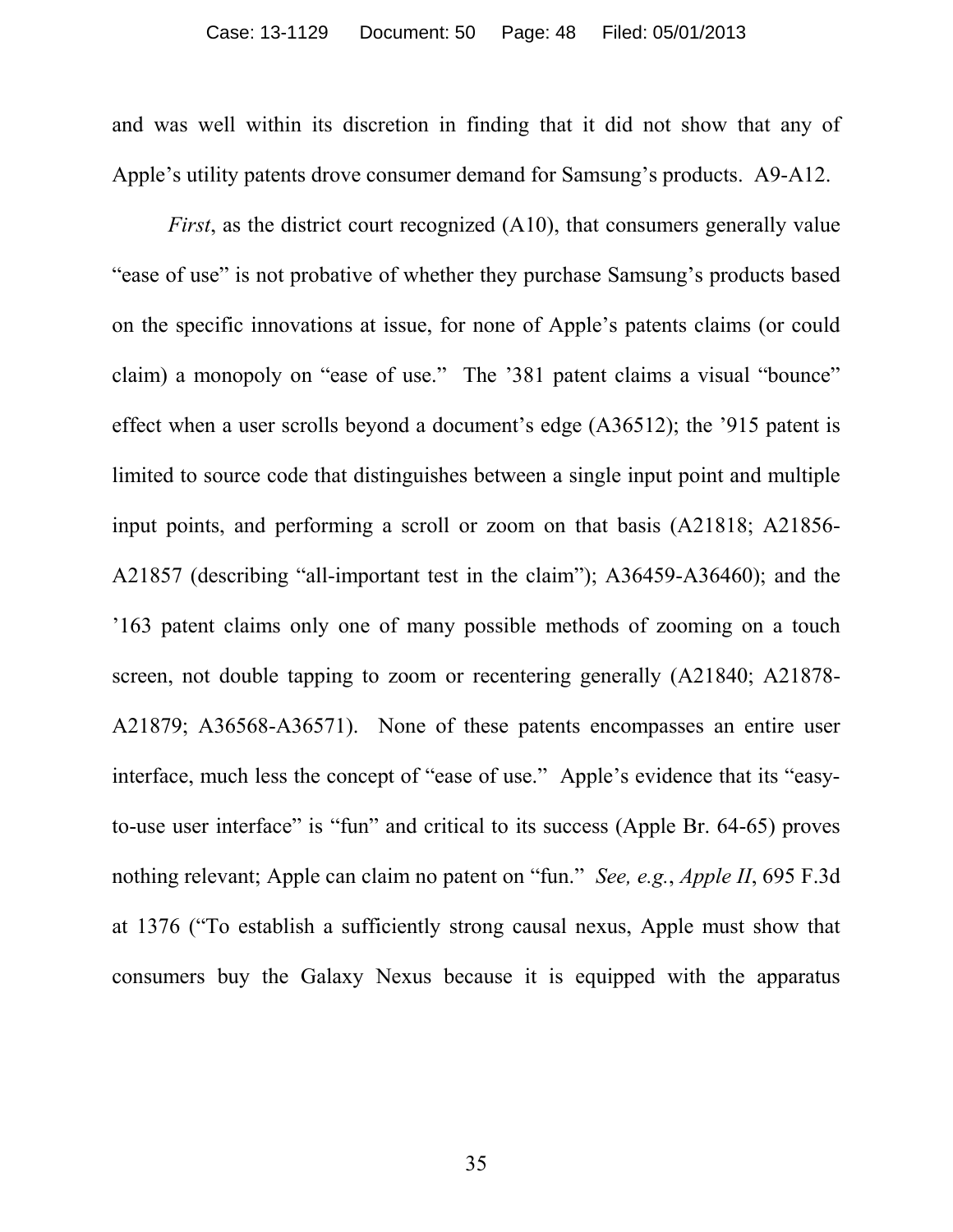and was well within its discretion in finding that it did not show that any of Apple's utility patents drove consumer demand for Samsung's products. A9-A12.

*First*, as the district court recognized (A10), that consumers generally value "ease of use" is not probative of whether they purchase Samsung's products based on the specific innovations at issue, for none of Apple's patents claims (or could claim) a monopoly on "ease of use." The '381 patent claims a visual "bounce" effect when a user scrolls beyond a document's edge (A36512); the '915 patent is limited to source code that distinguishes between a single input point and multiple input points, and performing a scroll or zoom on that basis (A21818; A21856-A21857 (describing "all-important test in the claim"); A36459-A36460); and the '163 patent claims only one of many possible methods of zooming on a touch screen, not double tapping to zoom or recentering generally (A21840; A21878-A21879; A36568-A36571). None of these patents encompasses an entire user interface, much less the concept of "ease of use." Apple's evidence that its "easy-to-use user interface" is "fun" and critical to its success (Apple Br. 64-65) proves nothing relevant; Apple can claim no patent on "fun." *See, e.g.*, *Apple II*, 695 F.3d at 1376 ("To establish a sufficiently strong causal nexus, Apple must show that consumers buy the Galaxy Nexus because it is equipped with the apparatus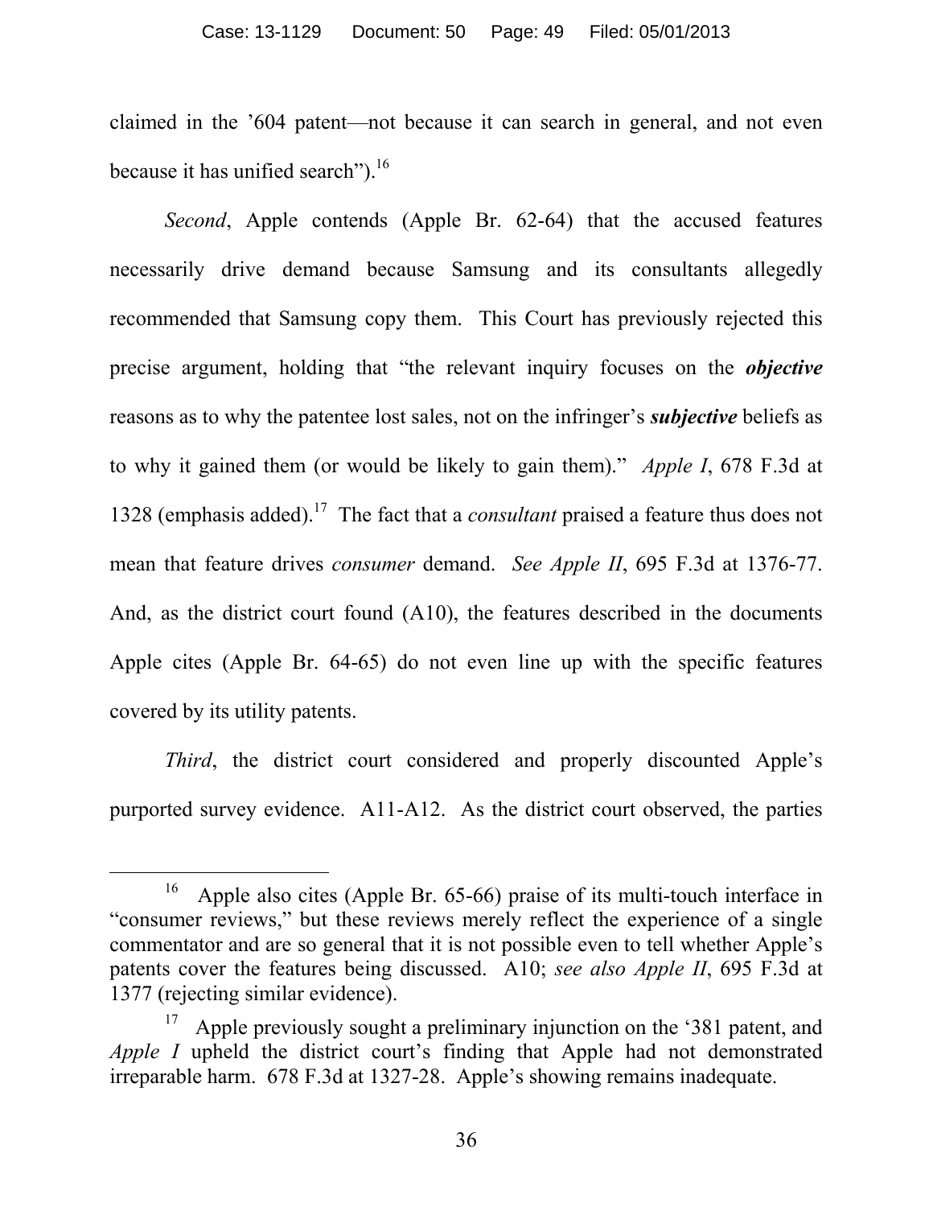claimed in the ’604 patent—not because it can search in general, and not even because it has unified search”).[16]

*Second*, Apple contends (Apple Br. 62-64) that the accused features necessarily drive demand because Samsung and its consultants allegedly recommended that Samsung copy them. This Court has previously rejected this precise argument, holding that “the relevant inquiry focuses on the ***objective*** reasons as to why the patentee lost sales, not on the infringer’s ***subjective*** beliefs as to why it gained them (or would be likely to gain them).” *Apple I*, 678 F.3d at 1328 (emphasis added).[17] The fact that a *consultant* praised a feature thus does not mean that feature drives *consumer* demand. *See Apple II*, 695 F.3d at 1376-77. And, as the district court found (A10), the features described in the documents Apple cites (Apple Br. 64-65) do not even line up with the specific features covered by its utility patents.

*Third*, the district court considered and properly discounted Apple’s purported survey evidence. A11-A12. As the district court observed, the parties

---

[16] Apple also cites (Apple Br. 65-66) praise of its multi-touch interface in “consumer reviews,” but these reviews merely reflect the experience of a single commentator and are so general that it is not possible even to tell whether Apple’s patents cover the features being discussed. A10; *see also Apple II*, 695 F.3d at 1377 (rejecting similar evidence).

[17] Apple previously sought a preliminary injunction on the ‘381 patent, and *Apple I* upheld the district court’s finding that Apple had not demonstrated irreparable harm. 678 F.3d at 1327-28. Apple’s showing remains inadequate.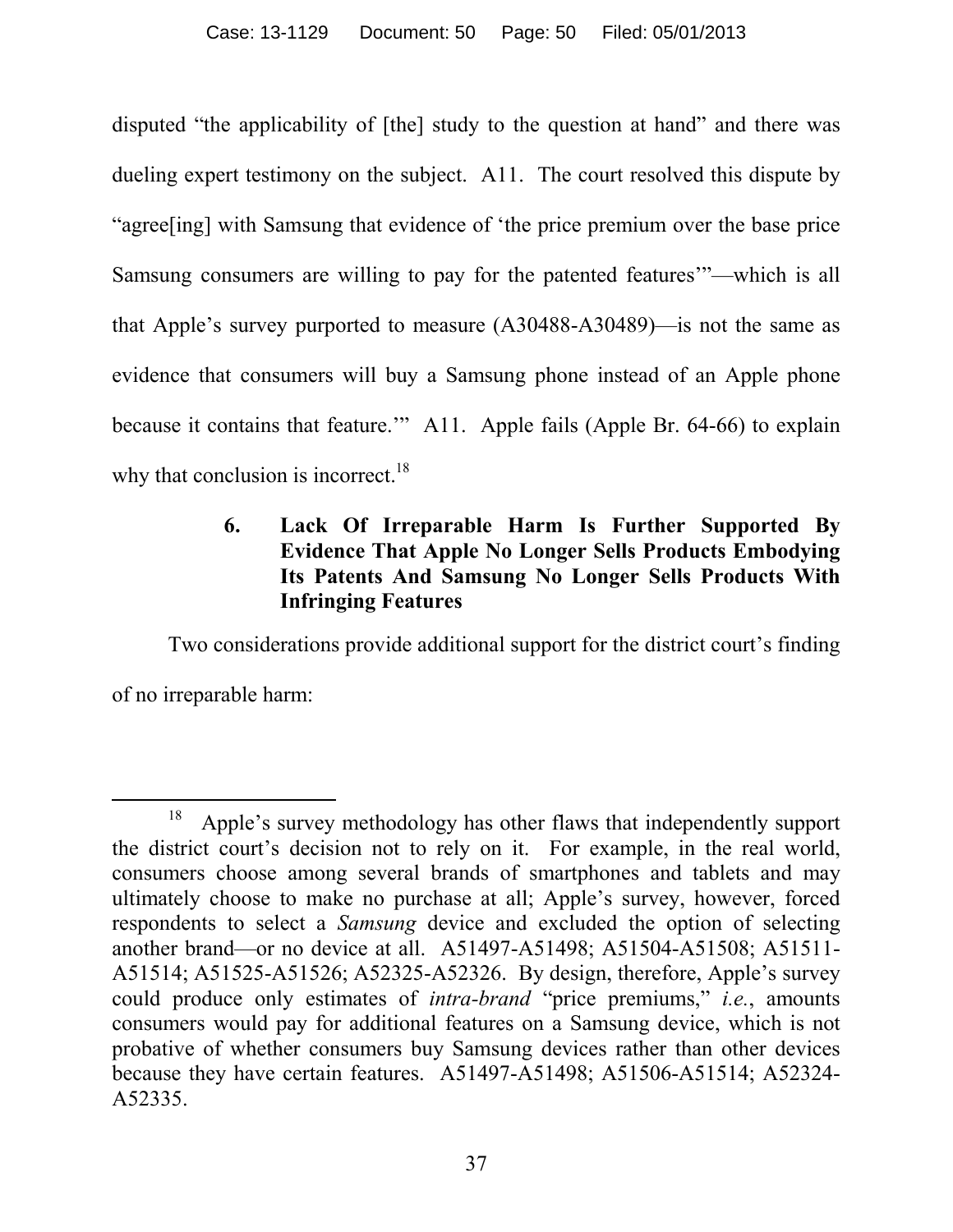disputed "the applicability of [the] study to the question at hand" and there was dueling expert testimony on the subject. A11. The court resolved this dispute by "agree[ing] with Samsung that evidence of 'the price premium over the base price Samsung consumers are willing to pay for the patented features'"—which is all that Apple's survey purported to measure (A30488-A30489)—is not the same as evidence that consumers will buy a Samsung phone instead of an Apple phone because it contains that feature.'" A11. Apple fails (Apple Br. 64-66) to explain why that conclusion is incorrect.[18]

#### 6. Lack Of Irreparable Harm Is Further Supported By Evidence That Apple No Longer Sells Products Embodying Its Patents And Samsung No Longer Sells Products With Infringing Features

Two considerations provide additional support for the district court's finding of no irreparable harm:

---

[18] Apple's survey methodology has other flaws that independently support the district court's decision not to rely on it. For example, in the real world, consumers choose among several brands of smartphones and tablets and may ultimately choose to make no purchase at all; Apple's survey, however, forced respondents to select a *Samsung* device and excluded the option of selecting another brand—or no device at all. A51497-A51498; A51504-A51508; A51511-A51514; A51525-A51526; A52325-A52326. By design, therefore, Apple's survey could produce only estimates of *intra-brand* "price premiums," *i.e.*, amounts consumers would pay for additional features on a Samsung device, which is not probative of whether consumers buy Samsung devices rather than other devices because they have certain features. A51497-A51498; A51506-A51514; A52324-A52335.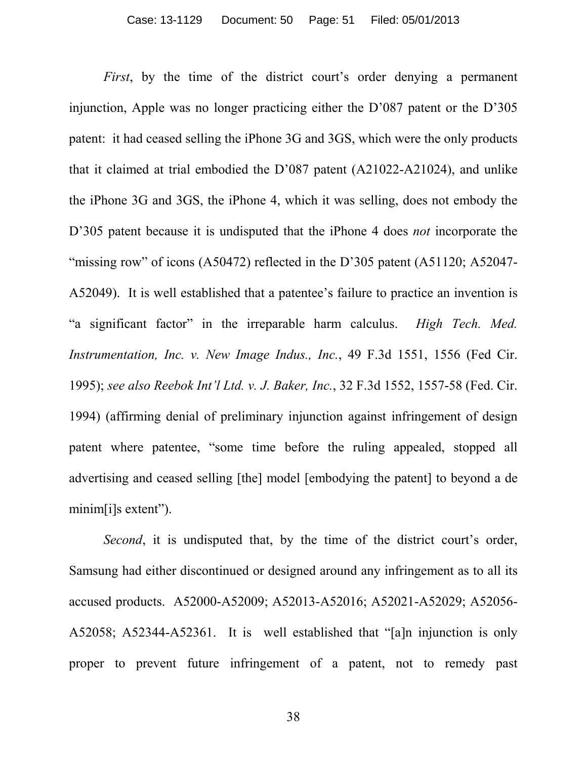*First*, by the time of the district court's order denying a permanent injunction, Apple was no longer practicing either the D'087 patent or the D'305 patent: it had ceased selling the iPhone 3G and 3GS, which were the only products that it claimed at trial embodied the D'087 patent (A21022-A21024), and unlike the iPhone 3G and 3GS, the iPhone 4, which it was selling, does not embody the D'305 patent because it is undisputed that the iPhone 4 does *not* incorporate the "missing row" of icons (A50472) reflected in the D'305 patent (A51120; A52047-A52049). It is well established that a patentee's failure to practice an invention is "a significant factor" in the irreparable harm calculus. *High Tech. Med. Instrumentation, Inc. v. New Image Indus., Inc.*, 49 F.3d 1551, 1556 (Fed Cir. 1995); *see also Reebok Int'l Ltd. v. J. Baker, Inc.*, 32 F.3d 1552, 1557-58 (Fed. Cir. 1994) (affirming denial of preliminary injunction against infringement of design patent where patentee, "some time before the ruling appealed, stopped all advertising and ceased selling [the] model [embodying the patent] to beyond a de minim[i]s extent").

*Second*, it is undisputed that, by the time of the district court's order, Samsung had either discontinued or designed around any infringement as to all its accused products. A52000-A52009; A52013-A52016; A52021-A52029; A52056-A52058; A52344-A52361. It is well established that "[a]n injunction is only proper to prevent future infringement of a patent, not to remedy past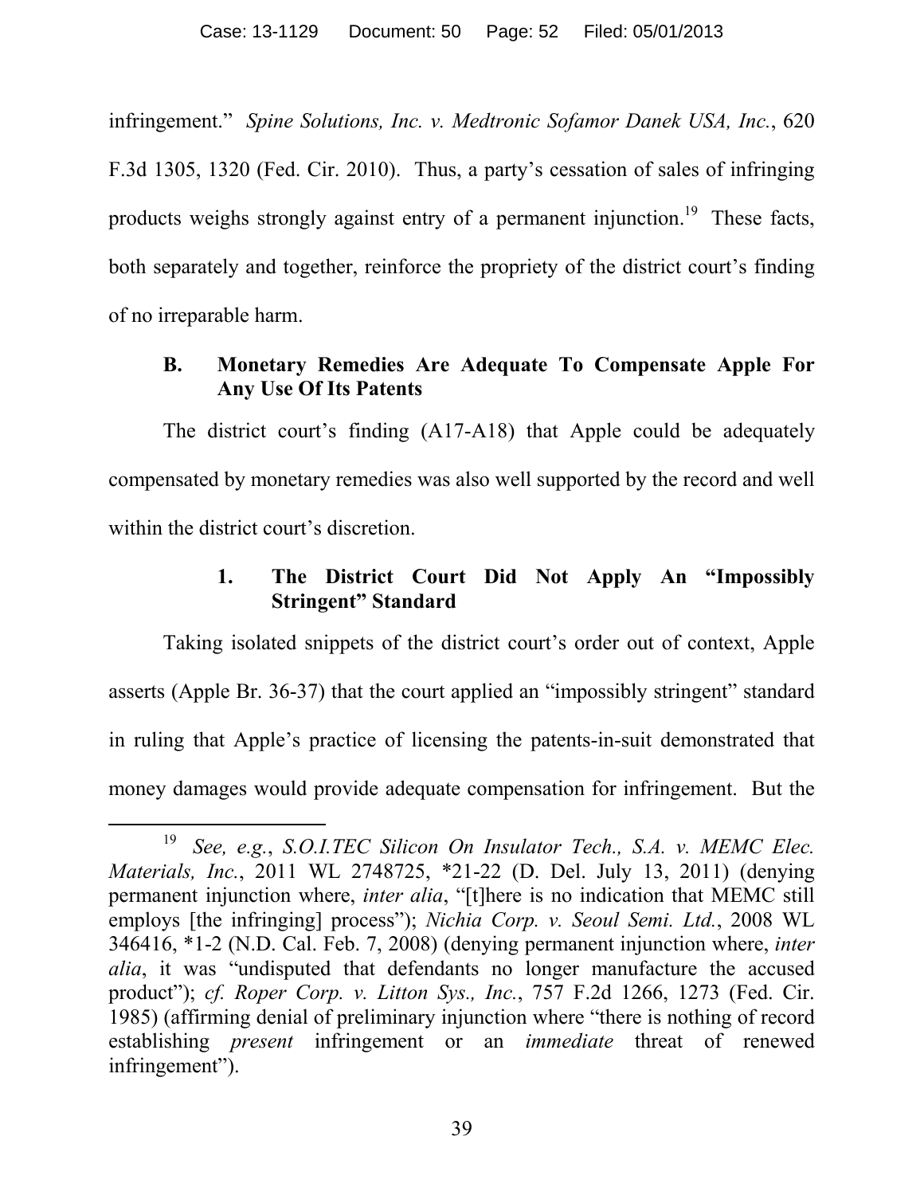infringement." *Spine Solutions, Inc. v. Medtronic Sofamor Danek USA, Inc.*, 620 F.3d 1305, 1320 (Fed. Cir. 2010). Thus, a party's cessation of sales of infringing products weighs strongly against entry of a permanent injunction.[19] These facts, both separately and together, reinforce the propriety of the district court's finding of no irreparable harm.

### B. Monetary Remedies Are Adequate To Compensate Apple For Any Use Of Its Patents

The district court's finding (A17-A18) that Apple could be adequately compensated by monetary remedies was also well supported by the record and well within the district court's discretion.

#### 1. The District Court Did Not Apply An "Impossibly Stringent" Standard

Taking isolated snippets of the district court's order out of context, Apple asserts (Apple Br. 36-37) that the court applied an "impossibly stringent" standard in ruling that Apple's practice of licensing the patents-in-suit demonstrated that money damages would provide adequate compensation for infringement. But the

---

[19] *See, e.g.*, *S.O.I.TEC Silicon On Insulator Tech., S.A. v. MEMC Elec. Materials, Inc.*, 2011 WL 2748725, *21-22 (D. Del. July 13, 2011) (denying permanent injunction where, *inter alia*, "[t]here is no indication that MEMC still employs [the infringing] process"); *Nichia Corp. v. Seoul Semi. Ltd.*, 2008 WL 346416, *1-2 (N.D. Cal. Feb. 7, 2008) (denying permanent injunction where, *inter alia*, it was "undisputed that defendants no longer manufacture the accused product"); *cf. Roper Corp. v. Litton Sys., Inc.*, 757 F.2d 1266, 1273 (Fed. Cir. 1985) (affirming denial of preliminary injunction where "there is nothing of record establishing *present* infringement or an *immediate* threat of renewed infringement").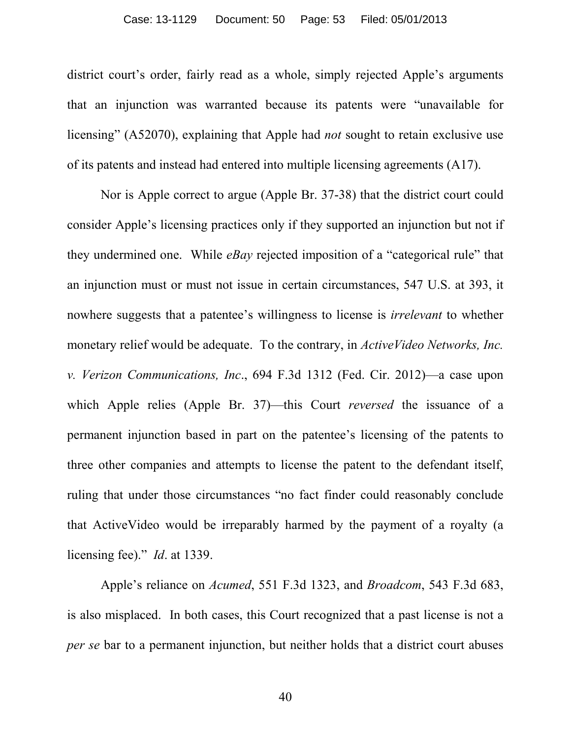district court's order, fairly read as a whole, simply rejected Apple's arguments that an injunction was warranted because its patents were "unavailable for licensing" (A52070), explaining that Apple had *not* sought to retain exclusive use of its patents and instead had entered into multiple licensing agreements (A17).

Nor is Apple correct to argue (Apple Br. 37-38) that the district court could consider Apple's licensing practices only if they supported an injunction but not if they undermined one. While *eBay* rejected imposition of a "categorical rule" that an injunction must or must not issue in certain circumstances, 547 U.S. at 393, it nowhere suggests that a patentee's willingness to license is *irrelevant* to whether monetary relief would be adequate. To the contrary, in *ActiveVideo Networks, Inc. v. Verizon Communications, Inc*., 694 F.3d 1312 (Fed. Cir. 2012)—a case upon which Apple relies (Apple Br. 37)—this Court *reversed* the issuance of a permanent injunction based in part on the patentee's licensing of the patents to three other companies and attempts to license the patent to the defendant itself, ruling that under those circumstances "no fact finder could reasonably conclude that ActiveVideo would be irreparably harmed by the payment of a royalty (a licensing fee)." *Id*. at 1339.

Apple's reliance on *Acumed*, 551 F.3d 1323, and *Broadcom*, 543 F.3d 683, is also misplaced. In both cases, this Court recognized that a past license is not a *per se* bar to a permanent injunction, but neither holds that a district court abuses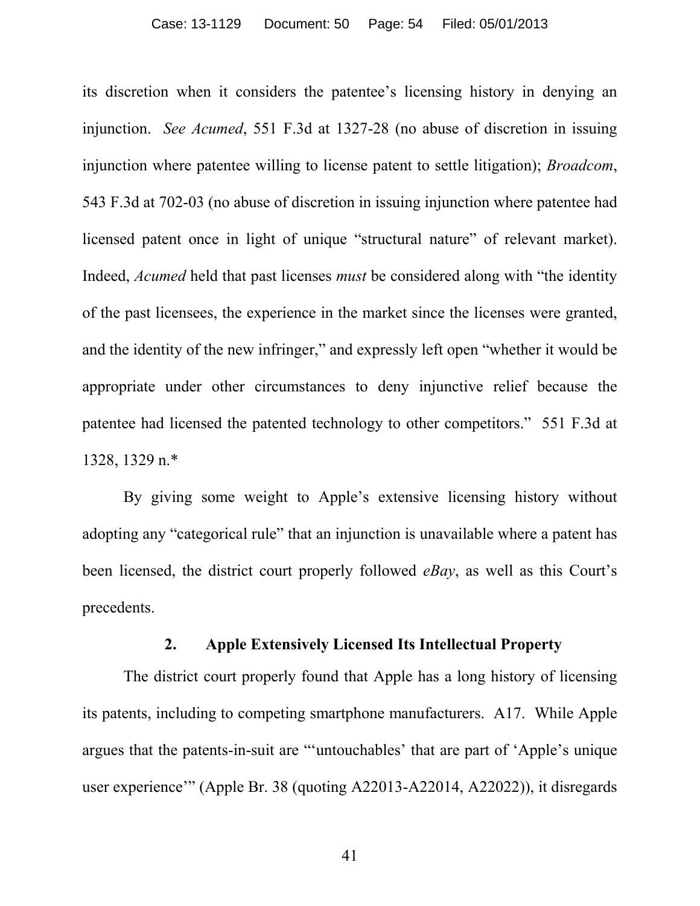its discretion when it considers the patentee's licensing history in denying an injunction. *See Acumed*, 551 F.3d at 1327-28 (no abuse of discretion in issuing injunction where patentee willing to license patent to settle litigation); *Broadcom*, 543 F.3d at 702-03 (no abuse of discretion in issuing injunction where patentee had licensed patent once in light of unique "structural nature" of relevant market). Indeed, *Acumed* held that past licenses *must* be considered along with "the identity of the past licensees, the experience in the market since the licenses were granted, and the identity of the new infringer," and expressly left open "whether it would be appropriate under other circumstances to deny injunctive relief because the patentee had licensed the patented technology to other competitors." 551 F.3d at 1328, 1329 n.*

By giving some weight to Apple's extensive licensing history without adopting any "categorical rule" that an injunction is unavailable where a patent has been licensed, the district court properly followed *eBay*, as well as this Court's precedents.

### 2. Apple Extensively Licensed Its Intellectual Property

The district court properly found that Apple has a long history of licensing its patents, including to competing smartphone manufacturers. A17. While Apple argues that the patents-in-suit are "'untouchables' that are part of 'Apple's unique user experience'" (Apple Br. 38 (quoting A22013-A22014, A22022)), it disregards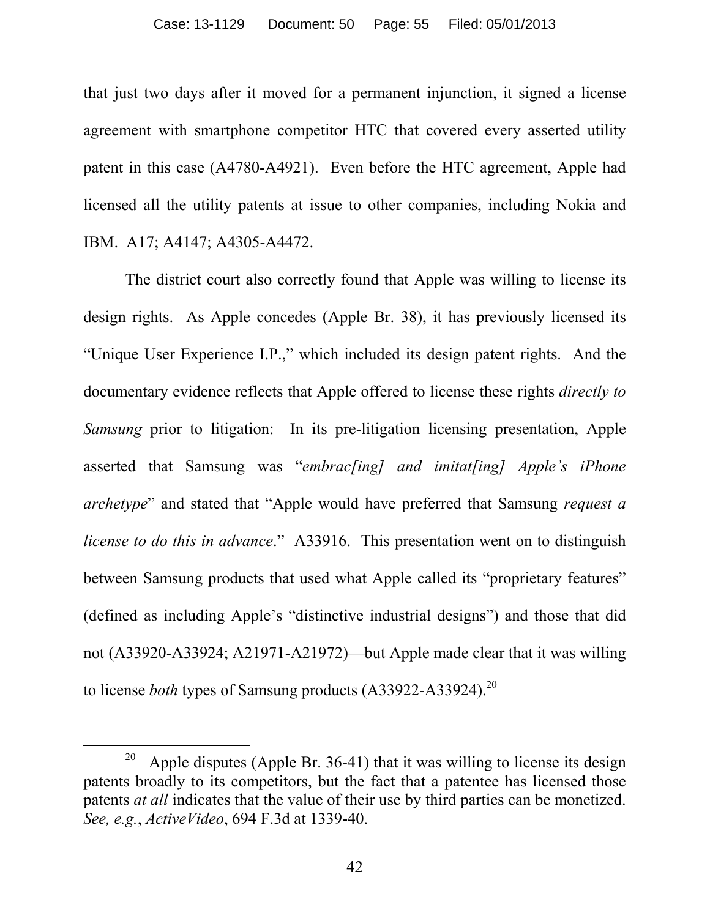that just two days after it moved for a permanent injunction, it signed a license agreement with smartphone competitor HTC that covered every asserted utility patent in this case (A4780-A4921). Even before the HTC agreement, Apple had licensed all the utility patents at issue to other companies, including Nokia and IBM. A17; A4147; A4305-A4472.

The district court also correctly found that Apple was willing to license its design rights. As Apple concedes (Apple Br. 38), it has previously licensed its "Unique User Experience I.P.," which included its design patent rights. And the documentary evidence reflects that Apple offered to license these rights *directly to Samsung* prior to litigation: In its pre-litigation licensing presentation, Apple asserted that Samsung was "*embrac[ing] and imitat[ing] Apple's iPhone archetype*" and stated that "Apple would have preferred that Samsung *request a license to do this in advance*." A33916. This presentation went on to distinguish between Samsung products that used what Apple called its "proprietary features" (defined as including Apple's "distinctive industrial designs") and those that did not (A33920-A33924; A21971-A21972)—but Apple made clear that it was willing to license *both* types of Samsung products (A33922-A33924).[20]

---

[20] Apple disputes (Apple Br. 36-41) that it was willing to license its design patents broadly to its competitors, but the fact that a patentee has licensed those patents *at all* indicates that the value of their use by third parties can be monetized. *See, e.g.*, *ActiveVideo*, 694 F.3d at 1339-40.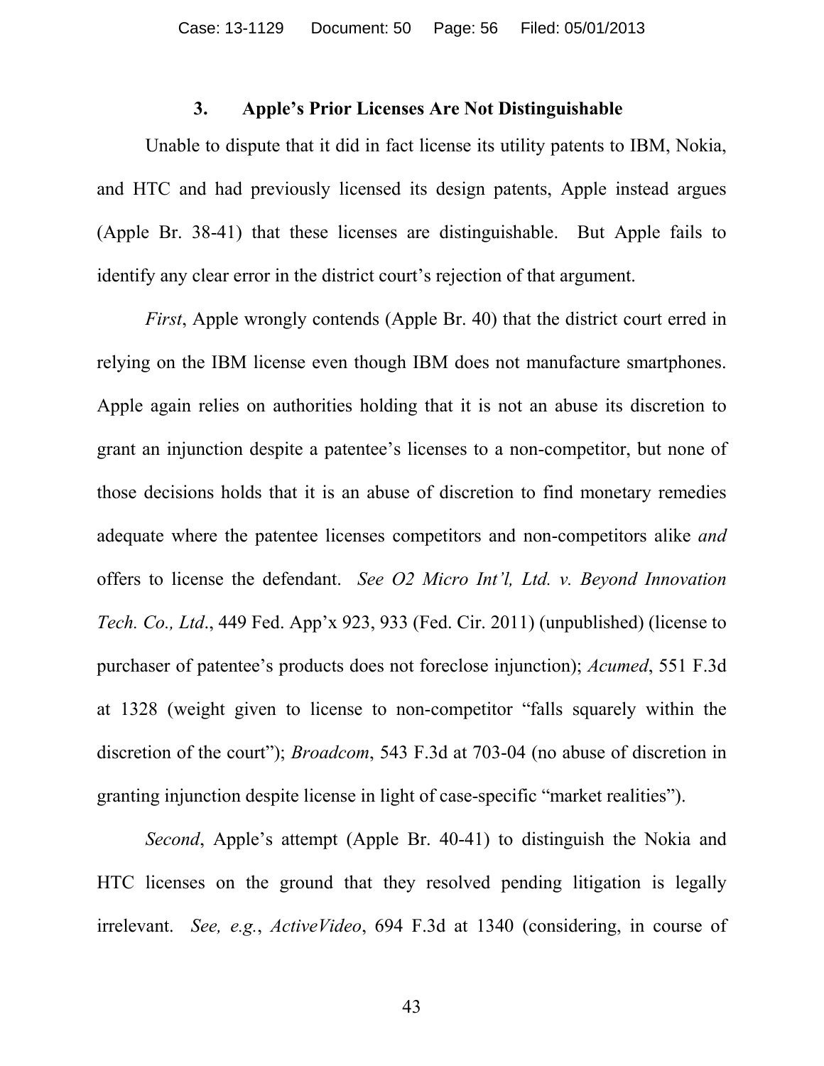### 3. Apple's Prior Licenses Are Not Distinguishable

Unable to dispute that it did in fact license its utility patents to IBM, Nokia, and HTC and had previously licensed its design patents, Apple instead argues (Apple Br. 38-41) that these licenses are distinguishable. But Apple fails to identify any clear error in the district court's rejection of that argument.

*First*, Apple wrongly contends (Apple Br. 40) that the district court erred in relying on the IBM license even though IBM does not manufacture smartphones. Apple again relies on authorities holding that it is not an abuse its discretion to grant an injunction despite a patentee's licenses to a non-competitor, but none of those decisions holds that it is an abuse of discretion to find monetary remedies adequate where the patentee licenses competitors and non-competitors alike *and* offers to license the defendant. *See O2 Micro Int'l, Ltd. v. Beyond Innovation Tech. Co., Ltd*., 449 Fed. App'x 923, 933 (Fed. Cir. 2011) (unpublished) (license to purchaser of patentee's products does not foreclose injunction); *Acumed*, 551 F.3d at 1328 (weight given to license to non-competitor "falls squarely within the discretion of the court"); *Broadcom*, 543 F.3d at 703-04 (no abuse of discretion in granting injunction despite license in light of case-specific "market realities").

*Second*, Apple's attempt (Apple Br. 40-41) to distinguish the Nokia and HTC licenses on the ground that they resolved pending litigation is legally irrelevant. *See, e.g.*, *ActiveVideo*, 694 F.3d at 1340 (considering, in course of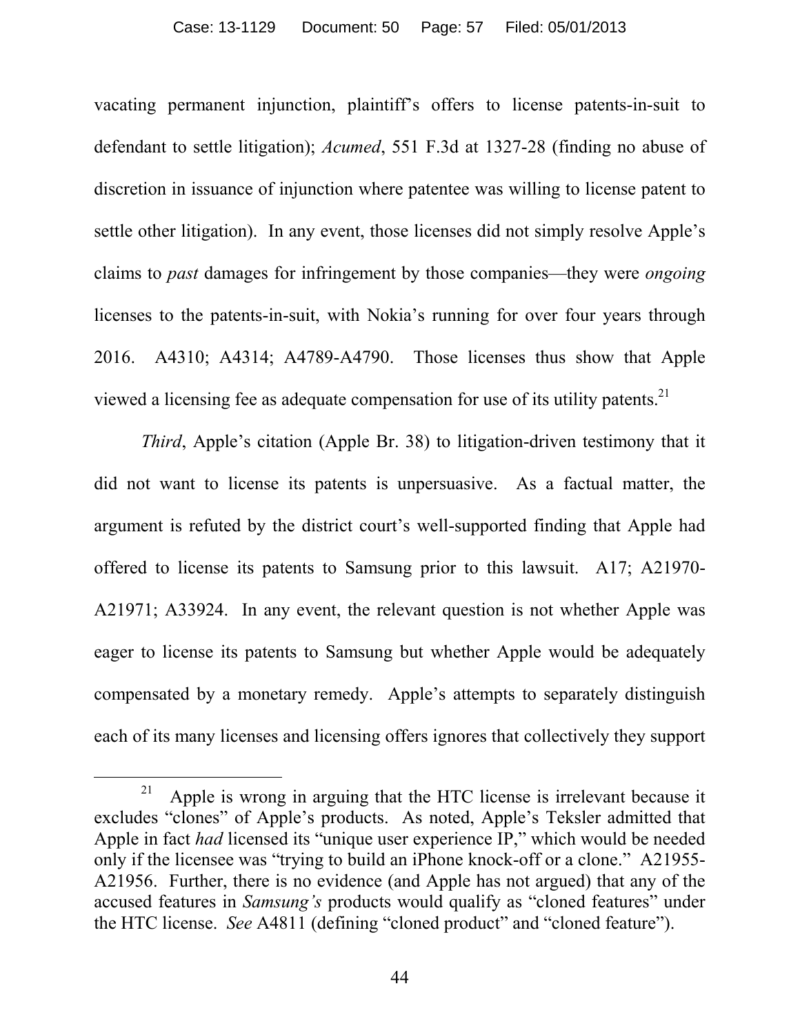vacating permanent injunction, plaintiff's offers to license patents-in-suit to defendant to settle litigation); *Acumed*, 551 F.3d at 1327-28 (finding no abuse of discretion in issuance of injunction where patentee was willing to license patent to settle other litigation). In any event, those licenses did not simply resolve Apple's claims to *past* damages for infringement by those companies—they were *ongoing* licenses to the patents-in-suit, with Nokia's running for over four years through 2016. A4310; A4314; A4789-A4790. Those licenses thus show that Apple viewed a licensing fee as adequate compensation for use of its utility patents.[21]

*Third*, Apple's citation (Apple Br. 38) to litigation-driven testimony that it did not want to license its patents is unpersuasive. As a factual matter, the argument is refuted by the district court's well-supported finding that Apple had offered to license its patents to Samsung prior to this lawsuit. A17; A21970-A21971; A33924. In any event, the relevant question is not whether Apple was eager to license its patents to Samsung but whether Apple would be adequately compensated by a monetary remedy. Apple's attempts to separately distinguish each of its many licenses and licensing offers ignores that collectively they support

[21] Apple is wrong in arguing that the HTC license is irrelevant because it excludes "clones" of Apple's products. As noted, Apple's Teksler admitted that Apple in fact *had* licensed its "unique user experience IP," which would be needed only if the licensee was "trying to build an iPhone knock-off or a clone." A21955-A21956. Further, there is no evidence (and Apple has not argued) that any of the accused features in *Samsung's* products would qualify as "cloned features" under the HTC license. *See* A4811 (defining "cloned product" and "cloned feature").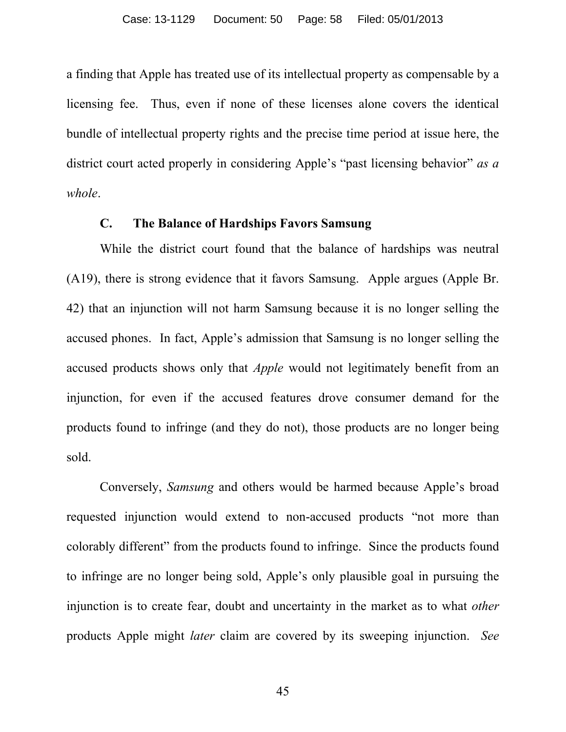a finding that Apple has treated use of its intellectual property as compensable by a licensing fee. Thus, even if none of these licenses alone covers the identical bundle of intellectual property rights and the precise time period at issue here, the district court acted properly in considering Apple's "past licensing behavior" *as a whole*.

### C. The Balance of Hardships Favors Samsung

While the district court found that the balance of hardships was neutral (A19), there is strong evidence that it favors Samsung. Apple argues (Apple Br. 42) that an injunction will not harm Samsung because it is no longer selling the accused phones. In fact, Apple's admission that Samsung is no longer selling the accused products shows only that *Apple* would not legitimately benefit from an injunction, for even if the accused features drove consumer demand for the products found to infringe (and they do not), those products are no longer being sold.

Conversely, *Samsung* and others would be harmed because Apple's broad requested injunction would extend to non-accused products "not more than colorably different" from the products found to infringe. Since the products found to infringe are no longer being sold, Apple's only plausible goal in pursuing the injunction is to create fear, doubt and uncertainty in the market as to what *other* products Apple might *later* claim are covered by its sweeping injunction. *See*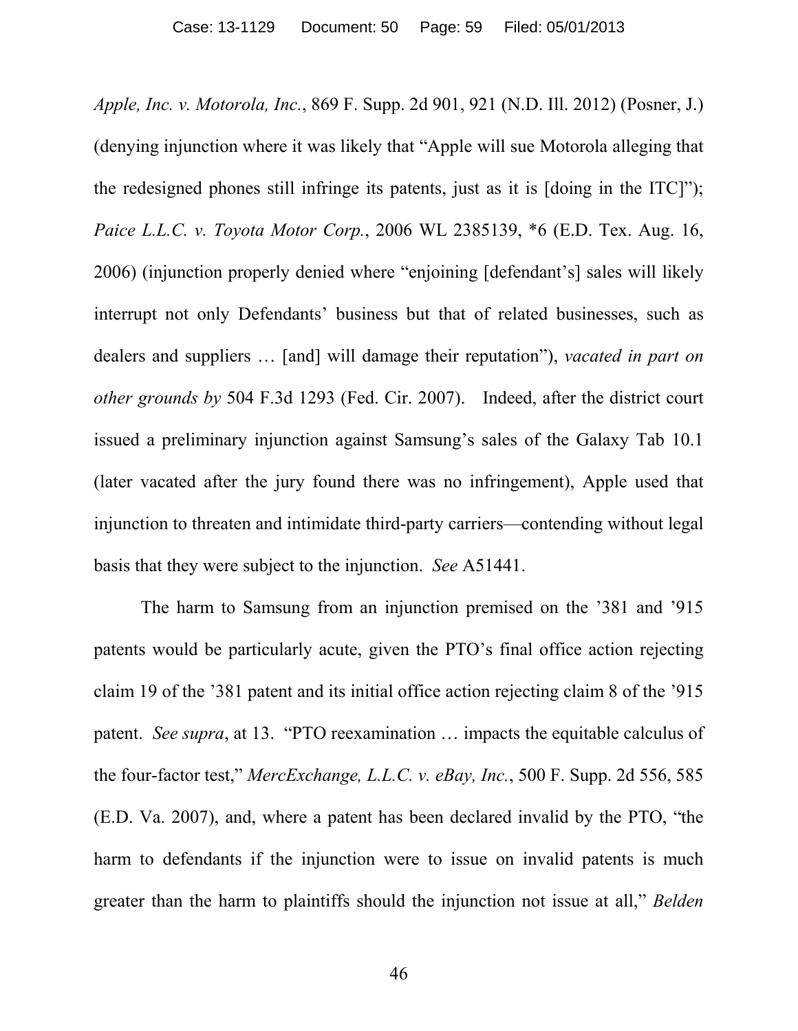*Apple, Inc. v. Motorola, Inc.*, 869 F. Supp. 2d 901, 921 (N.D. Ill. 2012) (Posner, J.) (denying injunction where it was likely that "Apple will sue Motorola alleging that the redesigned phones still infringe its patents, just as it is [doing in the ITC]"); *Paice L.L.C. v. Toyota Motor Corp.*, 2006 WL 2385139, *6 (E.D. Tex. Aug. 16, 2006) (injunction properly denied where "enjoining [defendant's] sales will likely interrupt not only Defendants' business but that of related businesses, such as dealers and suppliers … [and] will damage their reputation"), *vacated in part on other grounds by* 504 F.3d 1293 (Fed. Cir. 2007). Indeed, after the district court issued a preliminary injunction against Samsung's sales of the Galaxy Tab 10.1 (later vacated after the jury found there was no infringement), Apple used that injunction to threaten and intimidate third-party carriers—contending without legal basis that they were subject to the injunction. *See* A51441.

The harm to Samsung from an injunction premised on the '381 and '915 patents would be particularly acute, given the PTO's final office action rejecting claim 19 of the '381 patent and its initial office action rejecting claim 8 of the '915 patent. *See supra*, at 13. "PTO reexamination … impacts the equitable calculus of the four-factor test," *MercExchange, L.L.C. v. eBay, Inc.*, 500 F. Supp. 2d 556, 585 (E.D. Va. 2007), and, where a patent has been declared invalid by the PTO, "the harm to defendants if the injunction were to issue on invalid patents is much greater than the harm to plaintiffs should the injunction not issue at all," *Belden*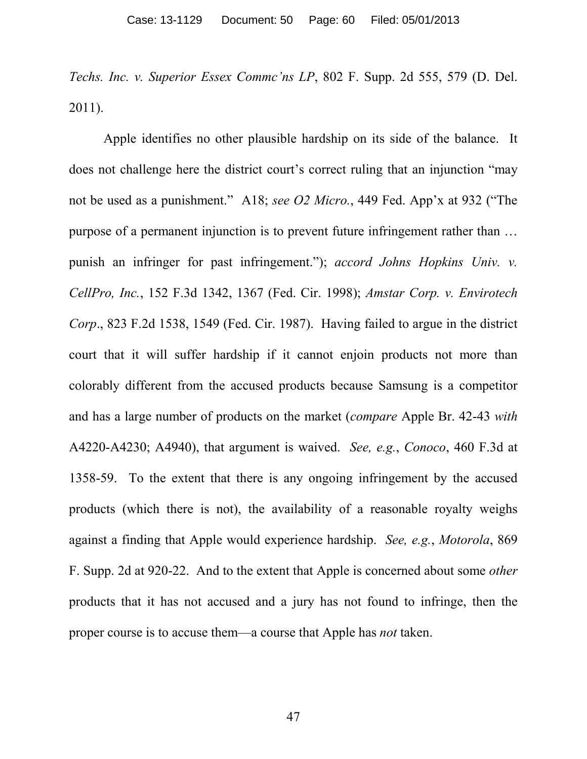*Techs. Inc. v. Superior Essex Commc'ns LP*, 802 F. Supp. 2d 555, 579 (D. Del. 2011).

Apple identifies no other plausible hardship on its side of the balance. It does not challenge here the district court's correct ruling that an injunction "may not be used as a punishment." A18; *see O2 Micro.*, 449 Fed. App'x at 932 ("The purpose of a permanent injunction is to prevent future infringement rather than … punish an infringer for past infringement."); *accord Johns Hopkins Univ. v. CellPro, Inc.*, 152 F.3d 1342, 1367 (Fed. Cir. 1998); *Amstar Corp. v. Envirotech Corp*., 823 F.2d 1538, 1549 (Fed. Cir. 1987). Having failed to argue in the district court that it will suffer hardship if it cannot enjoin products not more than colorably different from the accused products because Samsung is a competitor and has a large number of products on the market (*compare* Apple Br. 42-43 *with* A4220-A4230; A4940), that argument is waived. *See, e.g.*, *Conoco*, 460 F.3d at 1358-59. To the extent that there is any ongoing infringement by the accused products (which there is not), the availability of a reasonable royalty weighs against a finding that Apple would experience hardship. *See, e.g.*, *Motorola*, 869 F. Supp. 2d at 920-22. And to the extent that Apple is concerned about some *other* products that it has not accused and a jury has not found to infringe, then the proper course is to accuse them—a course that Apple has *not* taken.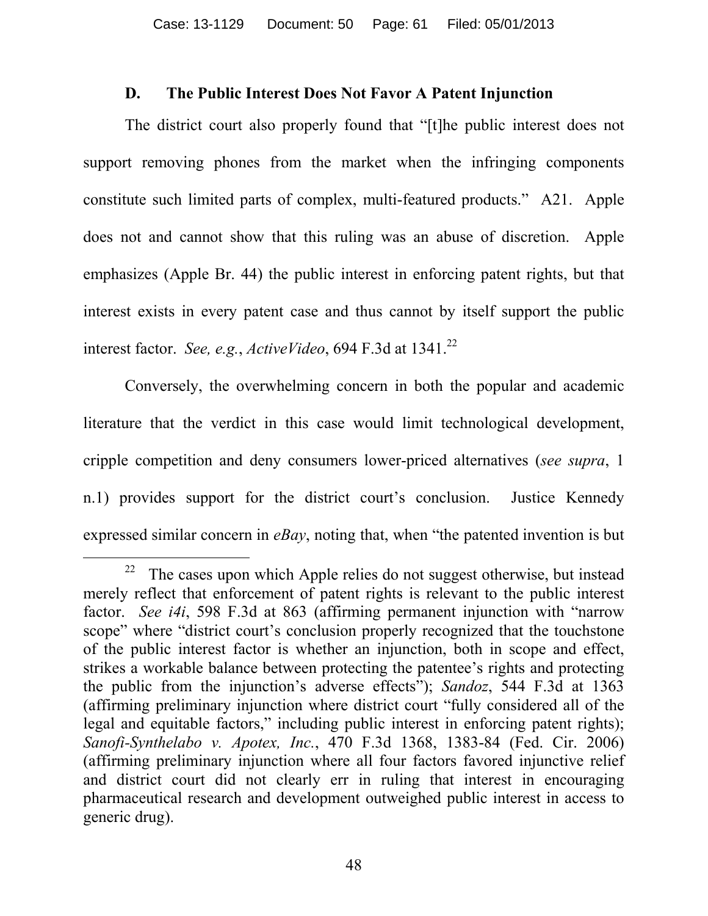### D. The Public Interest Does Not Favor A Patent Injunction

The district court also properly found that "[t]he public interest does not support removing phones from the market when the infringing components constitute such limited parts of complex, multi-featured products." A21. Apple does not and cannot show that this ruling was an abuse of discretion. Apple emphasizes (Apple Br. 44) the public interest in enforcing patent rights, but that interest exists in every patent case and thus cannot by itself support the public interest factor. *See, e.g.*, *ActiveVideo*, 694 F.3d at 1341.[22]

Conversely, the overwhelming concern in both the popular and academic literature that the verdict in this case would limit technological development, cripple competition and deny consumers lower-priced alternatives (*see supra*, 1 n.1) provides support for the district court's conclusion. Justice Kennedy expressed similar concern in *eBay*, noting that, when "the patented invention is but

---

[22] The cases upon which Apple relies do not suggest otherwise, but instead merely reflect that enforcement of patent rights is relevant to the public interest factor. *See i4i*, 598 F.3d at 863 (affirming permanent injunction with "narrow scope" where "district court's conclusion properly recognized that the touchstone of the public interest factor is whether an injunction, both in scope and effect, strikes a workable balance between protecting the patentee's rights and protecting the public from the injunction's adverse effects"); *Sandoz*, 544 F.3d at 1363 (affirming preliminary injunction where district court "fully considered all of the legal and equitable factors," including public interest in enforcing patent rights); *Sanofi-Synthelabo v. Apotex, Inc.*, 470 F.3d 1368, 1383-84 (Fed. Cir. 2006) (affirming preliminary injunction where all four factors favored injunctive relief and district court did not clearly err in ruling that interest in encouraging pharmaceutical research and development outweighed public interest in access to generic drug).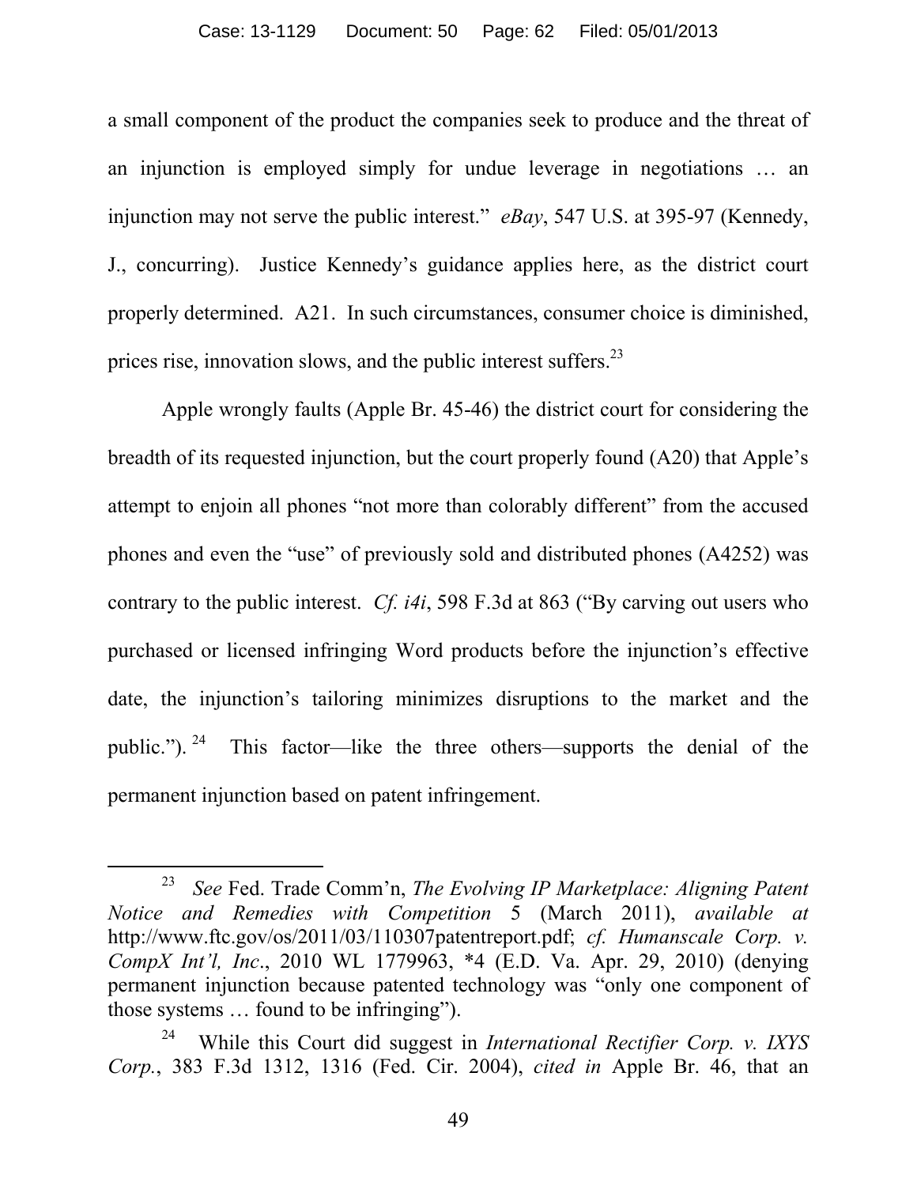a small component of the product the companies seek to produce and the threat of an injunction is employed simply for undue leverage in negotiations … an injunction may not serve the public interest." *eBay*, 547 U.S. at 395-97 (Kennedy, J., concurring). Justice Kennedy's guidance applies here, as the district court properly determined. A21. In such circumstances, consumer choice is diminished, prices rise, innovation slows, and the public interest suffers.[23]

Apple wrongly faults (Apple Br. 45-46) the district court for considering the breadth of its requested injunction, but the court properly found (A20) that Apple's attempt to enjoin all phones "not more than colorably different" from the accused phones and even the "use" of previously sold and distributed phones (A4252) was contrary to the public interest. *Cf. i4i*, 598 F.3d at 863 ("By carving out users who purchased or licensed infringing Word products before the injunction's effective date, the injunction's tailoring minimizes disruptions to the market and the public.").[24] This factor—like the three others—supports the denial of the permanent injunction based on patent infringement.

---

[23] *See* Fed. Trade Comm'n, *The Evolving IP Marketplace: Aligning Patent Notice and Remedies with Competition* 5 (March 2011), *available at* http://www.ftc.gov/os/2011/03/110307patentreport.pdf; *cf. Humanscale Corp. v. CompX Int'l, Inc*., 2010 WL 1779963, *4 (E.D. Va. Apr. 29, 2010) (denying permanent injunction because patented technology was "only one component of those systems … found to be infringing").

[24] While this Court did suggest in *International Rectifier Corp. v. IXYS Corp.*, 383 F.3d 1312, 1316 (Fed. Cir. 2004), *cited in* Apple Br. 46, that an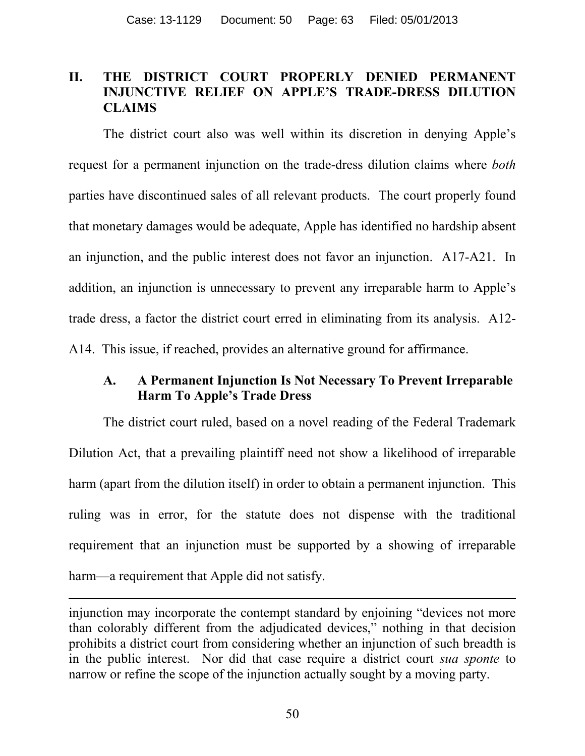## II. THE DISTRICT COURT PROPERLY DENIED PERMANENT INJUNCTIVE RELIEF ON APPLE'S TRADE-DRESS DILUTION CLAIMS

The district court also was well within its discretion in denying Apple's request for a permanent injunction on the trade-dress dilution claims where *both* parties have discontinued sales of all relevant products. The court properly found that monetary damages would be adequate, Apple has identified no hardship absent an injunction, and the public interest does not favor an injunction. A17-A21. In addition, an injunction is unnecessary to prevent any irreparable harm to Apple's trade dress, a factor the district court erred in eliminating from its analysis. A12-A14. This issue, if reached, provides an alternative ground for affirmance.

### A. A Permanent Injunction Is Not Necessary To Prevent Irreparable Harm To Apple's Trade Dress

The district court ruled, based on a novel reading of the Federal Trademark Dilution Act, that a prevailing plaintiff need not show a likelihood of irreparable harm (apart from the dilution itself) in order to obtain a permanent injunction. This ruling was in error, for the statute does not dispense with the traditional requirement that an injunction must be supported by a showing of irreparable harm—a requirement that Apple did not satisfy.

---

injunction may incorporate the contempt standard by enjoining "devices not more than colorably different from the adjudicated devices," nothing in that decision prohibits a district court from considering whether an injunction of such breadth is in the public interest. Nor did that case require a district court *sua sponte* to narrow or refine the scope of the injunction actually sought by a moving party.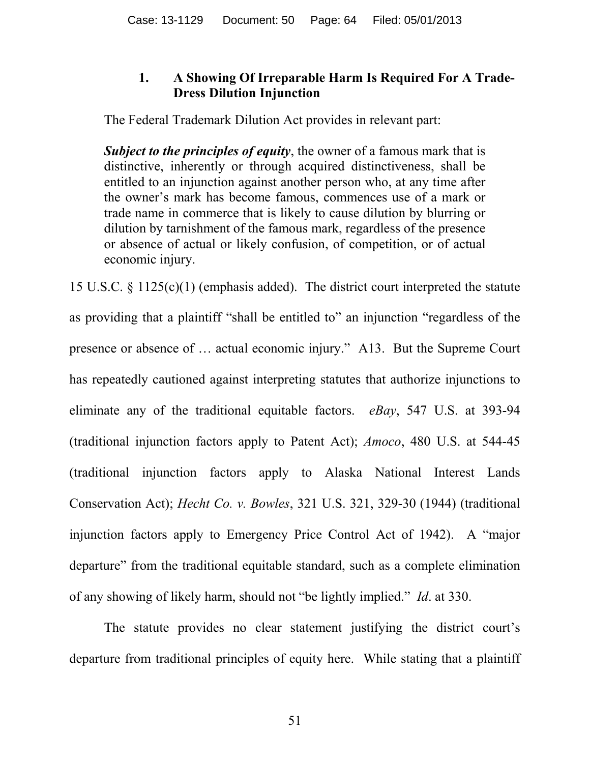### 1. A Showing Of Irreparable Harm Is Required For A Trade-Dress Dilution Injunction

The Federal Trademark Dilution Act provides in relevant part:

> ***Subject to the principles of equity***, the owner of a famous mark that is distinctive, inherently or through acquired distinctiveness, shall be entitled to an injunction against another person who, at any time after the owner's mark has become famous, commences use of a mark or trade name in commerce that is likely to cause dilution by blurring or dilution by tarnishment of the famous mark, regardless of the presence or absence of actual or likely confusion, of competition, or of actual economic injury.

15 U.S.C. § 1125(c)(1) (emphasis added). The district court interpreted the statute as providing that a plaintiff "shall be entitled to" an injunction "regardless of the presence or absence of … actual economic injury." A13. But the Supreme Court has repeatedly cautioned against interpreting statutes that authorize injunctions to eliminate any of the traditional equitable factors. *eBay*, 547 U.S. at 393-94 (traditional injunction factors apply to Patent Act); *Amoco*, 480 U.S. at 544-45 (traditional injunction factors apply to Alaska National Interest Lands Conservation Act); *Hecht Co. v. Bowles*, 321 U.S. 321, 329-30 (1944) (traditional injunction factors apply to Emergency Price Control Act of 1942). A "major departure" from the traditional equitable standard, such as a complete elimination of any showing of likely harm, should not "be lightly implied." *Id*. at 330.

The statute provides no clear statement justifying the district court's departure from traditional principles of equity here. While stating that a plaintiff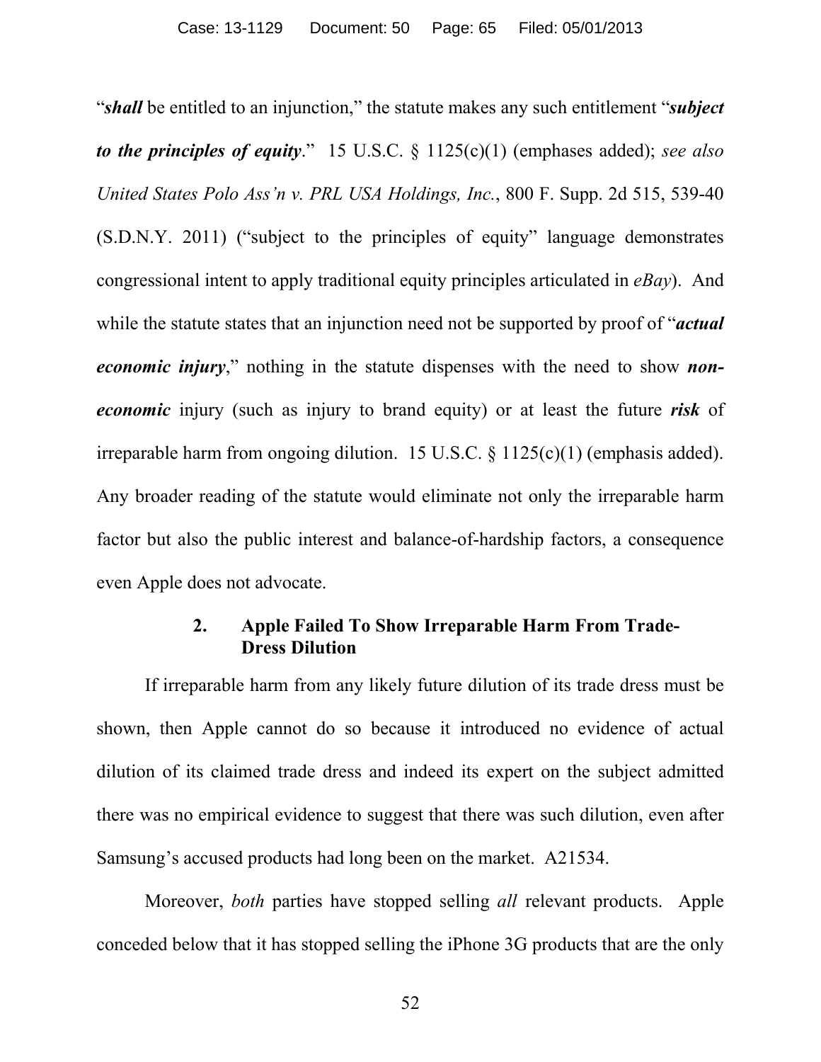"***shall*** be entitled to an injunction," the statute makes any such entitlement "***subject to the principles of equity***." 15 U.S.C. § 1125(c)(1) (emphases added); *see also United States Polo Ass'n v. PRL USA Holdings, Inc.*, 800 F. Supp. 2d 515, 539-40 (S.D.N.Y. 2011) ("subject to the principles of equity" language demonstrates congressional intent to apply traditional equity principles articulated in *eBay*). And while the statute states that an injunction need not be supported by proof of "***actual economic injury***," nothing in the statute dispenses with the need to show ***non-economic*** injury (such as injury to brand equity) or at least the future ***risk*** of irreparable harm from ongoing dilution. 15 U.S.C. § 1125(c)(1) (emphasis added). Any broader reading of the statute would eliminate not only the irreparable harm factor but also the public interest and balance-of-hardship factors, a consequence even Apple does not advocate.

### 2. Apple Failed To Show Irreparable Harm From Trade-Dress Dilution

If irreparable harm from any likely future dilution of its trade dress must be shown, then Apple cannot do so because it introduced no evidence of actual dilution of its claimed trade dress and indeed its expert on the subject admitted there was no empirical evidence to suggest that there was such dilution, even after Samsung's accused products had long been on the market. A21534.

Moreover, *both* parties have stopped selling *all* relevant products. Apple conceded below that it has stopped selling the iPhone 3G products that are the only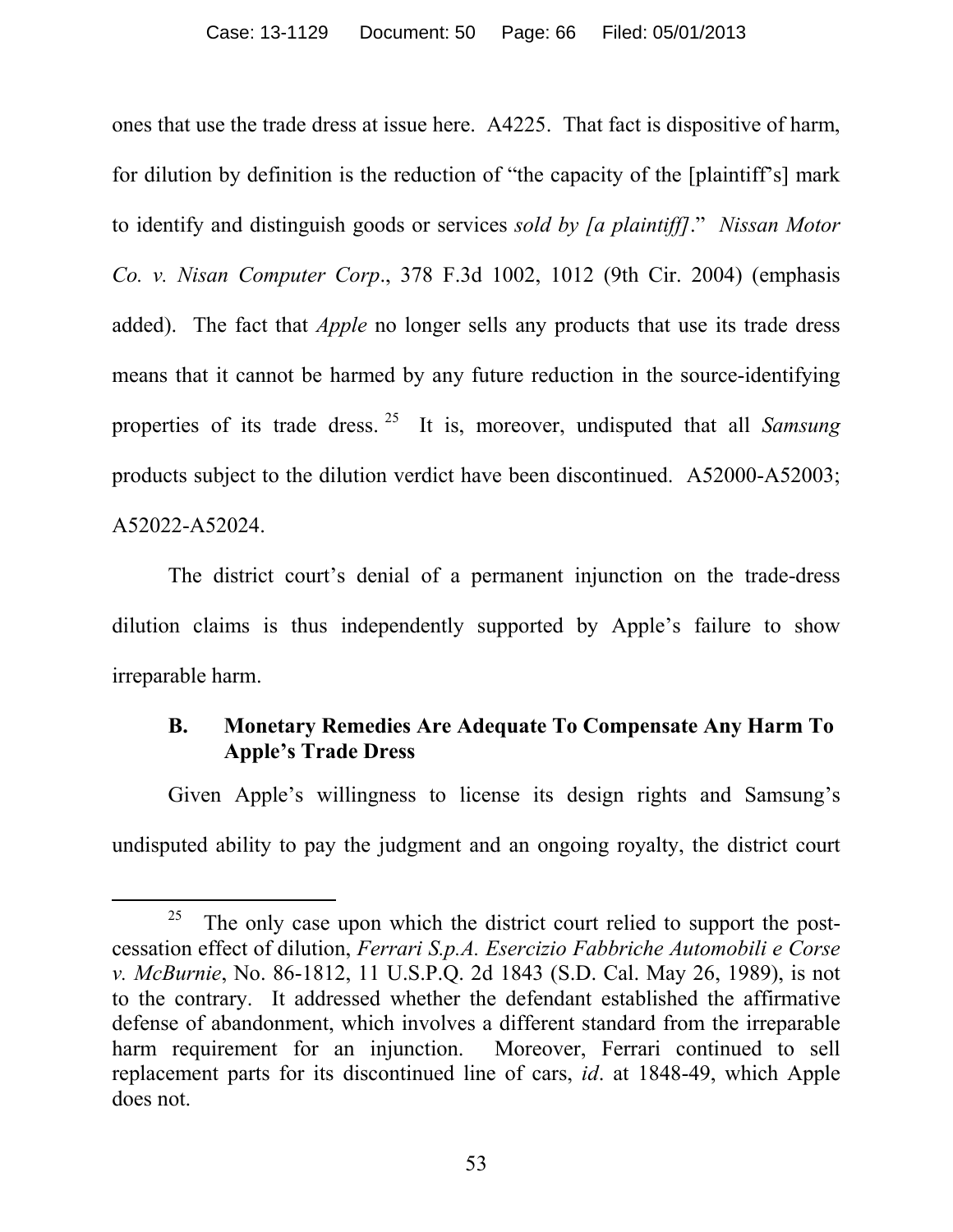ones that use the trade dress at issue here. A4225. That fact is dispositive of harm, for dilution by definition is the reduction of "the capacity of the [plaintiff's] mark to identify and distinguish goods or services *sold by [a plaintiff]*." *Nissan Motor Co. v. Nisan Computer Corp*., 378 F.3d 1002, 1012 (9th Cir. 2004) (emphasis added). The fact that *Apple* no longer sells any products that use its trade dress means that it cannot be harmed by any future reduction in the source-identifying properties of its trade dress.[25] It is, moreover, undisputed that all *Samsung* products subject to the dilution verdict have been discontinued. A52000-A52003; A52022-A52024.

The district court's denial of a permanent injunction on the trade-dress dilution claims is thus independently supported by Apple's failure to show irreparable harm.

### B. Monetary Remedies Are Adequate To Compensate Any Harm To Apple's Trade Dress

Given Apple's willingness to license its design rights and Samsung's undisputed ability to pay the judgment and an ongoing royalty, the district court

[25] The only case upon which the district court relied to support the post-cessation effect of dilution, *Ferrari S.p.A. Esercizio Fabbriche Automobili e Corse v. McBurnie*, No. 86-1812, 11 U.S.P.Q. 2d 1843 (S.D. Cal. May 26, 1989), is not to the contrary. It addressed whether the defendant established the affirmative defense of abandonment, which involves a different standard from the irreparable harm requirement for an injunction. Moreover, Ferrari continued to sell replacement parts for its discontinued line of cars, *id*. at 1848-49, which Apple does not.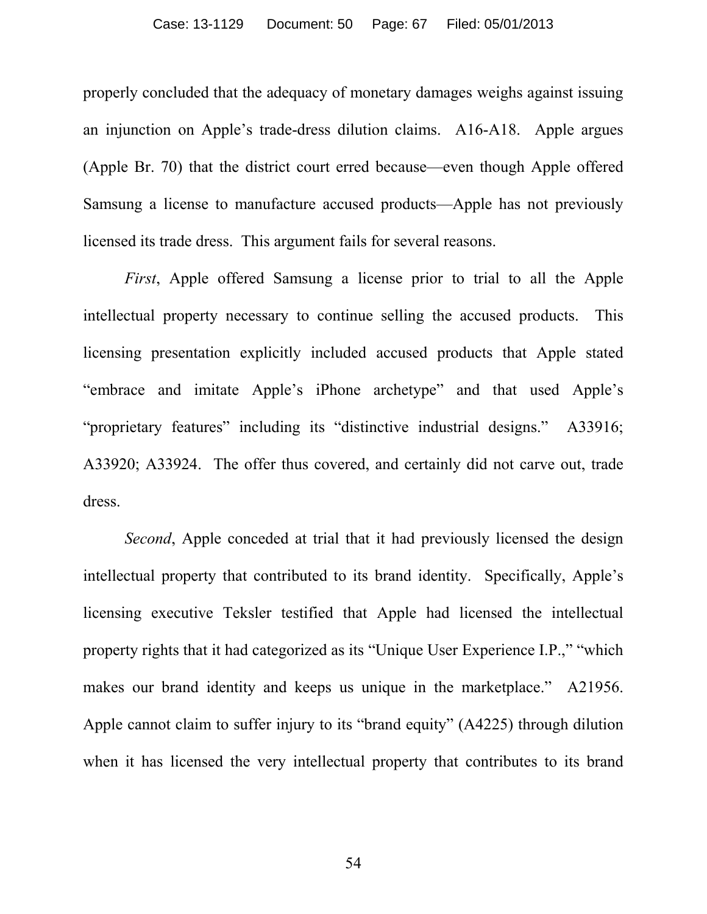properly concluded that the adequacy of monetary damages weighs against issuing an injunction on Apple's trade-dress dilution claims. A16-A18. Apple argues (Apple Br. 70) that the district court erred because—even though Apple offered Samsung a license to manufacture accused products—Apple has not previously licensed its trade dress. This argument fails for several reasons.

*First*, Apple offered Samsung a license prior to trial to all the Apple intellectual property necessary to continue selling the accused products. This licensing presentation explicitly included accused products that Apple stated "embrace and imitate Apple's iPhone archetype" and that used Apple's "proprietary features" including its "distinctive industrial designs." A33916; A33920; A33924. The offer thus covered, and certainly did not carve out, trade dress.

*Second*, Apple conceded at trial that it had previously licensed the design intellectual property that contributed to its brand identity. Specifically, Apple's licensing executive Teksler testified that Apple had licensed the intellectual property rights that it had categorized as its "Unique User Experience I.P.," "which makes our brand identity and keeps us unique in the marketplace." A21956. Apple cannot claim to suffer injury to its "brand equity" (A4225) through dilution when it has licensed the very intellectual property that contributes to its brand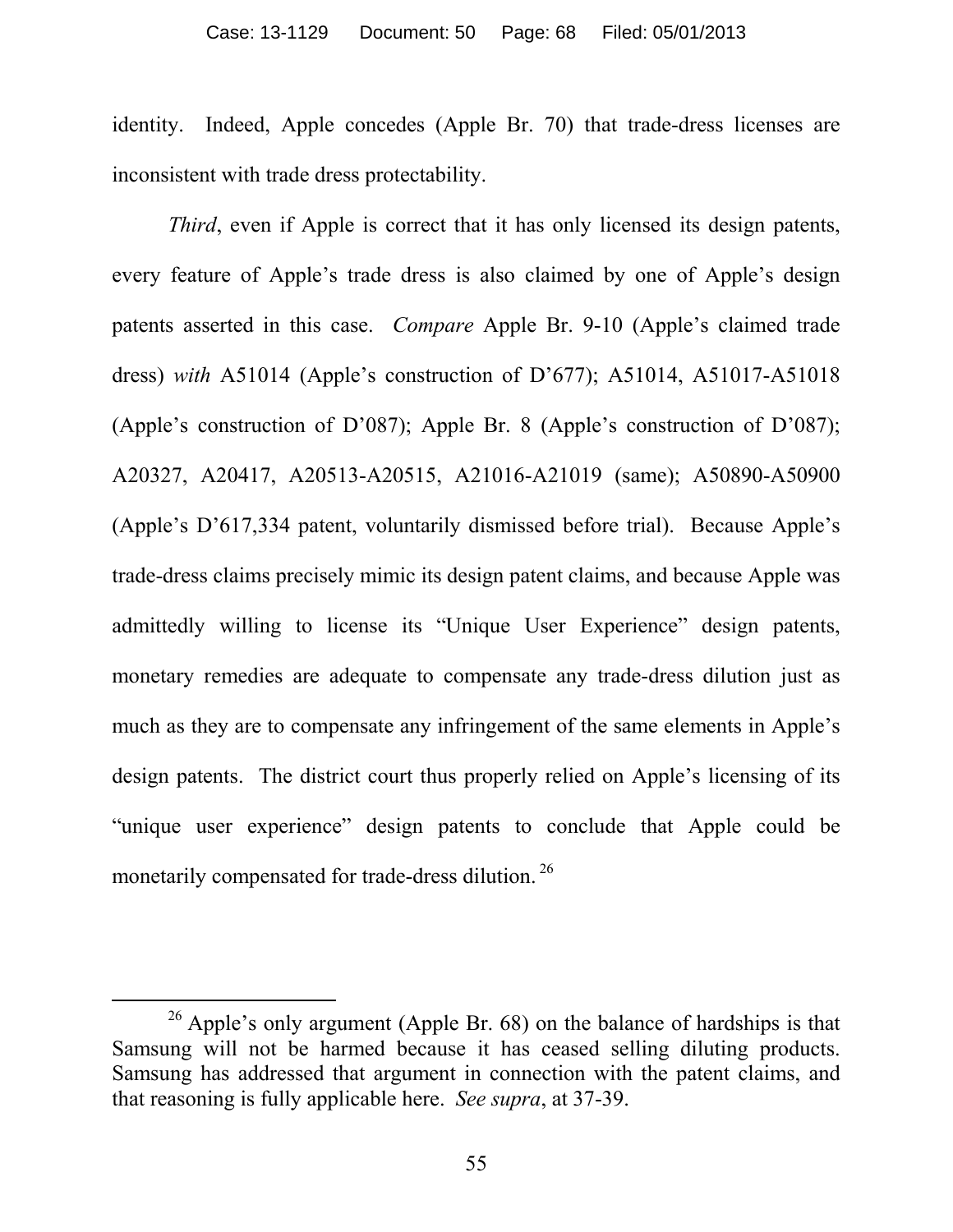identity. Indeed, Apple concedes (Apple Br. 70) that trade-dress licenses are inconsistent with trade dress protectability.

*Third*, even if Apple is correct that it has only licensed its design patents, every feature of Apple's trade dress is also claimed by one of Apple's design patents asserted in this case. *Compare* Apple Br. 9-10 (Apple's claimed trade dress) *with* A51014 (Apple's construction of D'677); A51014, A51017-A51018 (Apple's construction of D'087); Apple Br. 8 (Apple's construction of D'087); A20327, A20417, A20513-A20515, A21016-A21019 (same); A50890-A50900 (Apple's D'617,334 patent, voluntarily dismissed before trial). Because Apple's trade-dress claims precisely mimic its design patent claims, and because Apple was admittedly willing to license its "Unique User Experience" design patents, monetary remedies are adequate to compensate any trade-dress dilution just as much as they are to compensate any infringement of the same elements in Apple's design patents. The district court thus properly relied on Apple's licensing of its "unique user experience" design patents to conclude that Apple could be monetarily compensated for trade-dress dilution.[26]

---

[26] Apple's only argument (Apple Br. 68) on the balance of hardships is that Samsung will not be harmed because it has ceased selling diluting products. Samsung has addressed that argument in connection with the patent claims, and that reasoning is fully applicable here. *See supra*, at 37-39.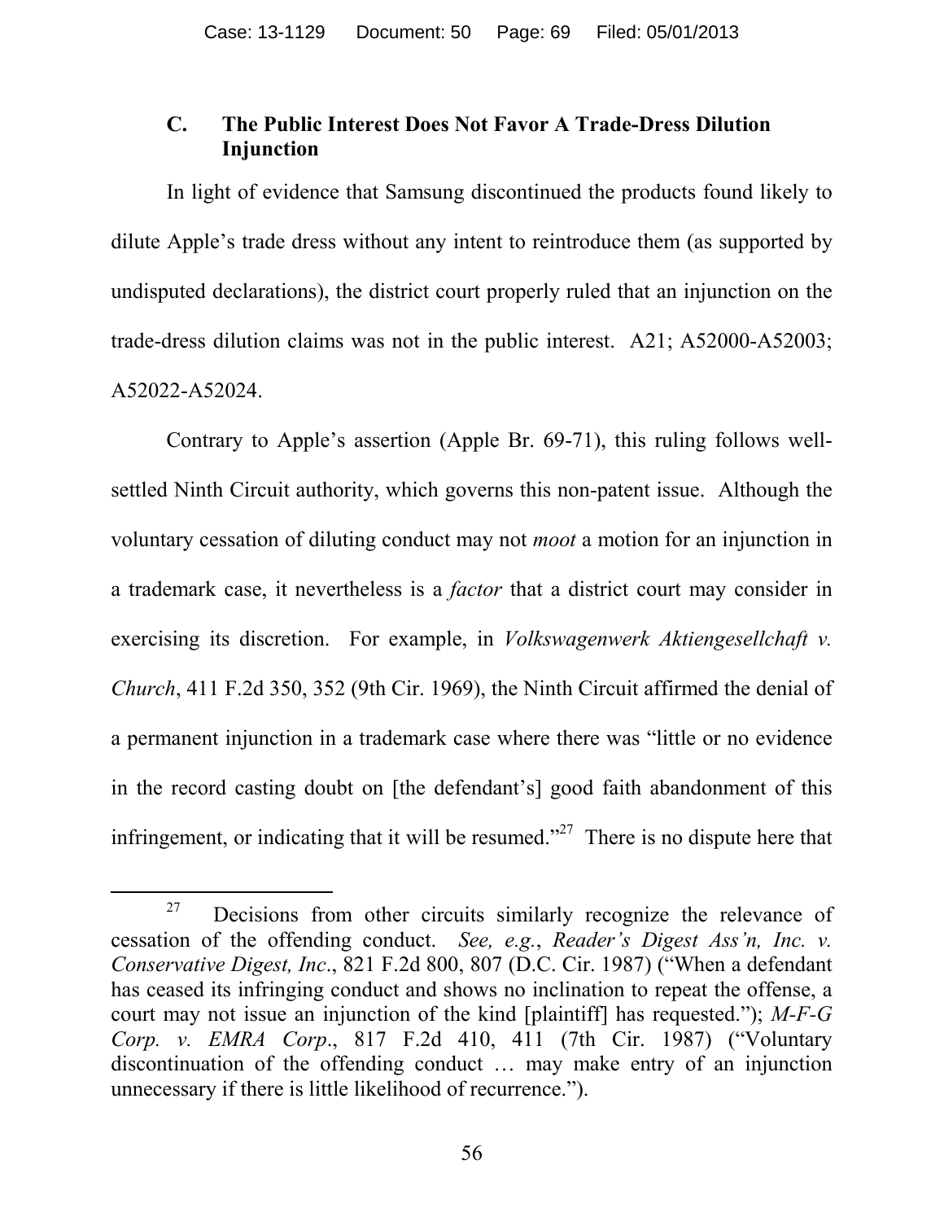### C. The Public Interest Does Not Favor A Trade-Dress Dilution Injunction

In light of evidence that Samsung discontinued the products found likely to dilute Apple's trade dress without any intent to reintroduce them (as supported by undisputed declarations), the district court properly ruled that an injunction on the trade-dress dilution claims was not in the public interest. A21; A52000-A52003; A52022-A52024.

Contrary to Apple's assertion (Apple Br. 69-71), this ruling follows well-settled Ninth Circuit authority, which governs this non-patent issue. Although the voluntary cessation of diluting conduct may not *moot* a motion for an injunction in a trademark case, it nevertheless is a *factor* that a district court may consider in exercising its discretion. For example, in *Volkswagenwerk Aktiengesellchaft v. Church*, 411 F.2d 350, 352 (9th Cir. 1969), the Ninth Circuit affirmed the denial of a permanent injunction in a trademark case where there was "little or no evidence in the record casting doubt on [the defendant's] good faith abandonment of this infringement, or indicating that it will be resumed."[27] There is no dispute here that

[27] Decisions from other circuits similarly recognize the relevance of cessation of the offending conduct. *See, e.g.*, *Reader's Digest Ass'n, Inc. v. Conservative Digest, Inc*., 821 F.2d 800, 807 (D.C. Cir. 1987) ("When a defendant has ceased its infringing conduct and shows no inclination to repeat the offense, a court may not issue an injunction of the kind [plaintiff] has requested."); *M-F-G Corp. v. EMRA Corp*., 817 F.2d 410, 411 (7th Cir. 1987) ("Voluntary discontinuation of the offending conduct … may make entry of an injunction unnecessary if there is little likelihood of recurrence.").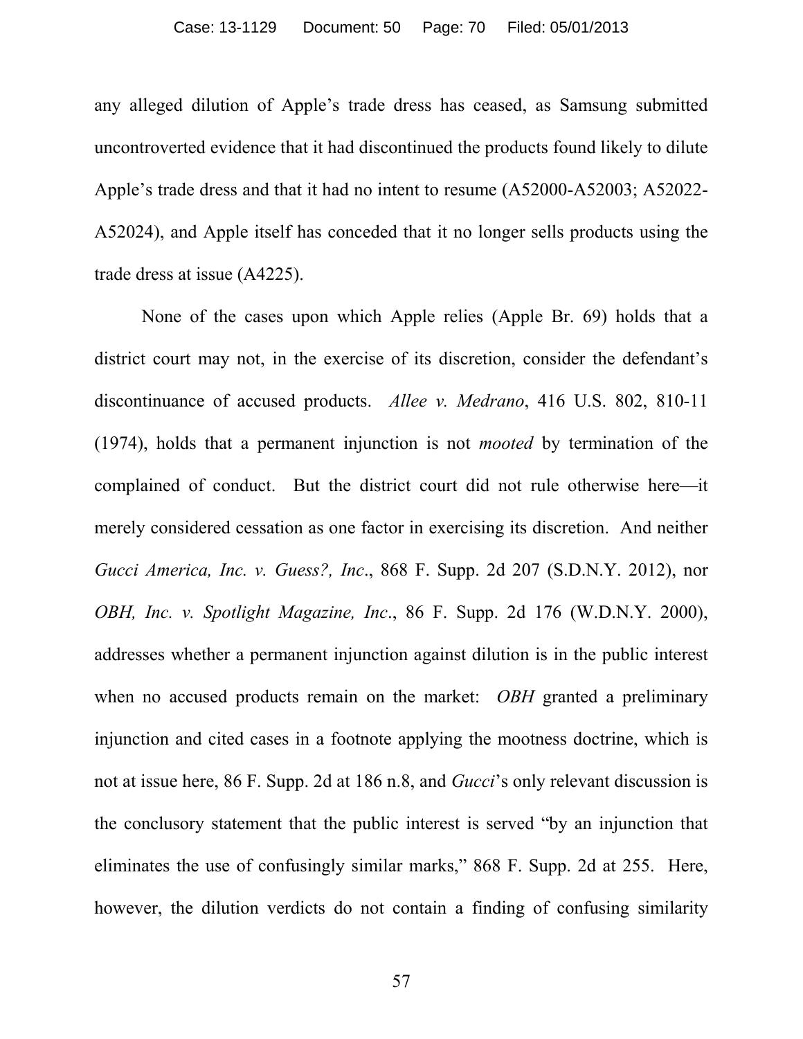any alleged dilution of Apple's trade dress has ceased, as Samsung submitted uncontroverted evidence that it had discontinued the products found likely to dilute Apple's trade dress and that it had no intent to resume (A52000-A52003; A52022-A52024), and Apple itself has conceded that it no longer sells products using the trade dress at issue (A4225).

None of the cases upon which Apple relies (Apple Br. 69) holds that a district court may not, in the exercise of its discretion, consider the defendant's discontinuance of accused products. *Allee v. Medrano*, 416 U.S. 802, 810-11 (1974), holds that a permanent injunction is not *mooted* by termination of the complained of conduct. But the district court did not rule otherwise here—it merely considered cessation as one factor in exercising its discretion. And neither *Gucci America, Inc. v. Guess?, Inc*., 868 F. Supp. 2d 207 (S.D.N.Y. 2012), nor *OBH, Inc. v. Spotlight Magazine, Inc*., 86 F. Supp. 2d 176 (W.D.N.Y. 2000), addresses whether a permanent injunction against dilution is in the public interest when no accused products remain on the market: *OBH* granted a preliminary injunction and cited cases in a footnote applying the mootness doctrine, which is not at issue here, 86 F. Supp. 2d at 186 n.8, and *Gucci*'s only relevant discussion is the conclusory statement that the public interest is served "by an injunction that eliminates the use of confusingly similar marks," 868 F. Supp. 2d at 255. Here, however, the dilution verdicts do not contain a finding of confusing similarity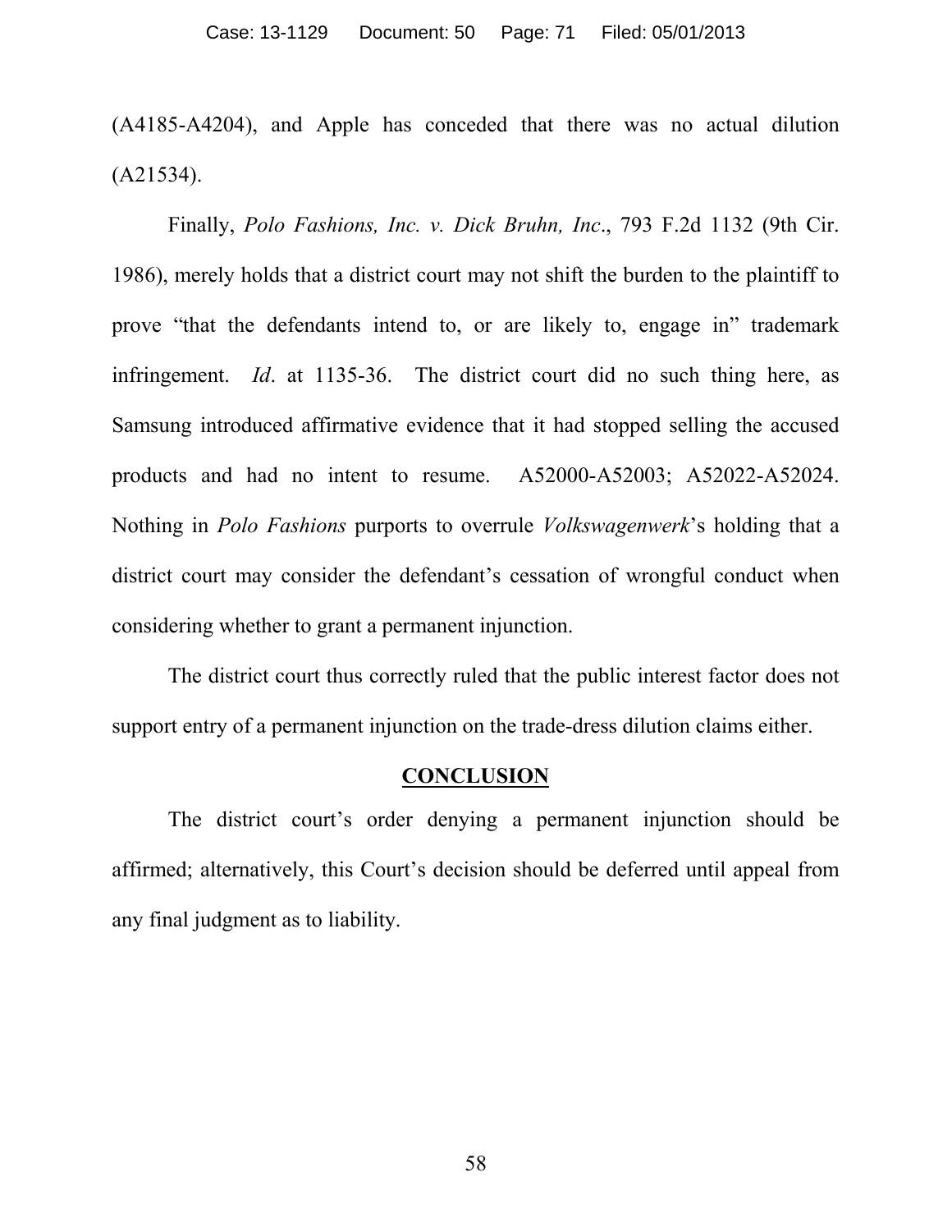(A4185-A4204), and Apple has conceded that there was no actual dilution (A21534).

Finally, *Polo Fashions, Inc. v. Dick Bruhn, Inc*., 793 F.2d 1132 (9th Cir. 1986), merely holds that a district court may not shift the burden to the plaintiff to prove "that the defendants intend to, or are likely to, engage in" trademark infringement. *Id*. at 1135-36. The district court did no such thing here, as Samsung introduced affirmative evidence that it had stopped selling the accused products and had no intent to resume. A52000-A52003; A52022-A52024. Nothing in *Polo Fashions* purports to overrule *Volkswagenwerk*'s holding that a district court may consider the defendant's cessation of wrongful conduct when considering whether to grant a permanent injunction.

The district court thus correctly ruled that the public interest factor does not support entry of a permanent injunction on the trade-dress dilution claims either.

## CONCLUSION

The district court's order denying a permanent injunction should be affirmed; alternatively, this Court's decision should be deferred until appeal from any final judgment as to liability.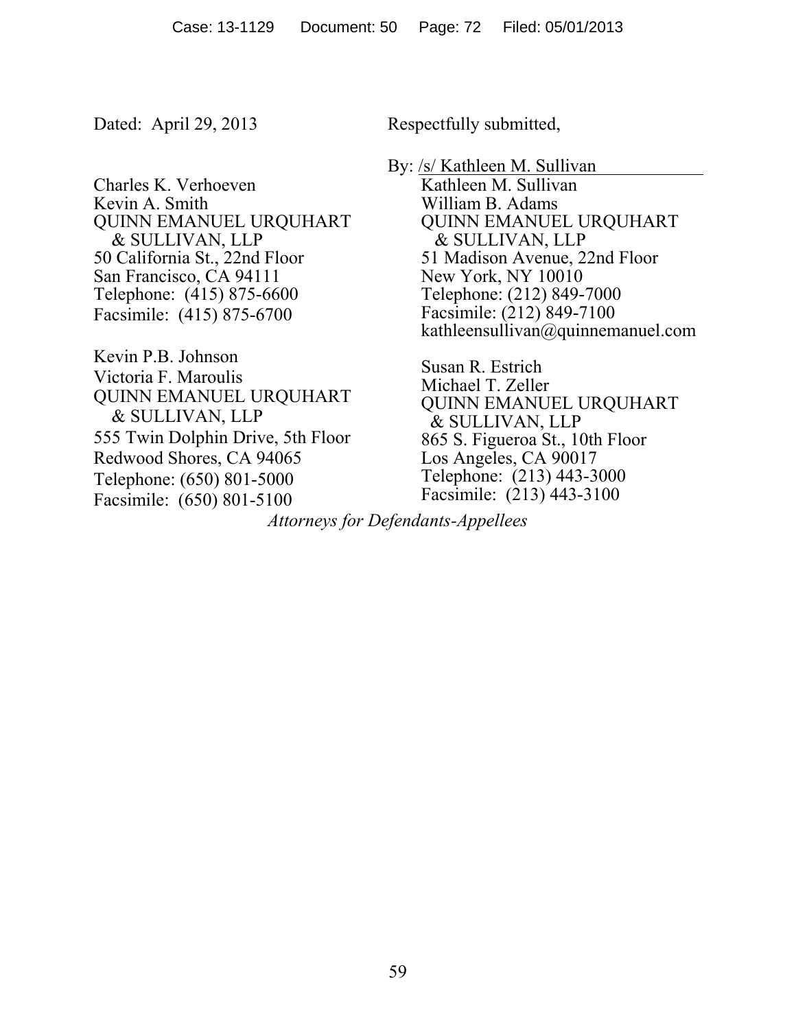Dated: April 29, 2013

Respectfully submitted,

By: /s/ Kathleen M. Sullivan
Kathleen M. Sullivan
William B. Adams
QUINN EMANUEL URQUHART & SULLIVAN, LLP
51 Madison Avenue, 22nd Floor
New York, NY 10010
Telephone: (212) 849-7000
Facsimile: (212) 849-7100
kathleensullivan@quinnemanuel.com

Charles K. Verhoeven
Kevin A. Smith
QUINN EMANUEL URQUHART & SULLIVAN, LLP
50 California St., 22nd Floor
San Francisco, CA 94111
Telephone: (415) 875-6600
Facsimile: (415) 875-6700

Kevin P.B. Johnson
Victoria F. Maroulis
QUINN EMANUEL URQUHART & SULLIVAN, LLP
555 Twin Dolphin Drive, 5th Floor
Redwood Shores, CA 94065
Telephone: (650) 801-5000
Facsimile: (650) 801-5100

Susan R. Estrich
Michael T. Zeller
QUINN EMANUEL URQUHART & SULLIVAN, LLP
865 S. Figueroa St., 10th Floor
Los Angeles, CA 90017
Telephone: (213) 443-3000
Facsimile: (213) 443-3100

*Attorneys for Defendants-Appellees*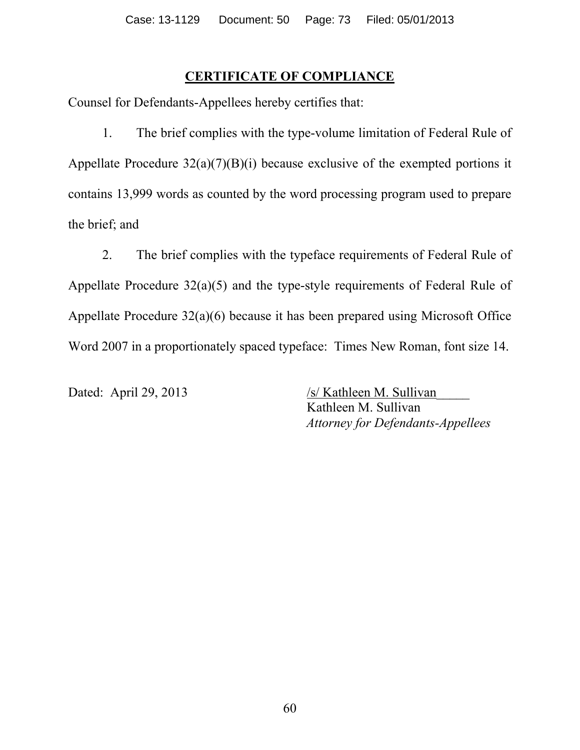## CERTIFICATE OF COMPLIANCE

Counsel for Defendants-Appellees hereby certifies that:

1. The brief complies with the type-volume limitation of Federal Rule of Appellate Procedure 32(a)(7)(B)(i) because exclusive of the exempted portions it contains 13,999 words as counted by the word processing program used to prepare the brief; and

2. The brief complies with the typeface requirements of Federal Rule of Appellate Procedure 32(a)(5) and the type-style requirements of Federal Rule of Appellate Procedure 32(a)(6) because it has been prepared using Microsoft Office Word 2007 in a proportionately spaced typeface: Times New Roman, font size 14.

Dated: April 29, 2013

/s/ Kathleen M. Sullivan
Kathleen M. Sullivan
*Attorney for Defendants-Appellees*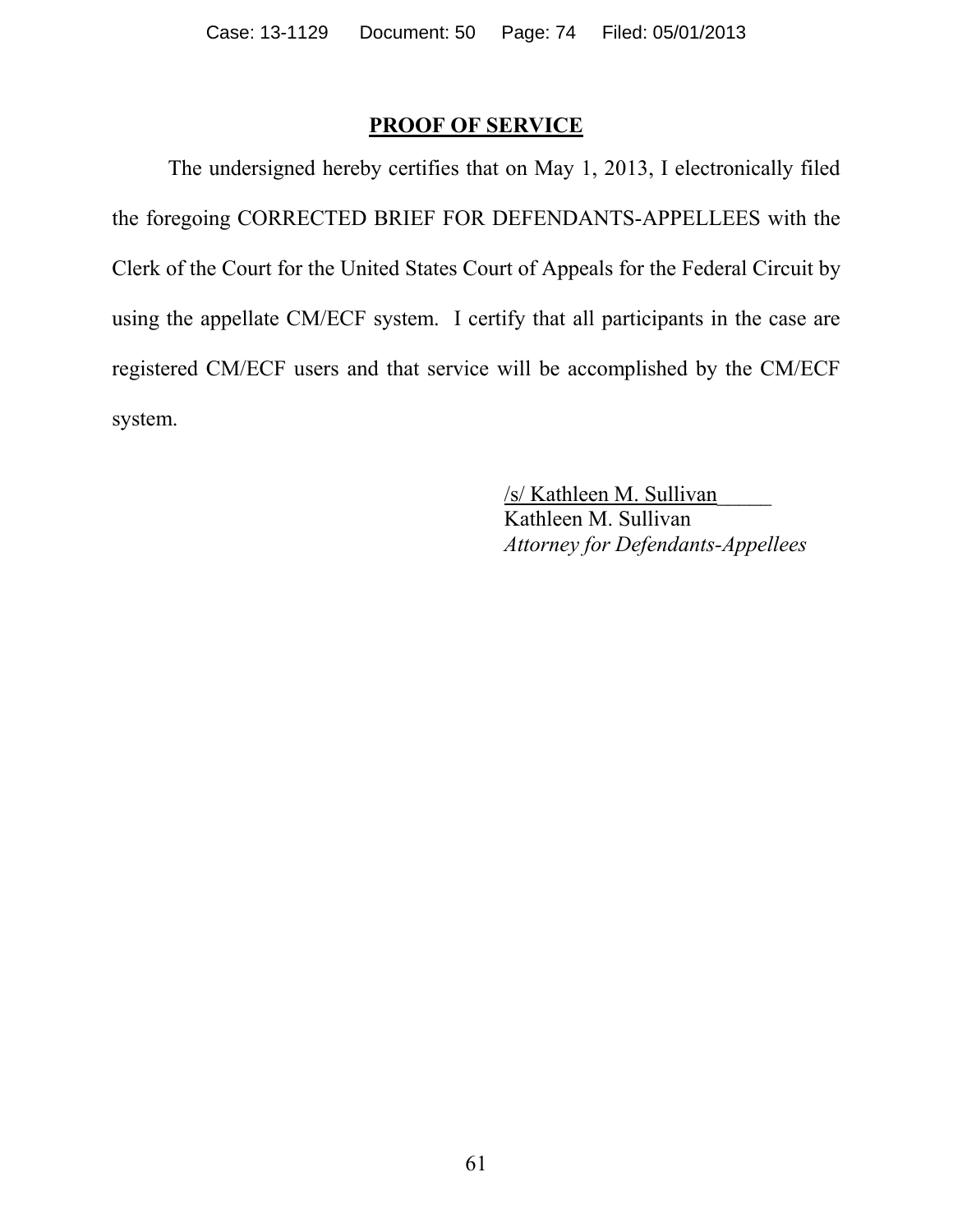## PROOF OF SERVICE

The undersigned hereby certifies that on May 1, 2013, I electronically filed the foregoing CORRECTED BRIEF FOR DEFENDANTS-APPELLEES with the Clerk of the Court for the United States Court of Appeals for the Federal Circuit by using the appellate CM/ECF system. I certify that all participants in the case are registered CM/ECF users and that service will be accomplished by the CM/ECF system.

/s/ Kathleen M. Sullivan_____
Kathleen M. Sullivan
*Attorney for Defendants-Appellees*